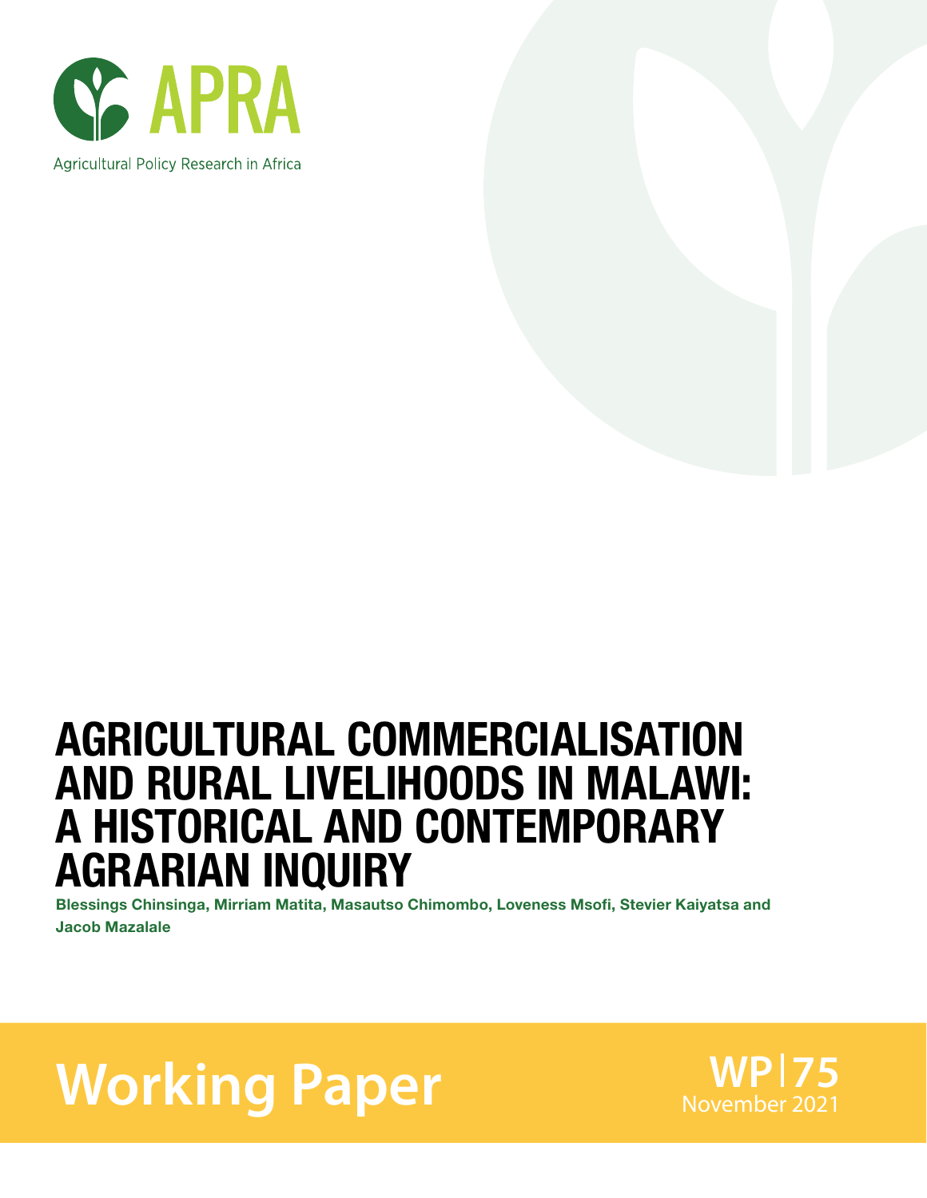APRA

Agricultural Policy Research in Africa

# AGRICULTURAL COMMERCIALISATION AND RURAL LIVELIHOODS IN MALAWI: A HISTORICAL AND CONTEMPORARY AGRARIAN INQUIRY

**Blessings Chinsinga, Mirriam Matita, Masautso Chimombo, Loveness Msofi, Stevier Kaiyatsa and Jacob Mazalale**

**Working Paper**

**WP|75**
November 2021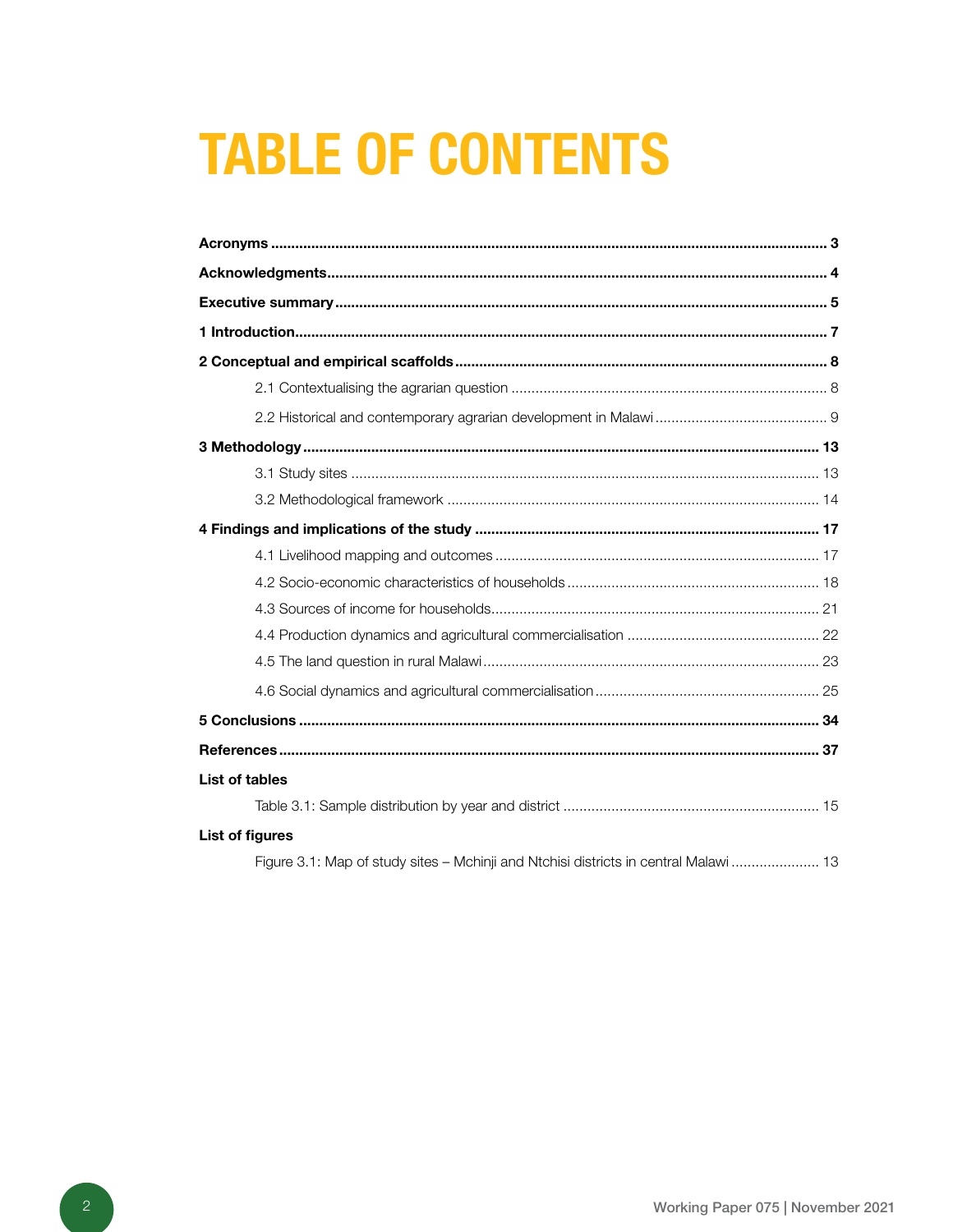# TABLE OF CONTENTS

**Acronyms** ..... **3**

**Acknowledgments** ..... **4**

**Executive summary** ..... **5**

**1 Introduction** ..... **7**

**2 Conceptual and empirical scaffolds** ..... **8**

- 2.1 Contextualising the agrarian question ..... 8
- 2.2 Historical and contemporary agrarian development in Malawi ..... 9

**3 Methodology** ..... **13**

- 3.1 Study sites ..... 13
- 3.2 Methodological framework ..... 14

**4 Findings and implications of the study** ..... **17**

- 4.1 Livelihood mapping and outcomes ..... 17
- 4.2 Socio-economic characteristics of households ..... 18
- 4.3 Sources of income for households ..... 21
- 4.4 Production dynamics and agricultural commercialisation ..... 22
- 4.5 The land question in rural Malawi ..... 23
- 4.6 Social dynamics and agricultural commercialisation ..... 25

**5 Conclusions** ..... **34**

**References** ..... **37**

**List of tables**

- Table 3.1: Sample distribution by year and district ..... 15

**List of figures**

- Figure 3.1: Map of study sites – Mchinji and Ntchisi districts in central Malawi ..... 13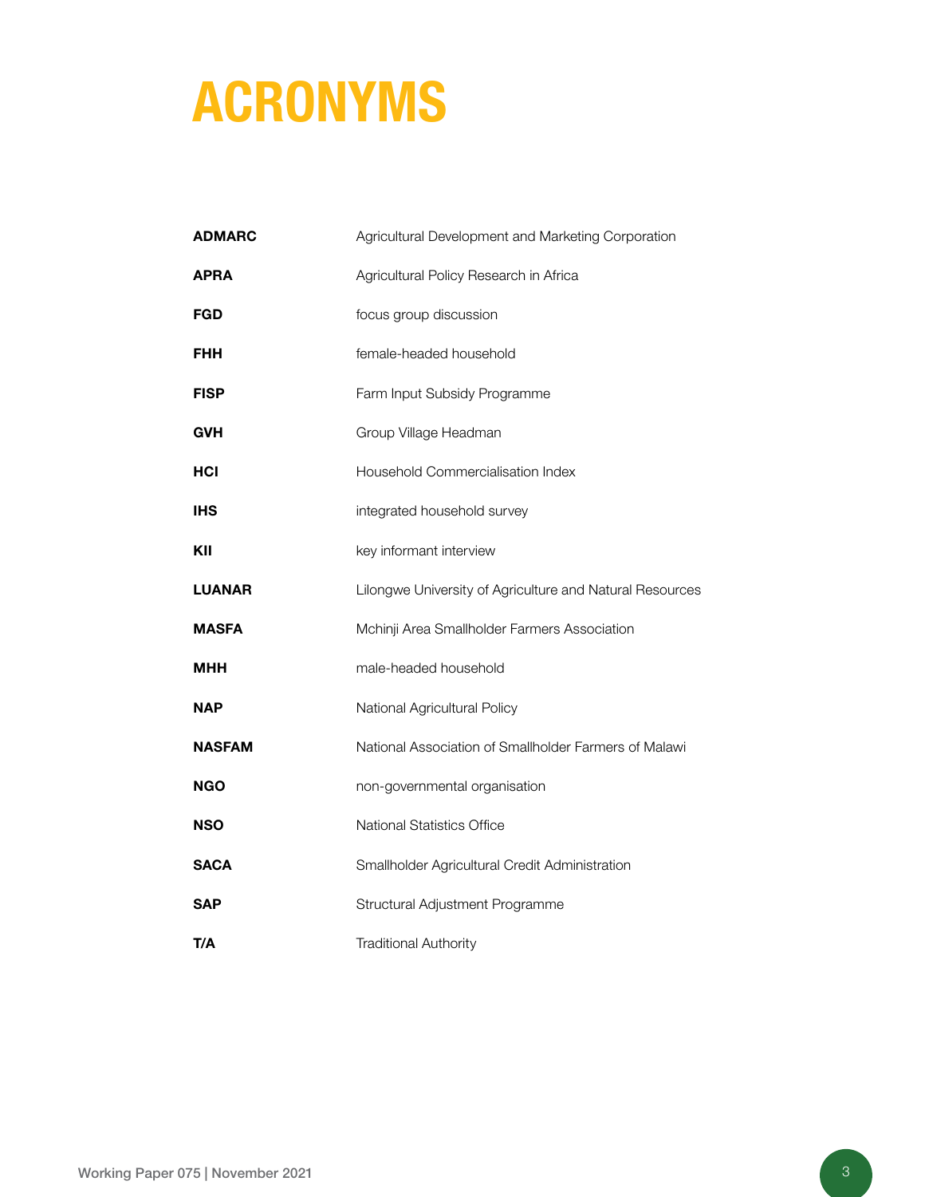# ACRONYMS

| | |
|---|---|
| **ADMARC** | Agricultural Development and Marketing Corporation |
| **APRA** | Agricultural Policy Research in Africa |
| **FGD** | focus group discussion |
| **FHH** | female-headed household |
| **FISP** | Farm Input Subsidy Programme |
| **GVH** | Group Village Headman |
| **HCI** | Household Commercialisation Index |
| **IHS** | integrated household survey |
| **KII** | key informant interview |
| **LUANAR** | Lilongwe University of Agriculture and Natural Resources |
| **MASFA** | Mchinji Area Smallholder Farmers Association |
| **MHH** | male-headed household |
| **NAP** | National Agricultural Policy |
| **NASFAM** | National Association of Smallholder Farmers of Malawi |
| **NGO** | non-governmental organisation |
| **NSO** | National Statistics Office |
| **SACA** | Smallholder Agricultural Credit Administration |
| **SAP** | Structural Adjustment Programme |
| **T/A** | Traditional Authority |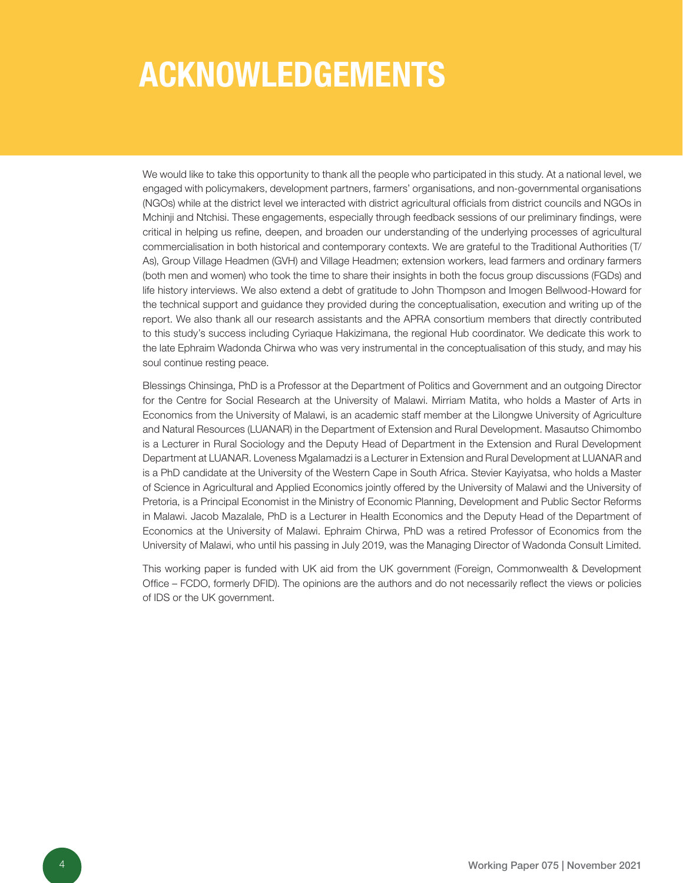# ACKNOWLEDGEMENTS

We would like to take this opportunity to thank all the people who participated in this study. At a national level, we engaged with policymakers, development partners, farmers' organisations, and non-governmental organisations (NGOs) while at the district level we interacted with district agricultural officials from district councils and NGOs in Mchinji and Ntchisi. These engagements, especially through feedback sessions of our preliminary findings, were critical in helping us refine, deepen, and broaden our understanding of the underlying processes of agricultural commercialisation in both historical and contemporary contexts. We are grateful to the Traditional Authorities (T/As), Group Village Headmen (GVH) and Village Headmen; extension workers, lead farmers and ordinary farmers (both men and women) who took the time to share their insights in both the focus group discussions (FGDs) and life history interviews. We also extend a debt of gratitude to John Thompson and Imogen Bellwood-Howard for the technical support and guidance they provided during the conceptualisation, execution and writing up of the report. We also thank all our research assistants and the APRA consortium members that directly contributed to this study's success including Cyriaque Hakizimana, the regional Hub coordinator. We dedicate this work to the late Ephraim Wadonda Chirwa who was very instrumental in the conceptualisation of this study, and may his soul continue resting peace.

Blessings Chinsinga, PhD is a Professor at the Department of Politics and Government and an outgoing Director for the Centre for Social Research at the University of Malawi. Mirriam Matita, who holds a Master of Arts in Economics from the University of Malawi, is an academic staff member at the Lilongwe University of Agriculture and Natural Resources (LUANAR) in the Department of Extension and Rural Development. Masautso Chimombo is a Lecturer in Rural Sociology and the Deputy Head of Department in the Extension and Rural Development Department at LUANAR. Loveness Mgalamadzi is a Lecturer in Extension and Rural Development at LUANAR and is a PhD candidate at the University of the Western Cape in South Africa. Stevier Kayiyatsa, who holds a Master of Science in Agricultural and Applied Economics jointly offered by the University of Malawi and the University of Pretoria, is a Principal Economist in the Ministry of Economic Planning, Development and Public Sector Reforms in Malawi. Jacob Mazalale, PhD is a Lecturer in Health Economics and the Deputy Head of the Department of Economics at the University of Malawi. Ephraim Chirwa, PhD was a retired Professor of Economics from the University of Malawi, who until his passing in July 2019, was the Managing Director of Wadonda Consult Limited.

This working paper is funded with UK aid from the UK government (Foreign, Commonwealth & Development Office – FCDO, formerly DFID). The opinions are the authors and do not necessarily reflect the views or policies of IDS or the UK government.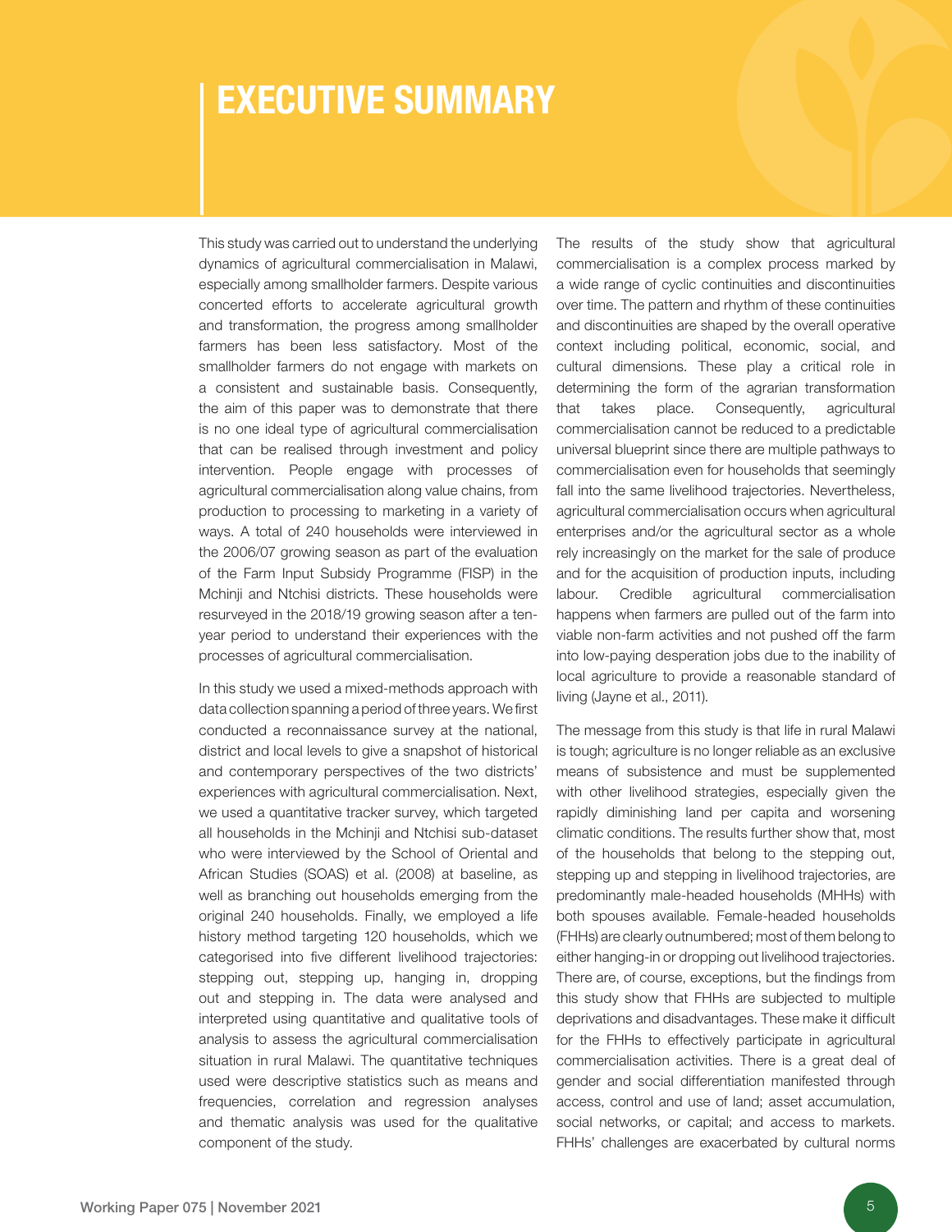# EXECUTIVE SUMMARY

This study was carried out to understand the underlying dynamics of agricultural commercialisation in Malawi, especially among smallholder farmers. Despite various concerted efforts to accelerate agricultural growth and transformation, the progress among smallholder farmers has been less satisfactory. Most of the smallholder farmers do not engage with markets on a consistent and sustainable basis. Consequently, the aim of this paper was to demonstrate that there is no one ideal type of agricultural commercialisation that can be realised through investment and policy intervention. People engage with processes of agricultural commercialisation along value chains, from production to processing to marketing in a variety of ways. A total of 240 households were interviewed in the 2006/07 growing season as part of the evaluation of the Farm Input Subsidy Programme (FISP) in the Mchinji and Ntchisi districts. These households were resurveyed in the 2018/19 growing season after a ten-year period to understand their experiences with the processes of agricultural commercialisation.

In this study we used a mixed-methods approach with data collection spanning a period of three years. We first conducted a reconnaissance survey at the national, district and local levels to give a snapshot of historical and contemporary perspectives of the two districts' experiences with agricultural commercialisation. Next, we used a quantitative tracker survey, which targeted all households in the Mchinji and Ntchisi sub-dataset who were interviewed by the School of Oriental and African Studies (SOAS) et al. (2008) at baseline, as well as branching out households emerging from the original 240 households. Finally, we employed a life history method targeting 120 households, which we categorised into five different livelihood trajectories: stepping out, stepping up, hanging in, dropping out and stepping in. The data were analysed and interpreted using quantitative and qualitative tools of analysis to assess the agricultural commercialisation situation in rural Malawi. The quantitative techniques used were descriptive statistics such as means and frequencies, correlation and regression analyses and thematic analysis was used for the qualitative component of the study.

The results of the study show that agricultural commercialisation is a complex process marked by a wide range of cyclic continuities and discontinuities over time. The pattern and rhythm of these continuities and discontinuities are shaped by the overall operative context including political, economic, social, and cultural dimensions. These play a critical role in determining the form of the agrarian transformation that takes place. Consequently, agricultural commercialisation cannot be reduced to a predictable universal blueprint since there are multiple pathways to commercialisation even for households that seemingly fall into the same livelihood trajectories. Nevertheless, agricultural commercialisation occurs when agricultural enterprises and/or the agricultural sector as a whole rely increasingly on the market for the sale of produce and for the acquisition of production inputs, including labour. Credible agricultural commercialisation happens when farmers are pulled out of the farm into viable non-farm activities and not pushed off the farm into low-paying desperation jobs due to the inability of local agriculture to provide a reasonable standard of living (Jayne et al., 2011).

The message from this study is that life in rural Malawi is tough; agriculture is no longer reliable as an exclusive means of subsistence and must be supplemented with other livelihood strategies, especially given the rapidly diminishing land per capita and worsening climatic conditions. The results further show that, most of the households that belong to the stepping out, stepping up and stepping in livelihood trajectories, are predominantly male-headed households (MHHs) with both spouses available. Female-headed households (FHHs) are clearly outnumbered; most of them belong to either hanging-in or dropping out livelihood trajectories. There are, of course, exceptions, but the findings from this study show that FHHs are subjected to multiple deprivations and disadvantages. These make it difficult for the FHHs to effectively participate in agricultural commercialisation activities. There is a great deal of gender and social differentiation manifested through access, control and use of land; asset accumulation, social networks, or capital; and access to markets. FHHs' challenges are exacerbated by cultural norms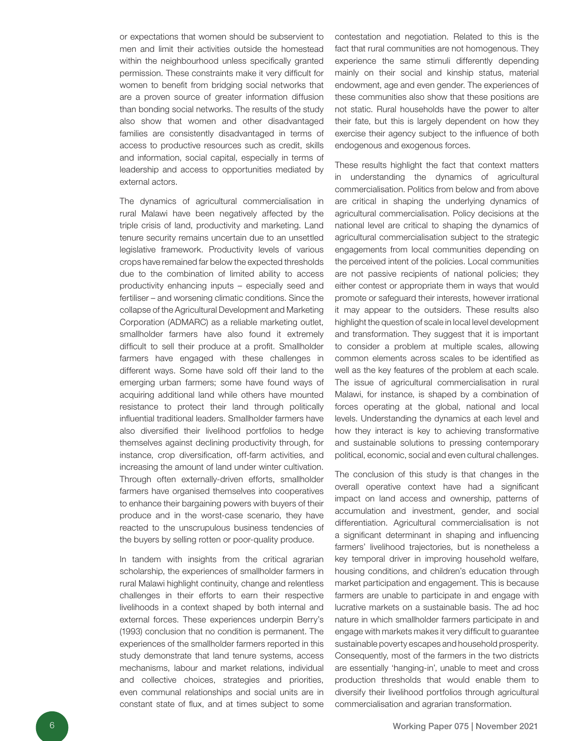or expectations that women should be subservient to men and limit their activities outside the homestead within the neighbourhood unless specifically granted permission. These constraints make it very difficult for women to benefit from bridging social networks that are a proven source of greater information diffusion than bonding social networks. The results of the study also show that women and other disadvantaged families are consistently disadvantaged in terms of access to productive resources such as credit, skills and information, social capital, especially in terms of leadership and access to opportunities mediated by external actors.

The dynamics of agricultural commercialisation in rural Malawi have been negatively affected by the triple crisis of land, productivity and marketing. Land tenure security remains uncertain due to an unsettled legislative framework. Productivity levels of various crops have remained far below the expected thresholds due to the combination of limited ability to access productivity enhancing inputs – especially seed and fertiliser – and worsening climatic conditions. Since the collapse of the Agricultural Development and Marketing Corporation (ADMARC) as a reliable marketing outlet, smallholder farmers have also found it extremely difficult to sell their produce at a profit. Smallholder farmers have engaged with these challenges in different ways. Some have sold off their land to the emerging urban farmers; some have found ways of acquiring additional land while others have mounted resistance to protect their land through politically influential traditional leaders. Smallholder farmers have also diversified their livelihood portfolios to hedge themselves against declining productivity through, for instance, crop diversification, off-farm activities, and increasing the amount of land under winter cultivation. Through often externally-driven efforts, smallholder farmers have organised themselves into cooperatives to enhance their bargaining powers with buyers of their produce and in the worst-case scenario, they have reacted to the unscrupulous business tendencies of the buyers by selling rotten or poor-quality produce.

In tandem with insights from the critical agrarian scholarship, the experiences of smallholder farmers in rural Malawi highlight continuity, change and relentless challenges in their efforts to earn their respective livelihoods in a context shaped by both internal and external forces. These experiences underpin Berry's (1993) conclusion that no condition is permanent. The experiences of the smallholder farmers reported in this study demonstrate that land tenure systems, access mechanisms, labour and market relations, individual and collective choices, strategies and priorities, even communal relationships and social units are in constant state of flux, and at times subject to some contestation and negotiation. Related to this is the fact that rural communities are not homogenous. They experience the same stimuli differently depending mainly on their social and kinship status, material endowment, age and even gender. The experiences of these communities also show that these positions are not static. Rural households have the power to alter their fate, but this is largely dependent on how they exercise their agency subject to the influence of both endogenous and exogenous forces.

These results highlight the fact that context matters in understanding the dynamics of agricultural commercialisation. Politics from below and from above are critical in shaping the underlying dynamics of agricultural commercialisation. Policy decisions at the national level are critical to shaping the dynamics of agricultural commercialisation subject to the strategic engagements from local communities depending on the perceived intent of the policies. Local communities are not passive recipients of national policies; they either contest or appropriate them in ways that would promote or safeguard their interests, however irrational it may appear to the outsiders. These results also highlight the question of scale in local level development and transformation. They suggest that it is important to consider a problem at multiple scales, allowing common elements across scales to be identified as well as the key features of the problem at each scale. The issue of agricultural commercialisation in rural Malawi, for instance, is shaped by a combination of forces operating at the global, national and local levels. Understanding the dynamics at each level and how they interact is key to achieving transformative and sustainable solutions to pressing contemporary political, economic, social and even cultural challenges.

The conclusion of this study is that changes in the overall operative context have had a significant impact on land access and ownership, patterns of accumulation and investment, gender, and social differentiation. Agricultural commercialisation is not a significant determinant in shaping and influencing farmers' livelihood trajectories, but is nonetheless a key temporal driver in improving household welfare, housing conditions, and children's education through market participation and engagement. This is because farmers are unable to participate in and engage with lucrative markets on a sustainable basis. The ad hoc nature in which smallholder farmers participate in and engage with markets makes it very difficult to guarantee sustainable poverty escapes and household prosperity. Consequently, most of the farmers in the two districts are essentially 'hanging-in', unable to meet and cross production thresholds that would enable them to diversify their livelihood portfolios through agricultural commercialisation and agrarian transformation.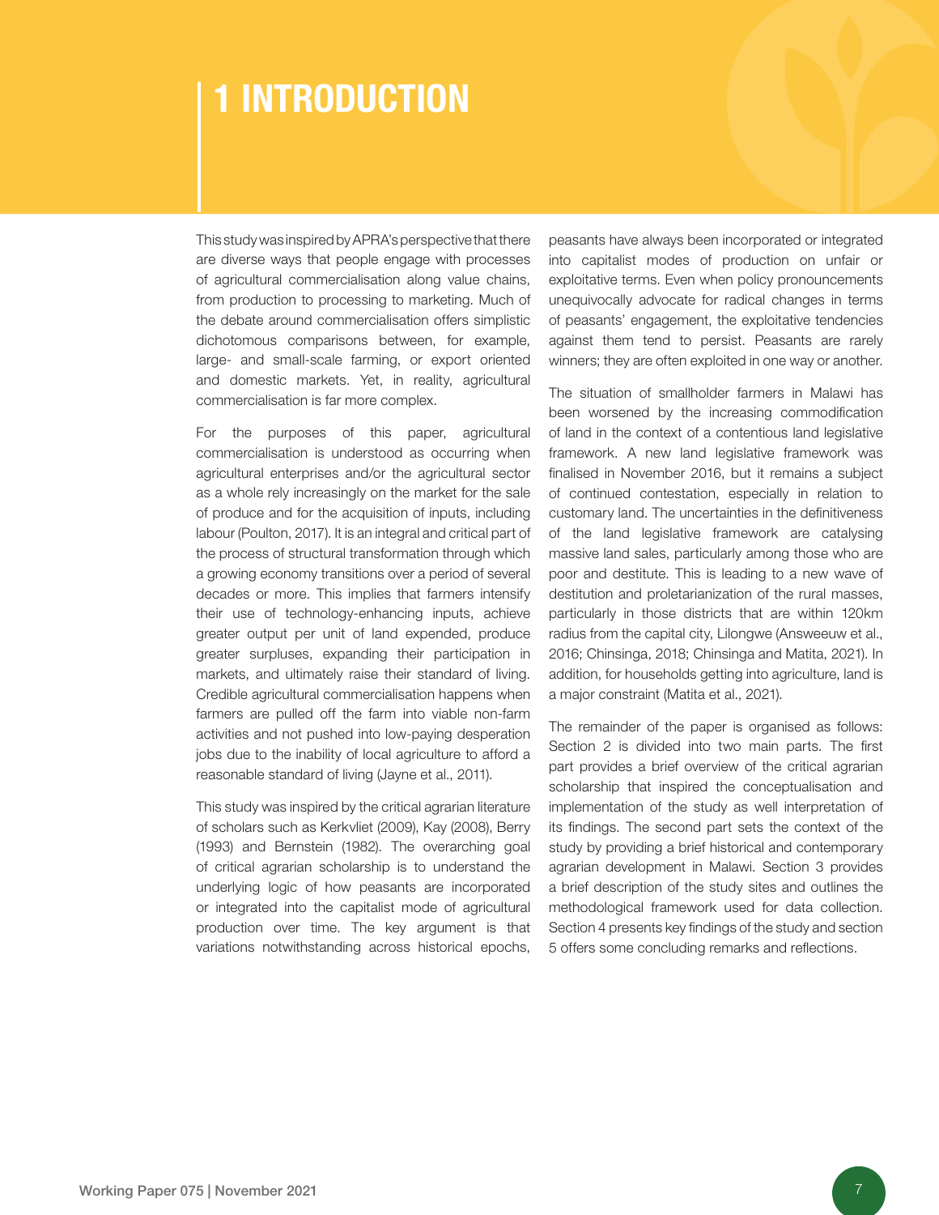# 1 INTRODUCTION

This study was inspired by APRA's perspective that there are diverse ways that people engage with processes of agricultural commercialisation along value chains, from production to processing to marketing. Much of the debate around commercialisation offers simplistic dichotomous comparisons between, for example, large- and small-scale farming, or export oriented and domestic markets. Yet, in reality, agricultural commercialisation is far more complex.

For the purposes of this paper, agricultural commercialisation is understood as occurring when agricultural enterprises and/or the agricultural sector as a whole rely increasingly on the market for the sale of produce and for the acquisition of inputs, including labour (Poulton, 2017). It is an integral and critical part of the process of structural transformation through which a growing economy transitions over a period of several decades or more. This implies that farmers intensify their use of technology-enhancing inputs, achieve greater output per unit of land expended, produce greater surpluses, expanding their participation in markets, and ultimately raise their standard of living. Credible agricultural commercialisation happens when farmers are pulled off the farm into viable non-farm activities and not pushed into low-paying desperation jobs due to the inability of local agriculture to afford a reasonable standard of living (Jayne et al., 2011).

This study was inspired by the critical agrarian literature of scholars such as Kerkvliet (2009), Kay (2008), Berry (1993) and Bernstein (1982). The overarching goal of critical agrarian scholarship is to understand the underlying logic of how peasants are incorporated or integrated into the capitalist mode of agricultural production over time. The key argument is that variations notwithstanding across historical epochs, peasants have always been incorporated or integrated into capitalist modes of production on unfair or exploitative terms. Even when policy pronouncements unequivocally advocate for radical changes in terms of peasants' engagement, the exploitative tendencies against them tend to persist. Peasants are rarely winners; they are often exploited in one way or another.

The situation of smallholder farmers in Malawi has been worsened by the increasing commodification of land in the context of a contentious land legislative framework. A new land legislative framework was finalised in November 2016, but it remains a subject of continued contestation, especially in relation to customary land. The uncertainties in the definitiveness of the land legislative framework are catalysing massive land sales, particularly among those who are poor and destitute. This is leading to a new wave of destitution and proletarianization of the rural masses, particularly in those districts that are within 120km radius from the capital city, Lilongwe (Answeeuw et al., 2016; Chinsinga, 2018; Chinsinga and Matita, 2021). In addition, for households getting into agriculture, land is a major constraint (Matita et al., 2021).

The remainder of the paper is organised as follows: Section 2 is divided into two main parts. The first part provides a brief overview of the critical agrarian scholarship that inspired the conceptualisation and implementation of the study as well interpretation of its findings. The second part sets the context of the study by providing a brief historical and contemporary agrarian development in Malawi. Section 3 provides a brief description of the study sites and outlines the methodological framework used for data collection. Section 4 presents key findings of the study and section 5 offers some concluding remarks and reflections.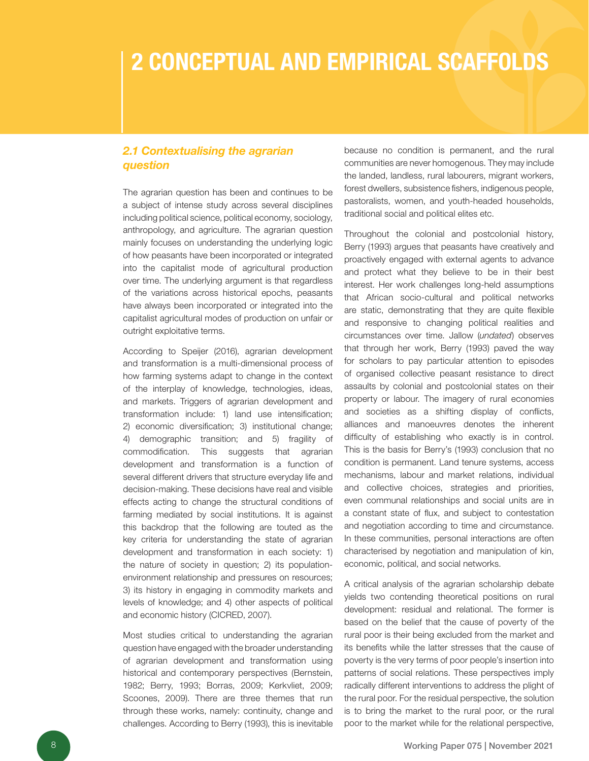# 2 CONCEPTUAL AND EMPIRICAL SCAFFOLDS

## *2.1 Contextualising the agrarian question*

The agrarian question has been and continues to be a subject of intense study across several disciplines including political science, political economy, sociology, anthropology, and agriculture. The agrarian question mainly focuses on understanding the underlying logic of how peasants have been incorporated or integrated into the capitalist mode of agricultural production over time. The underlying argument is that regardless of the variations across historical epochs, peasants have always been incorporated or integrated into the capitalist agricultural modes of production on unfair or outright exploitative terms.

According to Speijer (2016), agrarian development and transformation is a multi-dimensional process of how farming systems adapt to change in the context of the interplay of knowledge, technologies, ideas, and markets. Triggers of agrarian development and transformation include: 1) land use intensification; 2) economic diversification; 3) institutional change; 4) demographic transition; and 5) fragility of commodification. This suggests that agrarian development and transformation is a function of several different drivers that structure everyday life and decision-making. These decisions have real and visible effects acting to change the structural conditions of farming mediated by social institutions. It is against this backdrop that the following are touted as the key criteria for understanding the state of agrarian development and transformation in each society: 1) the nature of society in question; 2) its population-environment relationship and pressures on resources; 3) its history in engaging in commodity markets and levels of knowledge; and 4) other aspects of political and economic history (CICRED, 2007).

Most studies critical to understanding the agrarian question have engaged with the broader understanding of agrarian development and transformation using historical and contemporary perspectives (Bernstein, 1982; Berry, 1993; Borras, 2009; Kerkvliet, 2009; Scoones, 2009). There are three themes that run through these works, namely: continuity, change and challenges. According to Berry (1993), this is inevitable because no condition is permanent, and the rural communities are never homogenous. They may include the landed, landless, rural labourers, migrant workers, forest dwellers, subsistence fishers, indigenous people, pastoralists, women, and youth-headed households, traditional social and political elites etc.

Throughout the colonial and postcolonial history, Berry (1993) argues that peasants have creatively and proactively engaged with external agents to advance and protect what they believe to be in their best interest. Her work challenges long-held assumptions that African socio-cultural and political networks are static, demonstrating that they are quite flexible and responsive to changing political realities and circumstances over time. Jallow (*undated*) observes that through her work, Berry (1993) paved the way for scholars to pay particular attention to episodes of organised collective peasant resistance to direct assaults by colonial and postcolonial states on their property or labour. The imagery of rural economies and societies as a shifting display of conflicts, alliances and manoeuvres denotes the inherent difficulty of establishing who exactly is in control. This is the basis for Berry's (1993) conclusion that no condition is permanent. Land tenure systems, access mechanisms, labour and market relations, individual and collective choices, strategies and priorities, even communal relationships and social units are in a constant state of flux, and subject to contestation and negotiation according to time and circumstance. In these communities, personal interactions are often characterised by negotiation and manipulation of kin, economic, political, and social networks.

A critical analysis of the agrarian scholarship debate yields two contending theoretical positions on rural development: residual and relational. The former is based on the belief that the cause of poverty of the rural poor is their being excluded from the market and its benefits while the latter stresses that the cause of poverty is the very terms of poor people's insertion into patterns of social relations. These perspectives imply radically different interventions to address the plight of the rural poor. For the residual perspective, the solution is to bring the market to the rural poor, or the rural poor to the market while for the relational perspective,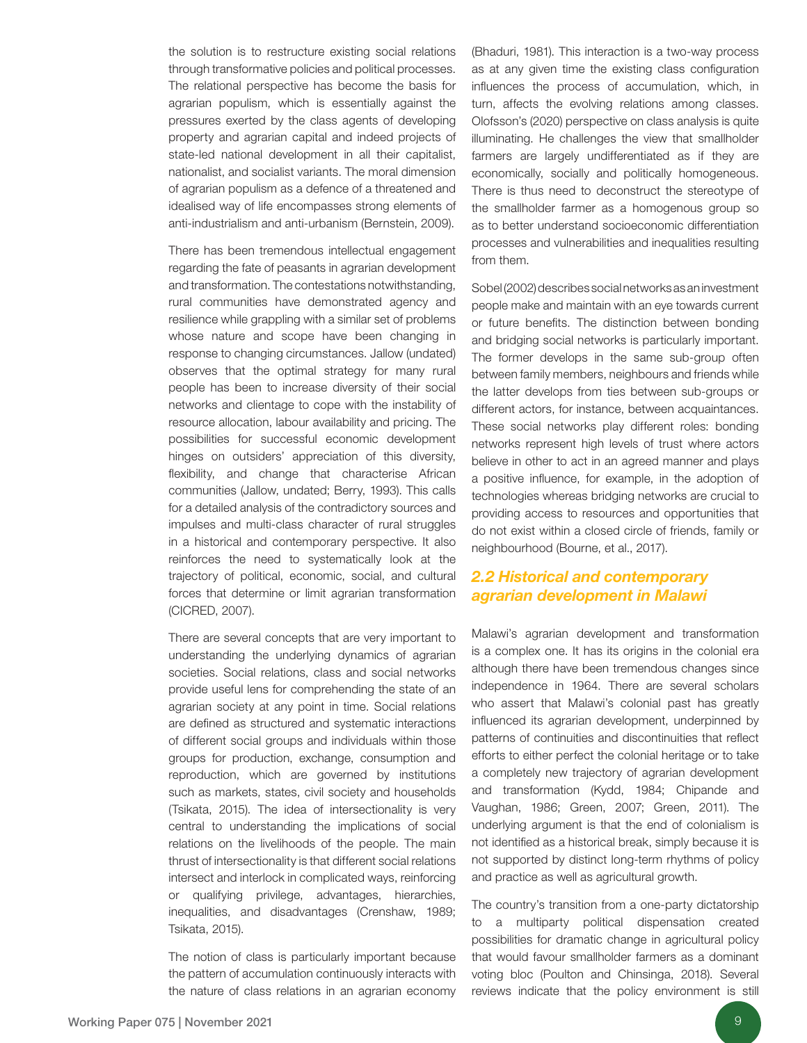the solution is to restructure existing social relations through transformative policies and political processes. The relational perspective has become the basis for agrarian populism, which is essentially against the pressures exerted by the class agents of developing property and agrarian capital and indeed projects of state-led national development in all their capitalist, nationalist, and socialist variants. The moral dimension of agrarian populism as a defence of a threatened and idealised way of life encompasses strong elements of anti-industrialism and anti-urbanism (Bernstein, 2009).

There has been tremendous intellectual engagement regarding the fate of peasants in agrarian development and transformation. The contestations notwithstanding, rural communities have demonstrated agency and resilience while grappling with a similar set of problems whose nature and scope have been changing in response to changing circumstances. Jallow (undated) observes that the optimal strategy for many rural people has been to increase diversity of their social networks and clientage to cope with the instability of resource allocation, labour availability and pricing. The possibilities for successful economic development hinges on outsiders' appreciation of this diversity, flexibility, and change that characterise African communities (Jallow, undated; Berry, 1993). This calls for a detailed analysis of the contradictory sources and impulses and multi-class character of rural struggles in a historical and contemporary perspective. It also reinforces the need to systematically look at the trajectory of political, economic, social, and cultural forces that determine or limit agrarian transformation (CICRED, 2007).

There are several concepts that are very important to understanding the underlying dynamics of agrarian societies. Social relations, class and social networks provide useful lens for comprehending the state of an agrarian society at any point in time. Social relations are defined as structured and systematic interactions of different social groups and individuals within those groups for production, exchange, consumption and reproduction, which are governed by institutions such as markets, states, civil society and households (Tsikata, 2015). The idea of intersectionality is very central to understanding the implications of social relations on the livelihoods of the people. The main thrust of intersectionality is that different social relations intersect and interlock in complicated ways, reinforcing or qualifying privilege, advantages, hierarchies, inequalities, and disadvantages (Crenshaw, 1989; Tsikata, 2015).

The notion of class is particularly important because the pattern of accumulation continuously interacts with the nature of class relations in an agrarian economy (Bhaduri, 1981). This interaction is a two-way process as at any given time the existing class configuration influences the process of accumulation, which, in turn, affects the evolving relations among classes. Olofsson's (2020) perspective on class analysis is quite illuminating. He challenges the view that smallholder farmers are largely undifferentiated as if they are economically, socially and politically homogeneous. There is thus need to deconstruct the stereotype of the smallholder farmer as a homogenous group so as to better understand socioeconomic differentiation processes and vulnerabilities and inequalities resulting from them.

Sobel (2002) describes social networks as an investment people make and maintain with an eye towards current or future benefits. The distinction between bonding and bridging social networks is particularly important. The former develops in the same sub-group often between family members, neighbours and friends while the latter develops from ties between sub-groups or different actors, for instance, between acquaintances. These social networks play different roles: bonding networks represent high levels of trust where actors believe in other to act in an agreed manner and plays a positive influence, for example, in the adoption of technologies whereas bridging networks are crucial to providing access to resources and opportunities that do not exist within a closed circle of friends, family or neighbourhood (Bourne, et al., 2017).

## 2.2 Historical and contemporary agrarian development in Malawi

Malawi's agrarian development and transformation is a complex one. It has its origins in the colonial era although there have been tremendous changes since independence in 1964. There are several scholars who assert that Malawi's colonial past has greatly influenced its agrarian development, underpinned by patterns of continuities and discontinuities that reflect efforts to either perfect the colonial heritage or to take a completely new trajectory of agrarian development and transformation (Kydd, 1984; Chipande and Vaughan, 1986; Green, 2007; Green, 2011). The underlying argument is that the end of colonialism is not identified as a historical break, simply because it is not supported by distinct long-term rhythms of policy and practice as well as agricultural growth.

The country's transition from a one-party dictatorship to a multiparty political dispensation created possibilities for dramatic change in agricultural policy that would favour smallholder farmers as a dominant voting bloc (Poulton and Chinsinga, 2018). Several reviews indicate that the policy environment is still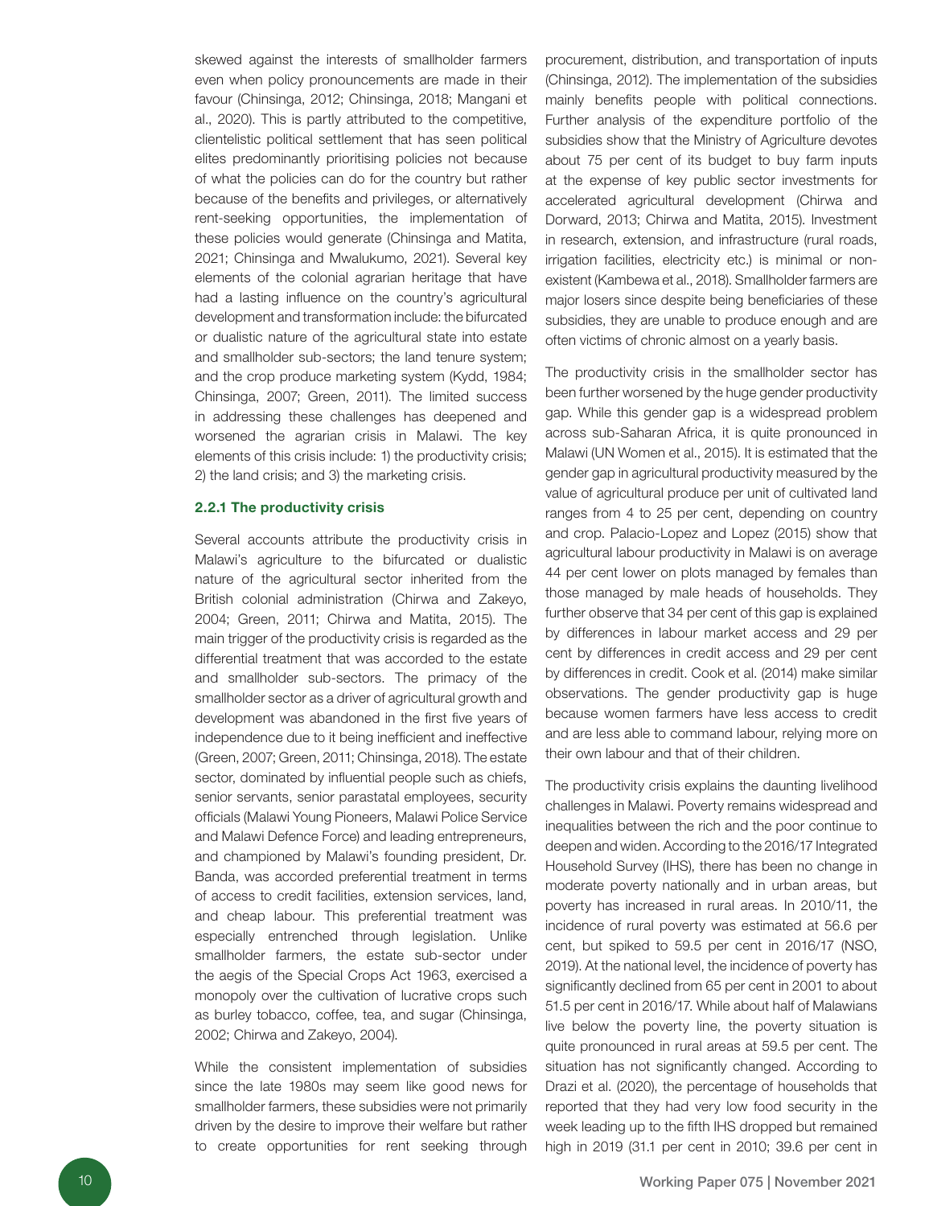skewed against the interests of smallholder farmers even when policy pronouncements are made in their favour (Chinsinga, 2012; Chinsinga, 2018; Mangani et al., 2020). This is partly attributed to the competitive, clientelistic political settlement that has seen political elites predominantly prioritising policies not because of what the policies can do for the country but rather because of the benefits and privileges, or alternatively rent-seeking opportunities, the implementation of these policies would generate (Chinsinga and Matita, 2021; Chinsinga and Mwalukumo, 2021). Several key elements of the colonial agrarian heritage that have had a lasting influence on the country's agricultural development and transformation include: the bifurcated or dualistic nature of the agricultural state into estate and smallholder sub-sectors; the land tenure system; and the crop produce marketing system (Kydd, 1984; Chinsinga, 2007; Green, 2011). The limited success in addressing these challenges has deepened and worsened the agrarian crisis in Malawi. The key elements of this crisis include: 1) the productivity crisis; 2) the land crisis; and 3) the marketing crisis.

### 2.2.1 The productivity crisis

Several accounts attribute the productivity crisis in Malawi's agriculture to the bifurcated or dualistic nature of the agricultural sector inherited from the British colonial administration (Chirwa and Zakeyo, 2004; Green, 2011; Chirwa and Matita, 2015). The main trigger of the productivity crisis is regarded as the differential treatment that was accorded to the estate and smallholder sub-sectors. The primacy of the smallholder sector as a driver of agricultural growth and development was abandoned in the first five years of independence due to it being inefficient and ineffective (Green, 2007; Green, 2011; Chinsinga, 2018). The estate sector, dominated by influential people such as chiefs, senior servants, senior parastatal employees, security officials (Malawi Young Pioneers, Malawi Police Service and Malawi Defence Force) and leading entrepreneurs, and championed by Malawi's founding president, Dr. Banda, was accorded preferential treatment in terms of access to credit facilities, extension services, land, and cheap labour. This preferential treatment was especially entrenched through legislation. Unlike smallholder farmers, the estate sub-sector under the aegis of the Special Crops Act 1963, exercised a monopoly over the cultivation of lucrative crops such as burley tobacco, coffee, tea, and sugar (Chinsinga, 2002; Chirwa and Zakeyo, 2004).

While the consistent implementation of subsidies since the late 1980s may seem like good news for smallholder farmers, these subsidies were not primarily driven by the desire to improve their welfare but rather to create opportunities for rent seeking through procurement, distribution, and transportation of inputs (Chinsinga, 2012). The implementation of the subsidies mainly benefits people with political connections. Further analysis of the expenditure portfolio of the subsidies show that the Ministry of Agriculture devotes about 75 per cent of its budget to buy farm inputs at the expense of key public sector investments for accelerated agricultural development (Chirwa and Dorward, 2013; Chirwa and Matita, 2015). Investment in research, extension, and infrastructure (rural roads, irrigation facilities, electricity etc.) is minimal or non-existent (Kambewa et al., 2018). Smallholder farmers are major losers since despite being beneficiaries of these subsidies, they are unable to produce enough and are often victims of chronic almost on a yearly basis.

The productivity crisis in the smallholder sector has been further worsened by the huge gender productivity gap. While this gender gap is a widespread problem across sub-Saharan Africa, it is quite pronounced in Malawi (UN Women et al., 2015). It is estimated that the gender gap in agricultural productivity measured by the value of agricultural produce per unit of cultivated land ranges from 4 to 25 per cent, depending on country and crop. Palacio-Lopez and Lopez (2015) show that agricultural labour productivity in Malawi is on average 44 per cent lower on plots managed by females than those managed by male heads of households. They further observe that 34 per cent of this gap is explained by differences in labour market access and 29 per cent by differences in credit access and 29 per cent by differences in credit. Cook et al. (2014) make similar observations. The gender productivity gap is huge because women farmers have less access to credit and are less able to command labour, relying more on their own labour and that of their children.

The productivity crisis explains the daunting livelihood challenges in Malawi. Poverty remains widespread and inequalities between the rich and the poor continue to deepen and widen. According to the 2016/17 Integrated Household Survey (IHS), there has been no change in moderate poverty nationally and in urban areas, but poverty has increased in rural areas. In 2010/11, the incidence of rural poverty was estimated at 56.6 per cent, but spiked to 59.5 per cent in 2016/17 (NSO, 2019). At the national level, the incidence of poverty has significantly declined from 65 per cent in 2001 to about 51.5 per cent in 2016/17. While about half of Malawians live below the poverty line, the poverty situation is quite pronounced in rural areas at 59.5 per cent. The situation has not significantly changed. According to Drazi et al. (2020), the percentage of households that reported that they had very low food security in the week leading up to the fifth IHS dropped but remained high in 2019 (31.1 per cent in 2010; 39.6 per cent in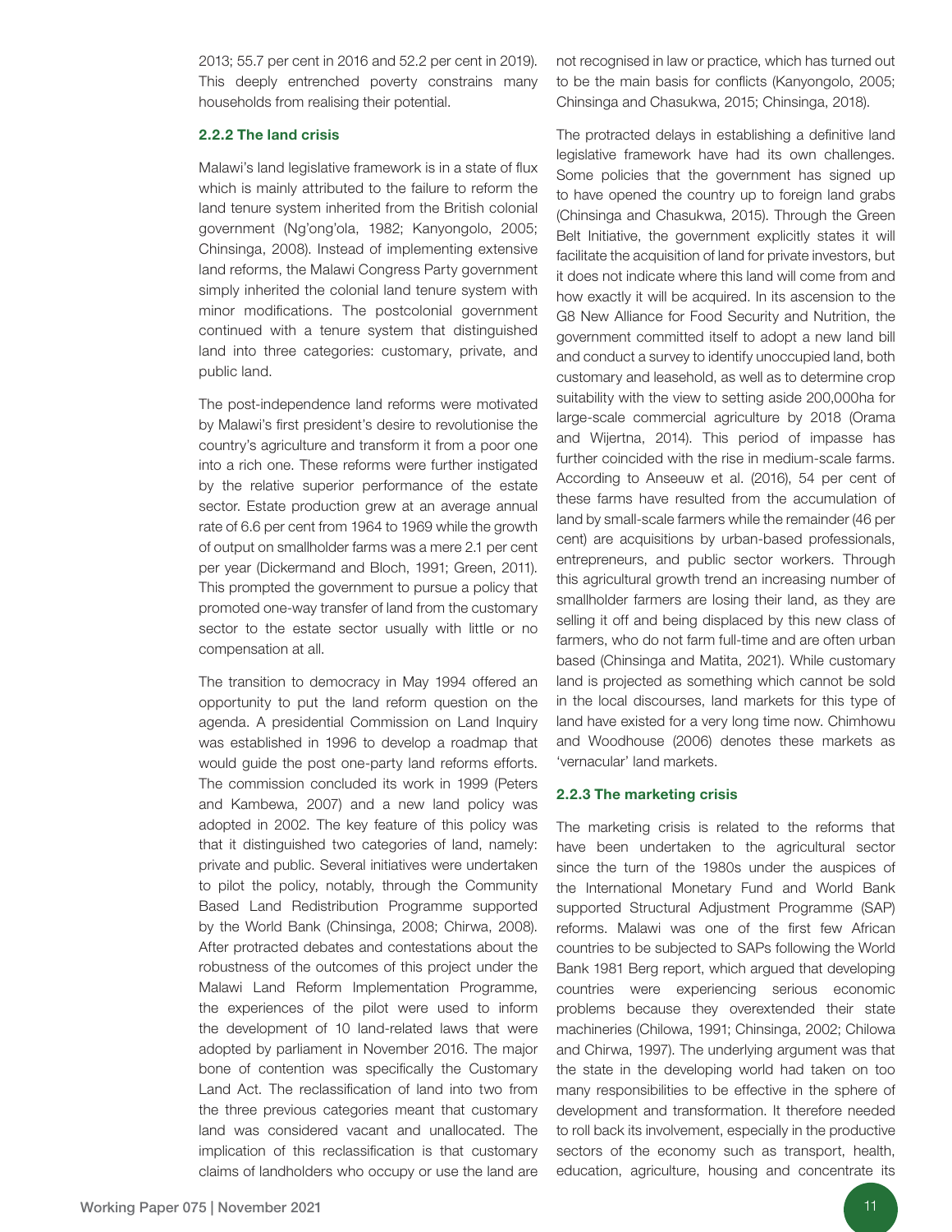2013; 55.7 per cent in 2016 and 52.2 per cent in 2019). This deeply entrenched poverty constrains many households from realising their potential.

### 2.2.2 The land crisis

Malawi's land legislative framework is in a state of flux which is mainly attributed to the failure to reform the land tenure system inherited from the British colonial government (Ng'ong'ola, 1982; Kanyongolo, 2005; Chinsinga, 2008). Instead of implementing extensive land reforms, the Malawi Congress Party government simply inherited the colonial land tenure system with minor modifications. The postcolonial government continued with a tenure system that distinguished land into three categories: customary, private, and public land.

The post-independence land reforms were motivated by Malawi's first president's desire to revolutionise the country's agriculture and transform it from a poor one into a rich one. These reforms were further instigated by the relative superior performance of the estate sector. Estate production grew at an average annual rate of 6.6 per cent from 1964 to 1969 while the growth of output on smallholder farms was a mere 2.1 per cent per year (Dickermand and Bloch, 1991; Green, 2011). This prompted the government to pursue a policy that promoted one-way transfer of land from the customary sector to the estate sector usually with little or no compensation at all.

The transition to democracy in May 1994 offered an opportunity to put the land reform question on the agenda. A presidential Commission on Land Inquiry was established in 1996 to develop a roadmap that would guide the post one-party land reforms efforts. The commission concluded its work in 1999 (Peters and Kambewa, 2007) and a new land policy was adopted in 2002. The key feature of this policy was that it distinguished two categories of land, namely: private and public. Several initiatives were undertaken to pilot the policy, notably, through the Community Based Land Redistribution Programme supported by the World Bank (Chinsinga, 2008; Chirwa, 2008). After protracted debates and contestations about the robustness of the outcomes of this project under the Malawi Land Reform Implementation Programme, the experiences of the pilot were used to inform the development of 10 land-related laws that were adopted by parliament in November 2016. The major bone of contention was specifically the Customary Land Act. The reclassification of land into two from the three previous categories meant that customary land was considered vacant and unallocated. The implication of this reclassification is that customary claims of landholders who occupy or use the land are not recognised in law or practice, which has turned out to be the main basis for conflicts (Kanyongolo, 2005; Chinsinga and Chasukwa, 2015; Chinsinga, 2018).

The protracted delays in establishing a definitive land legislative framework have had its own challenges. Some policies that the government has signed up to have opened the country up to foreign land grabs (Chinsinga and Chasukwa, 2015). Through the Green Belt Initiative, the government explicitly states it will facilitate the acquisition of land for private investors, but it does not indicate where this land will come from and how exactly it will be acquired. In its ascension to the G8 New Alliance for Food Security and Nutrition, the government committed itself to adopt a new land bill and conduct a survey to identify unoccupied land, both customary and leasehold, as well as to determine crop suitability with the view to setting aside 200,000ha for large-scale commercial agriculture by 2018 (Orama and Wijertna, 2014). This period of impasse has further coincided with the rise in medium-scale farms. According to Anseeuw et al. (2016), 54 per cent of these farms have resulted from the accumulation of land by small-scale farmers while the remainder (46 per cent) are acquisitions by urban-based professionals, entrepreneurs, and public sector workers. Through this agricultural growth trend an increasing number of smallholder farmers are losing their land, as they are selling it off and being displaced by this new class of farmers, who do not farm full-time and are often urban based (Chinsinga and Matita, 2021). While customary land is projected as something which cannot be sold in the local discourses, land markets for this type of land have existed for a very long time now. Chimhowu and Woodhouse (2006) denotes these markets as 'vernacular' land markets.

### 2.2.3 The marketing crisis

The marketing crisis is related to the reforms that have been undertaken to the agricultural sector since the turn of the 1980s under the auspices of the International Monetary Fund and World Bank supported Structural Adjustment Programme (SAP) reforms. Malawi was one of the first few African countries to be subjected to SAPs following the World Bank 1981 Berg report, which argued that developing countries were experiencing serious economic problems because they overextended their state machineries (Chilowa, 1991; Chinsinga, 2002; Chilowa and Chirwa, 1997). The underlying argument was that the state in the developing world had taken on too many responsibilities to be effective in the sphere of development and transformation. It therefore needed to roll back its involvement, especially in the productive sectors of the economy such as transport, health, education, agriculture, housing and concentrate its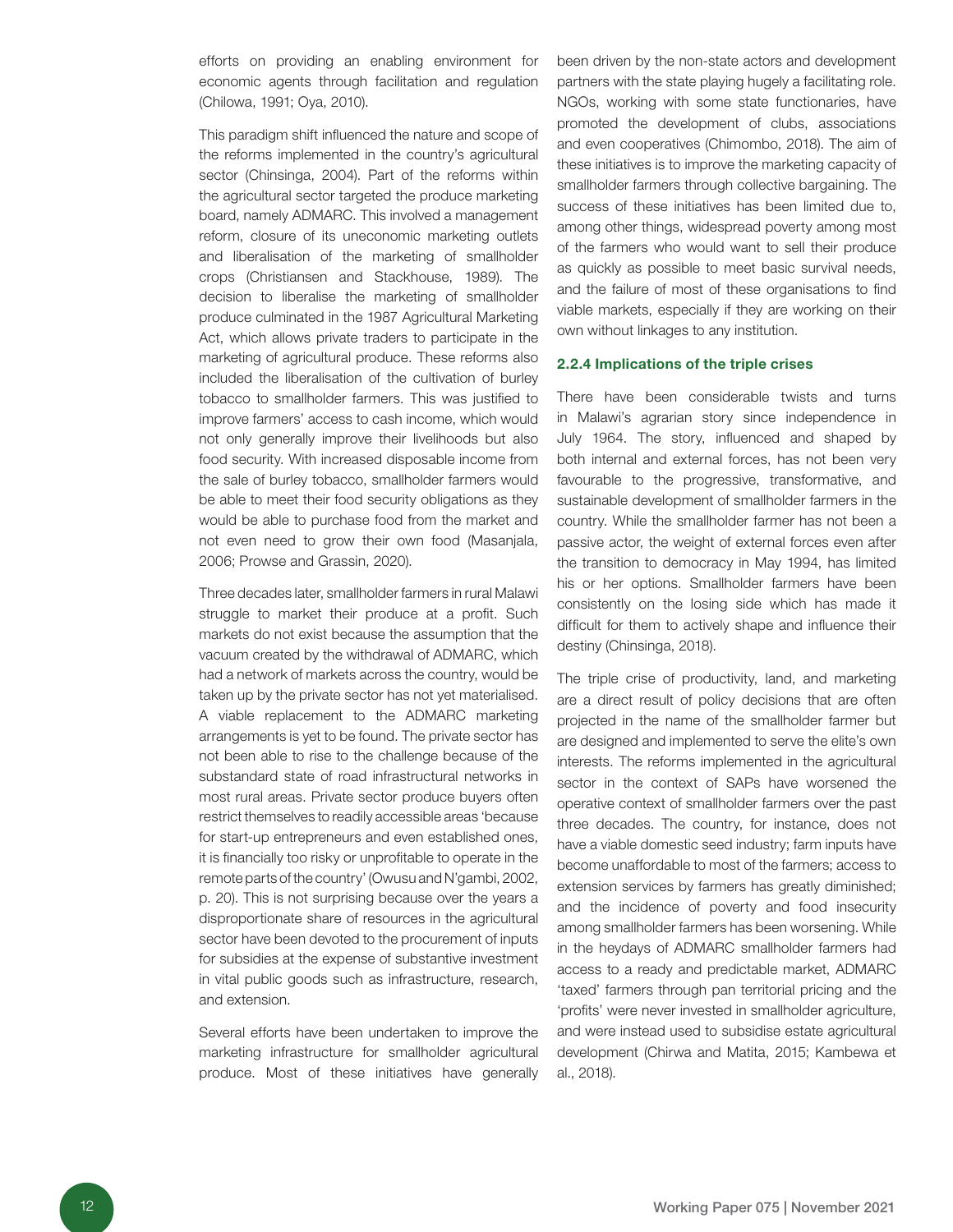efforts on providing an enabling environment for economic agents through facilitation and regulation (Chilowa, 1991; Oya, 2010).

This paradigm shift influenced the nature and scope of the reforms implemented in the country's agricultural sector (Chinsinga, 2004). Part of the reforms within the agricultural sector targeted the produce marketing board, namely ADMARC. This involved a management reform, closure of its uneconomic marketing outlets and liberalisation of the marketing of smallholder crops (Christiansen and Stackhouse, 1989). The decision to liberalise the marketing of smallholder produce culminated in the 1987 Agricultural Marketing Act, which allows private traders to participate in the marketing of agricultural produce. These reforms also included the liberalisation of the cultivation of burley tobacco to smallholder farmers. This was justified to improve farmers' access to cash income, which would not only generally improve their livelihoods but also food security. With increased disposable income from the sale of burley tobacco, smallholder farmers would be able to meet their food security obligations as they would be able to purchase food from the market and not even need to grow their own food (Masanjala, 2006; Prowse and Grassin, 2020).

Three decades later, smallholder farmers in rural Malawi struggle to market their produce at a profit. Such markets do not exist because the assumption that the vacuum created by the withdrawal of ADMARC, which had a network of markets across the country, would be taken up by the private sector has not yet materialised. A viable replacement to the ADMARC marketing arrangements is yet to be found. The private sector has not been able to rise to the challenge because of the substandard state of road infrastructural networks in most rural areas. Private sector produce buyers often restrict themselves to readily accessible areas 'because for start-up entrepreneurs and even established ones, it is financially too risky or unprofitable to operate in the remote parts of the country' (Owusu and N'gambi, 2002, p. 20). This is not surprising because over the years a disproportionate share of resources in the agricultural sector have been devoted to the procurement of inputs for subsidies at the expense of substantive investment in vital public goods such as infrastructure, research, and extension.

Several efforts have been undertaken to improve the marketing infrastructure for smallholder agricultural produce. Most of these initiatives have generally been driven by the non-state actors and development partners with the state playing hugely a facilitating role. NGOs, working with some state functionaries, have promoted the development of clubs, associations and even cooperatives (Chimombo, 2018). The aim of these initiatives is to improve the marketing capacity of smallholder farmers through collective bargaining. The success of these initiatives has been limited due to, among other things, widespread poverty among most of the farmers who would want to sell their produce as quickly as possible to meet basic survival needs, and the failure of most of these organisations to find viable markets, especially if they are working on their own without linkages to any institution.

### 2.2.4 Implications of the triple crises

There have been considerable twists and turns in Malawi's agrarian story since independence in July 1964. The story, influenced and shaped by both internal and external forces, has not been very favourable to the progressive, transformative, and sustainable development of smallholder farmers in the country. While the smallholder farmer has not been a passive actor, the weight of external forces even after the transition to democracy in May 1994, has limited his or her options. Smallholder farmers have been consistently on the losing side which has made it difficult for them to actively shape and influence their destiny (Chinsinga, 2018).

The triple crise of productivity, land, and marketing are a direct result of policy decisions that are often projected in the name of the smallholder farmer but are designed and implemented to serve the elite's own interests. The reforms implemented in the agricultural sector in the context of SAPs have worsened the operative context of smallholder farmers over the past three decades. The country, for instance, does not have a viable domestic seed industry; farm inputs have become unaffordable to most of the farmers; access to extension services by farmers has greatly diminished; and the incidence of poverty and food insecurity among smallholder farmers has been worsening. While in the heydays of ADMARC smallholder farmers had access to a ready and predictable market, ADMARC 'taxed' farmers through pan territorial pricing and the 'profits' were never invested in smallholder agriculture, and were instead used to subsidise estate agricultural development (Chirwa and Matita, 2015; Kambewa et al., 2018).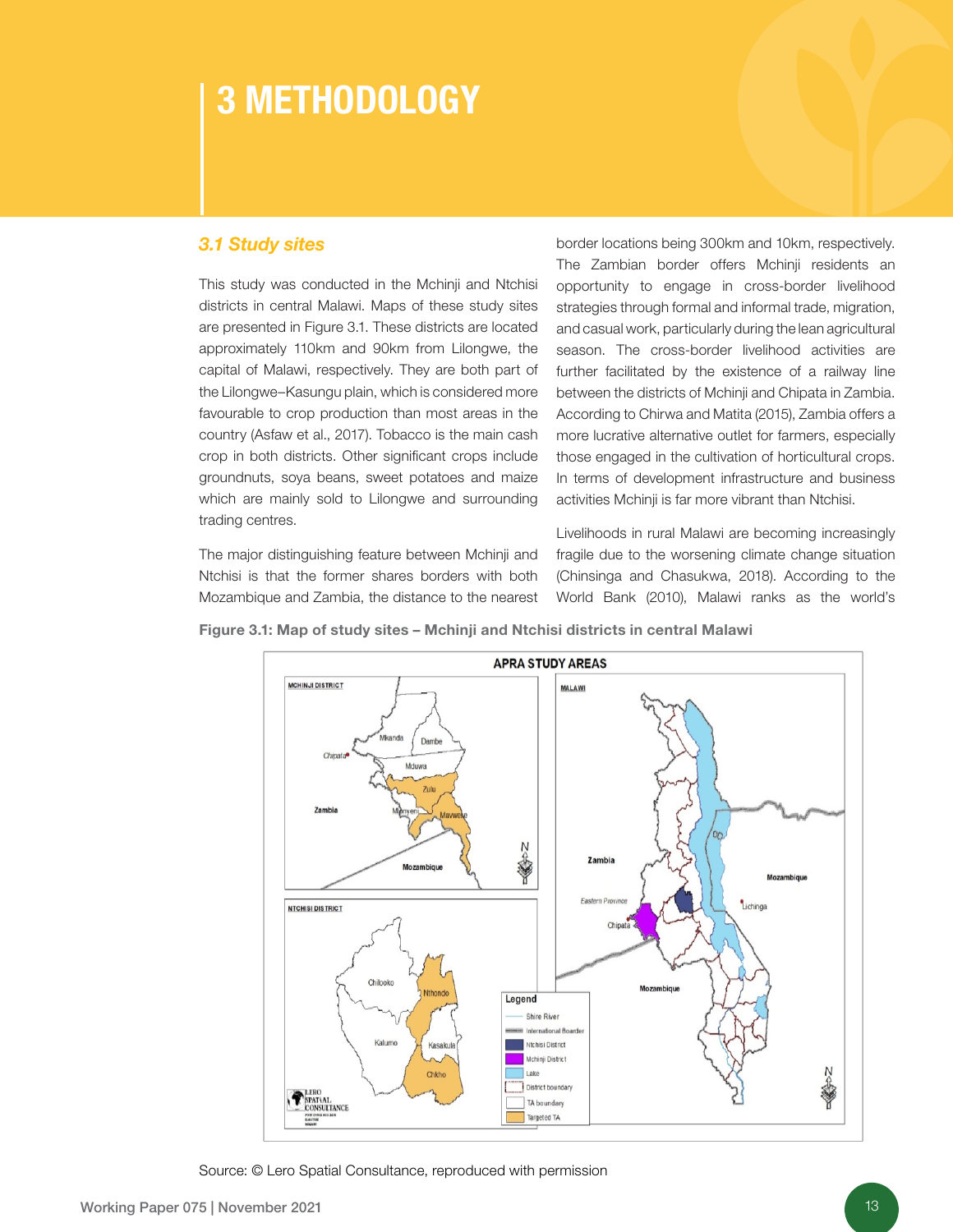# 3 METHODOLOGY

## 3.1 Study sites

This study was conducted in the Mchinji and Ntchisi districts in central Malawi. Maps of these study sites are presented in Figure 3.1. These districts are located approximately 110km and 90km from Lilongwe, the capital of Malawi, respectively. They are both part of the Lilongwe–Kasungu plain, which is considered more favourable to crop production than most areas in the country (Asfaw et al., 2017). Tobacco is the main cash crop in both districts. Other significant crops include groundnuts, soya beans, sweet potatoes and maize which are mainly sold to Lilongwe and surrounding trading centres.

The major distinguishing feature between Mchinji and Ntchisi is that the former shares borders with both Mozambique and Zambia, the distance to the nearest border locations being 300km and 10km, respectively. The Zambian border offers Mchinji residents an opportunity to engage in cross-border livelihood strategies through formal and informal trade, migration, and casual work, particularly during the lean agricultural season. The cross-border livelihood activities are further facilitated by the existence of a railway line between the districts of Mchinji and Chipata in Zambia. According to Chirwa and Matita (2015), Zambia offers a more lucrative alternative outlet for farmers, especially those engaged in the cultivation of horticultural crops. In terms of development infrastructure and business activities Mchinji is far more vibrant than Ntchisi.

Livelihoods in rural Malawi are becoming increasingly fragile due to the worsening climate change situation (Chinsinga and Chasukwa, 2018). According to the World Bank (2010), Malawi ranks as the world's

**Figure 3.1: Map of study sites – Mchinji and Ntchisi districts in central Malawi**

Source: © Lero Spatial Consultance, reproduced with permission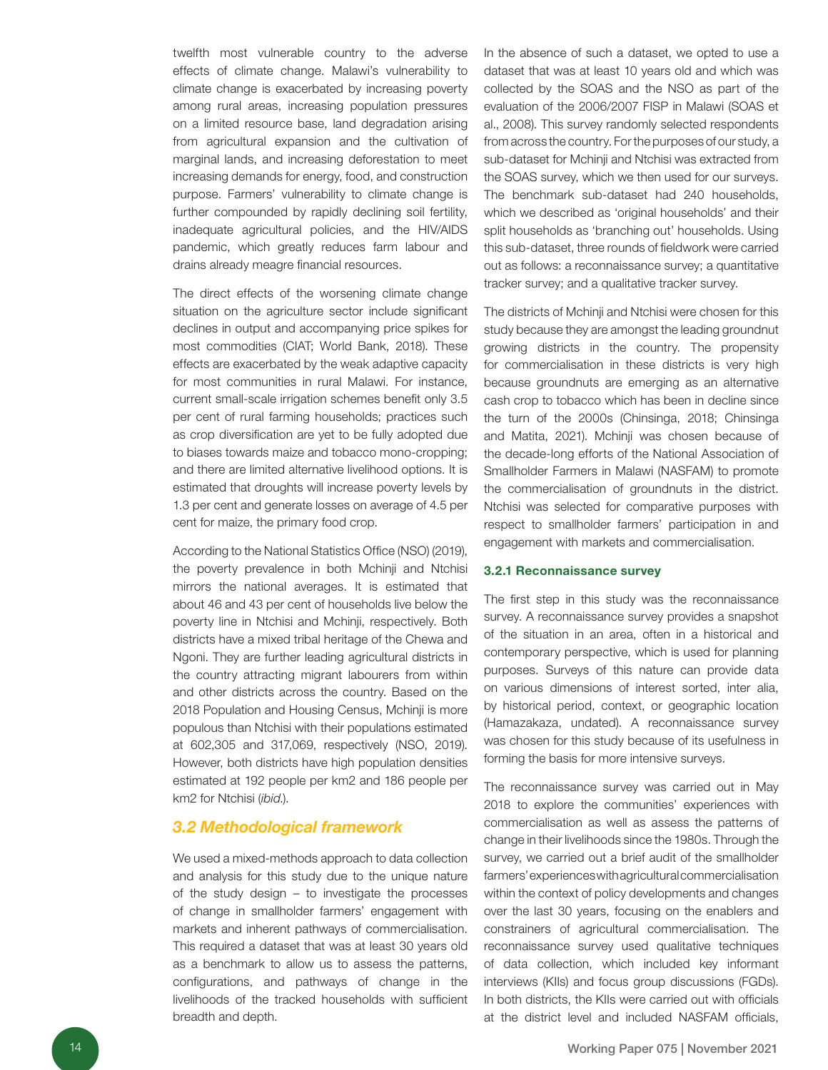twelfth most vulnerable country to the adverse effects of climate change. Malawi's vulnerability to climate change is exacerbated by increasing poverty among rural areas, increasing population pressures on a limited resource base, land degradation arising from agricultural expansion and the cultivation of marginal lands, and increasing deforestation to meet increasing demands for energy, food, and construction purpose. Farmers' vulnerability to climate change is further compounded by rapidly declining soil fertility, inadequate agricultural policies, and the HIV/AIDS pandemic, which greatly reduces farm labour and drains already meagre financial resources.

The direct effects of the worsening climate change situation on the agriculture sector include significant declines in output and accompanying price spikes for most commodities (CIAT; World Bank, 2018). These effects are exacerbated by the weak adaptive capacity for most communities in rural Malawi. For instance, current small-scale irrigation schemes benefit only 3.5 per cent of rural farming households; practices such as crop diversification are yet to be fully adopted due to biases towards maize and tobacco mono-cropping; and there are limited alternative livelihood options. It is estimated that droughts will increase poverty levels by 1.3 per cent and generate losses on average of 4.5 per cent for maize, the primary food crop.

According to the National Statistics Office (NSO) (2019), the poverty prevalence in both Mchinji and Ntchisi mirrors the national averages. It is estimated that about 46 and 43 per cent of households live below the poverty line in Ntchisi and Mchinji, respectively. Both districts have a mixed tribal heritage of the Chewa and Ngoni. They are further leading agricultural districts in the country attracting migrant labourers from within and other districts across the country. Based on the 2018 Population and Housing Census, Mchinji is more populous than Ntchisi with their populations estimated at 602,305 and 317,069, respectively (NSO, 2019). However, both districts have high population densities estimated at 192 people per km2 and 186 people per km2 for Ntchisi (*ibid*.).

## 3.2 Methodological framework

We used a mixed-methods approach to data collection and analysis for this study due to the unique nature of the study design – to investigate the processes of change in smallholder farmers' engagement with markets and inherent pathways of commercialisation. This required a dataset that was at least 30 years old as a benchmark to allow us to assess the patterns, configurations, and pathways of change in the livelihoods of the tracked households with sufficient breadth and depth.

In the absence of such a dataset, we opted to use a dataset that was at least 10 years old and which was collected by the SOAS and the NSO as part of the evaluation of the 2006/2007 FISP in Malawi (SOAS et al., 2008). This survey randomly selected respondents from across the country. For the purposes of our study, a sub-dataset for Mchinji and Ntchisi was extracted from the SOAS survey, which we then used for our surveys. The benchmark sub-dataset had 240 households, which we described as 'original households' and their split households as 'branching out' households. Using this sub-dataset, three rounds of fieldwork were carried out as follows: a reconnaissance survey; a quantitative tracker survey; and a qualitative tracker survey.

The districts of Mchinji and Ntchisi were chosen for this study because they are amongst the leading groundnut growing districts in the country. The propensity for commercialisation in these districts is very high because groundnuts are emerging as an alternative cash crop to tobacco which has been in decline since the turn of the 2000s (Chinsinga, 2018; Chinsinga and Matita, 2021). Mchinji was chosen because of the decade-long efforts of the National Association of Smallholder Farmers in Malawi (NASFAM) to promote the commercialisation of groundnuts in the district. Ntchisi was selected for comparative purposes with respect to smallholder farmers' participation in and engagement with markets and commercialisation.

### 3.2.1 Reconnaissance survey

The first step in this study was the reconnaissance survey. A reconnaissance survey provides a snapshot of the situation in an area, often in a historical and contemporary perspective, which is used for planning purposes. Surveys of this nature can provide data on various dimensions of interest sorted, inter alia, by historical period, context, or geographic location (Hamazakaza, undated). A reconnaissance survey was chosen for this study because of its usefulness in forming the basis for more intensive surveys.

The reconnaissance survey was carried out in May 2018 to explore the communities' experiences with commercialisation as well as assess the patterns of change in their livelihoods since the 1980s. Through the survey, we carried out a brief audit of the smallholder farmers' experiences with agricultural commercialisation within the context of policy developments and changes over the last 30 years, focusing on the enablers and constrainers of agricultural commercialisation. The reconnaissance survey used qualitative techniques of data collection, which included key informant interviews (KIIs) and focus group discussions (FGDs). In both districts, the KIIs were carried out with officials at the district level and included NASFAM officials,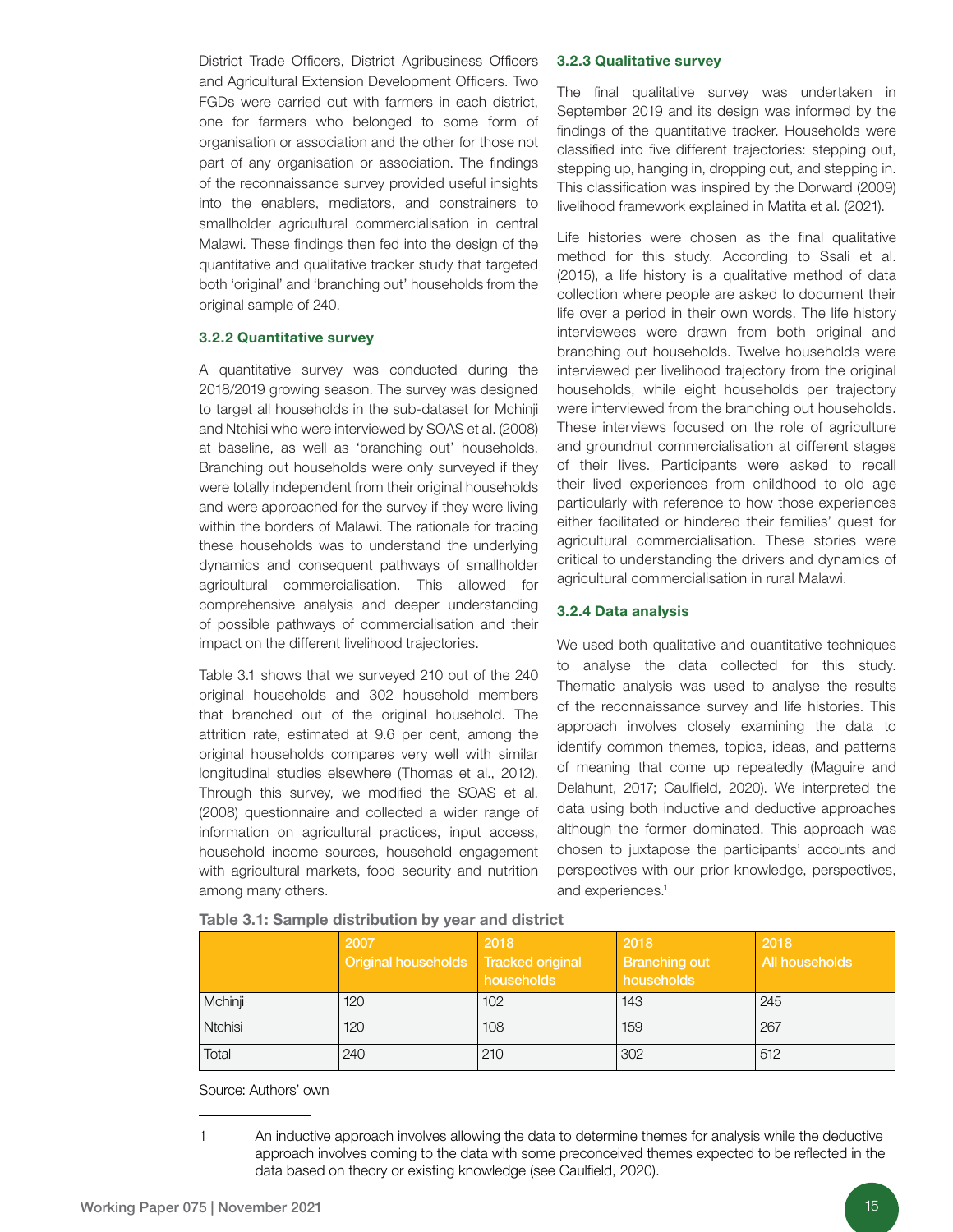District Trade Officers, District Agribusiness Officers and Agricultural Extension Development Officers. Two FGDs were carried out with farmers in each district, one for farmers who belonged to some form of organisation or association and the other for those not part of any organisation or association. The findings of the reconnaissance survey provided useful insights into the enablers, mediators, and constrainers to smallholder agricultural commercialisation in central Malawi. These findings then fed into the design of the quantitative and qualitative tracker study that targeted both 'original' and 'branching out' households from the original sample of 240.

### 3.2.2 Quantitative survey

A quantitative survey was conducted during the 2018/2019 growing season. The survey was designed to target all households in the sub-dataset for Mchinji and Ntchisi who were interviewed by SOAS et al. (2008) at baseline, as well as 'branching out' households. Branching out households were only surveyed if they were totally independent from their original households and were approached for the survey if they were living within the borders of Malawi. The rationale for tracing these households was to understand the underlying dynamics and consequent pathways of smallholder agricultural commercialisation. This allowed for comprehensive analysis and deeper understanding of possible pathways of commercialisation and their impact on the different livelihood trajectories.

Table 3.1 shows that we surveyed 210 out of the 240 original households and 302 household members that branched out of the original household. The attrition rate, estimated at 9.6 per cent, among the original households compares very well with similar longitudinal studies elsewhere (Thomas et al., 2012). Through this survey, we modified the SOAS et al. (2008) questionnaire and collected a wider range of information on agricultural practices, input access, household income sources, household engagement with agricultural markets, food security and nutrition among many others.

### 3.2.3 Qualitative survey

The final qualitative survey was undertaken in September 2019 and its design was informed by the findings of the quantitative tracker. Households were classified into five different trajectories: stepping out, stepping up, hanging in, dropping out, and stepping in. This classification was inspired by the Dorward (2009) livelihood framework explained in Matita et al. (2021).

Life histories were chosen as the final qualitative method for this study. According to Ssali et al. (2015), a life history is a qualitative method of data collection where people are asked to document their life over a period in their own words. The life history interviewees were drawn from both original and branching out households. Twelve households were interviewed per livelihood trajectory from the original households, while eight households per trajectory were interviewed from the branching out households. These interviews focused on the role of agriculture and groundnut commercialisation at different stages of their lives. Participants were asked to recall their lived experiences from childhood to old age particularly with reference to how those experiences either facilitated or hindered their families' quest for agricultural commercialisation. These stories were critical to understanding the drivers and dynamics of agricultural commercialisation in rural Malawi.

### 3.2.4 Data analysis

We used both qualitative and quantitative techniques to analyse the data collected for this study. Thematic analysis was used to analyse the results of the reconnaissance survey and life histories. This approach involves closely examining the data to identify common themes, topics, ideas, and patterns of meaning that come up repeatedly (Maguire and Delahunt, 2017; Caulfield, 2020). We interpreted the data using both inductive and deductive approaches although the former dominated. This approach was chosen to juxtapose the participants' accounts and perspectives with our prior knowledge, perspectives, and experiences.[1]

**Table 3.1: Sample distribution by year and district**

| | 2007 Original households | 2018 Tracked original households | 2018 Branching out households | 2018 All households |
|---|---|---|---|---|
| Mchinji | 120 | 102 | 143 | 245 |
| Ntchisi | 120 | 108 | 159 | 267 |
| Total | 240 | 210 | 302 | 512 |

Source: Authors' own

1 An inductive approach involves allowing the data to determine themes for analysis while the deductive approach involves coming to the data with some preconceived themes expected to be reflected in the data based on theory or existing knowledge (see Caulfield, 2020).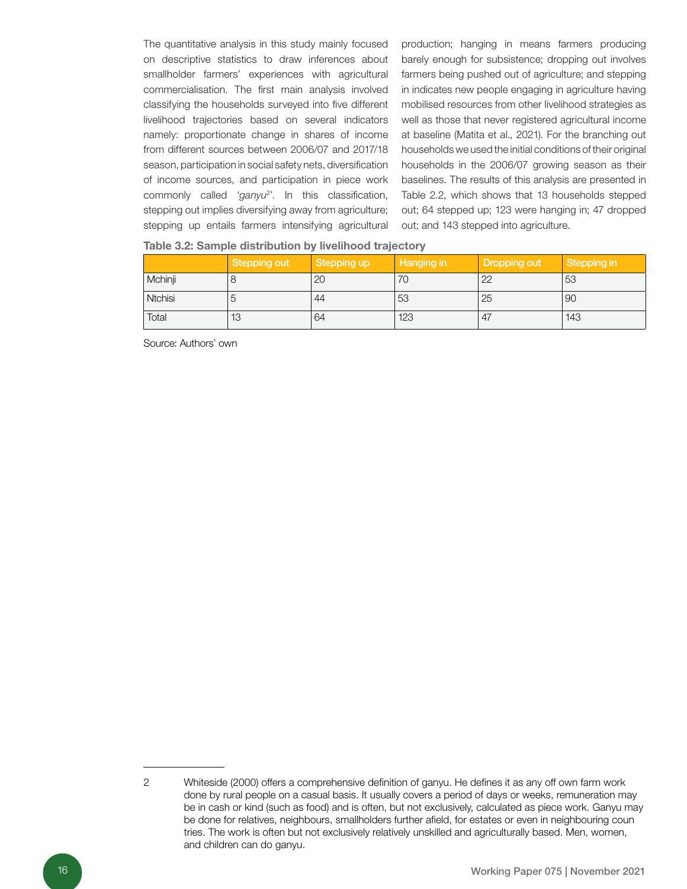The quantitative analysis in this study mainly focused on descriptive statistics to draw inferences about smallholder farmers' experiences with agricultural commercialisation. The first main analysis involved classifying the households surveyed into five different livelihood trajectories based on several indicators namely: proportionate change in shares of income from different sources between 2006/07 and 2017/18 season, participation in social safety nets, diversification of income sources, and participation in piece work commonly called '*ganyu*[2]'. In this classification, stepping out implies diversifying away from agriculture; stepping up entails farmers intensifying agricultural production; hanging in means farmers producing barely enough for subsistence; dropping out involves farmers being pushed out of agriculture; and stepping in indicates new people engaging in agriculture having mobilised resources from other livelihood strategies as well as those that never registered agricultural income at baseline (Matita et al., 2021). For the branching out households we used the initial conditions of their original households in the 2006/07 growing season as their baselines. The results of this analysis are presented in Table 2.2, which shows that 13 households stepped out; 64 stepped up; 123 were hanging in; 47 dropped out; and 143 stepped into agriculture.

**Table 3.2: Sample distribution by livelihood trajectory**

| | Stepping out | Stepping up | Hanging in | Dropping out | Stepping in |
|---|---|---|---|---|---|
| Mchinji | 8 | 20 | 70 | 22 | 53 |
| Ntchisi | 5 | 44 | 53 | 25 | 90 |
| Total | 13 | 64 | 123 | 47 | 143 |

Source: Authors' own

---

2 Whiteside (2000) offers a comprehensive definition of ganyu. He defines it as any off own farm work done by rural people on a casual basis. It usually covers a period of days or weeks, remuneration may be in cash or kind (such as food) and is often, but not exclusively, calculated as piece work. Ganyu may be done for relatives, neighbours, smallholders further afield, for estates or even in neighbouring coun tries. The work is often but not exclusively relatively unskilled and agriculturally based. Men, women, and children can do ganyu.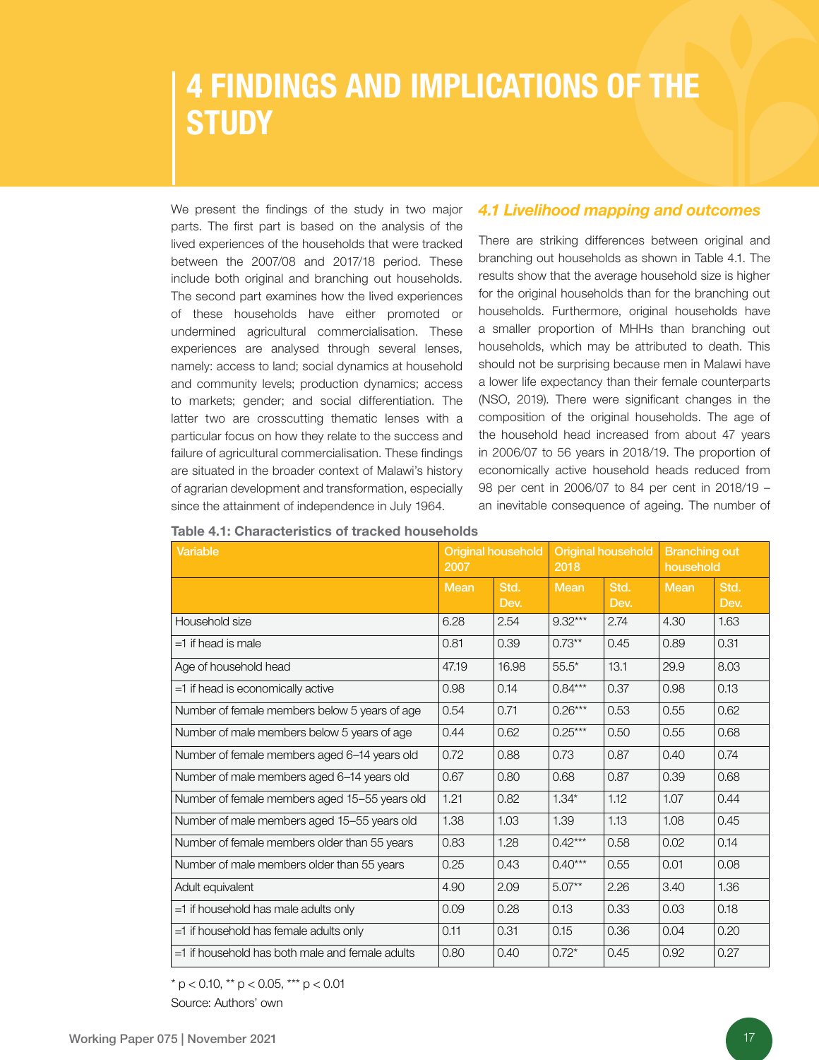# 4 FINDINGS AND IMPLICATIONS OF THE STUDY

We present the findings of the study in two major parts. The first part is based on the analysis of the lived experiences of the households that were tracked between the 2007/08 and 2017/18 period. These include both original and branching out households. The second part examines how the lived experiences of these households have either promoted or undermined agricultural commercialisation. These experiences are analysed through several lenses, namely: access to land; social dynamics at household and community levels; production dynamics; access to markets; gender; and social differentiation. The latter two are crosscutting thematic lenses with a particular focus on how they relate to the success and failure of agricultural commercialisation. These findings are situated in the broader context of Malawi's history of agrarian development and transformation, especially since the attainment of independence in July 1964.

## *4.1 Livelihood mapping and outcomes*

There are striking differences between original and branching out households as shown in Table 4.1. The results show that the average household size is higher for the original households than for the branching out households. Furthermore, original households have a smaller proportion of MHHs than branching out households, which may be attributed to death. This should not be surprising because men in Malawi have a lower life expectancy than their female counterparts (NSO, 2019). There were significant changes in the composition of the original households. The age of the household head increased from about 47 years in 2006/07 to 56 years in 2018/19. The proportion of economically active household heads reduced from 98 per cent in 2006/07 to 84 per cent in 2018/19 – an inevitable consequence of ageing. The number of

**Table 4.1: Characteristics of tracked households**

| Variable | Original household 2007 | | Original household 2018 | | Branching out household | |
|---|---|---|---|---|---|---|
| | Mean | Std. Dev. | Mean | Std. Dev. | Mean | Std. Dev. |
| Household size | 6.28 | 2.54 | 9.32*** | 2.74 | 4.30 | 1.63 |
| =1 if head is male | 0.81 | 0.39 | 0.73** | 0.45 | 0.89 | 0.31 |
| Age of household head | 47.19 | 16.98 | 55.5* | 13.1 | 29.9 | 8.03 |
| =1 if head is economically active | 0.98 | 0.14 | 0.84*** | 0.37 | 0.98 | 0.13 |
| Number of female members below 5 years of age | 0.54 | 0.71 | 0.26*** | 0.53 | 0.55 | 0.62 |
| Number of male members below 5 years of age | 0.44 | 0.62 | 0.25*** | 0.50 | 0.55 | 0.68 |
| Number of female members aged 6–14 years old | 0.72 | 0.88 | 0.73 | 0.87 | 0.40 | 0.74 |
| Number of male members aged 6–14 years old | 0.67 | 0.80 | 0.68 | 0.87 | 0.39 | 0.68 |
| Number of female members aged 15–55 years old | 1.21 | 0.82 | 1.34* | 1.12 | 1.07 | 0.44 |
| Number of male members aged 15–55 years old | 1.38 | 1.03 | 1.39 | 1.13 | 1.08 | 0.45 |
| Number of female members older than 55 years | 0.83 | 1.28 | 0.42*** | 0.58 | 0.02 | 0.14 |
| Number of male members older than 55 years | 0.25 | 0.43 | 0.40*** | 0.55 | 0.01 | 0.08 |
| Adult equivalent | 4.90 | 2.09 | 5.07** | 2.26 | 3.40 | 1.36 |
| =1 if household has male adults only | 0.09 | 0.28 | 0.13 | 0.33 | 0.03 | 0.18 |
| =1 if household has female adults only | 0.11 | 0.31 | 0.15 | 0.36 | 0.04 | 0.20 |
| =1 if household has both male and female adults | 0.80 | 0.40 | 0.72* | 0.45 | 0.92 | 0.27 |

\* $p < 0.10$, ** $p < 0.05$, *** $p < 0.01$

Source: Authors' own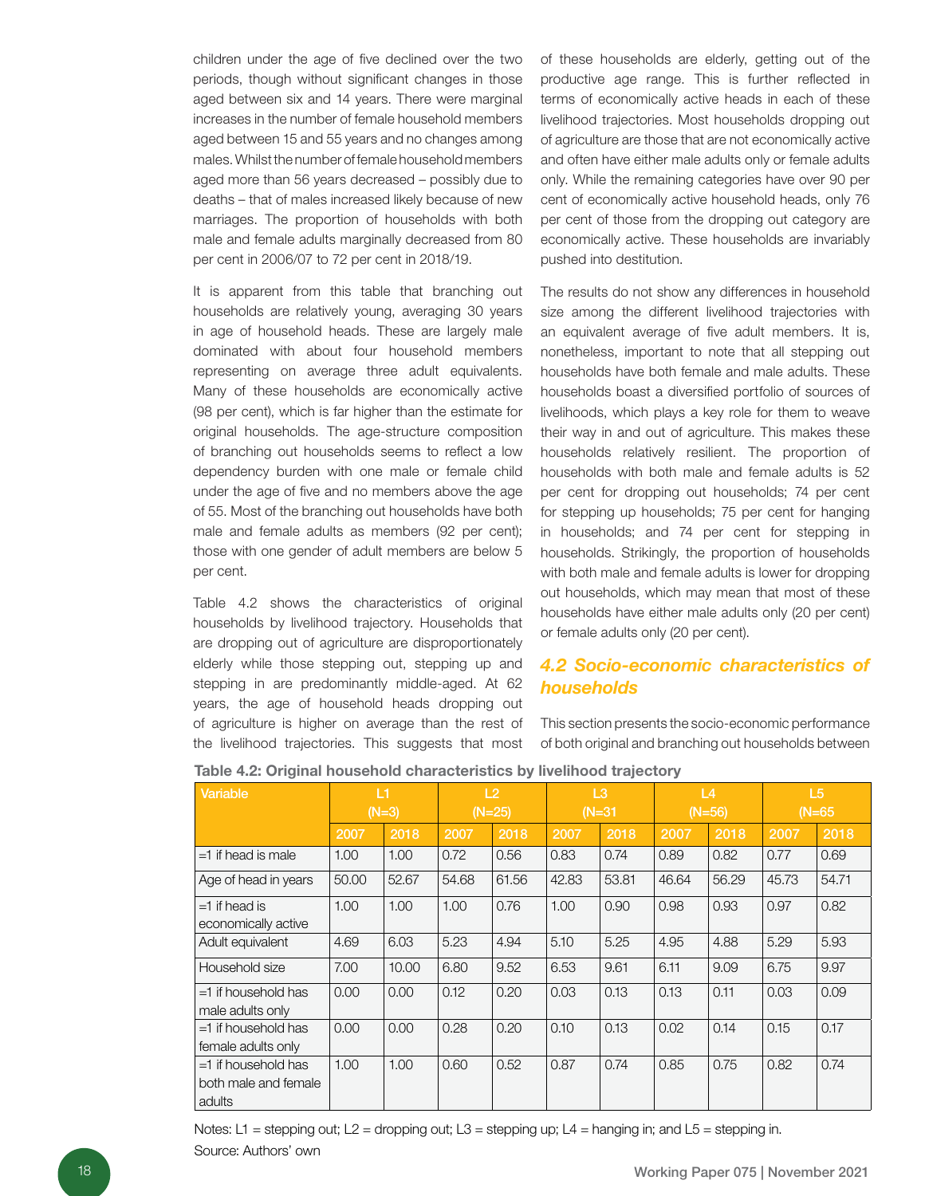children under the age of five declined over the two periods, though without significant changes in those aged between six and 14 years. There were marginal increases in the number of female household members aged between 15 and 55 years and no changes among males. Whilst the number of female household members aged more than 56 years decreased – possibly due to deaths – that of males increased likely because of new marriages. The proportion of households with both male and female adults marginally decreased from 80 per cent in 2006/07 to 72 per cent in 2018/19.

It is apparent from this table that branching out households are relatively young, averaging 30 years in age of household heads. These are largely male dominated with about four household members representing on average three adult equivalents. Many of these households are economically active (98 per cent), which is far higher than the estimate for original households. The age-structure composition of branching out households seems to reflect a low dependency burden with one male or female child under the age of five and no members above the age of 55. Most of the branching out households have both male and female adults as members (92 per cent); those with one gender of adult members are below 5 per cent.

Table 4.2 shows the characteristics of original households by livelihood trajectory. Households that are dropping out of agriculture are disproportionately elderly while those stepping out, stepping up and stepping in are predominantly middle-aged. At 62 years, the age of household heads dropping out of agriculture is higher on average than the rest of the livelihood trajectories. This suggests that most of these households are elderly, getting out of the productive age range. This is further reflected in terms of economically active heads in each of these livelihood trajectories. Most households dropping out of agriculture are those that are not economically active and often have either male adults only or female adults only. While the remaining categories have over 90 per cent of economically active household heads, only 76 per cent of those from the dropping out category are economically active. These households are invariably pushed into destitution.

The results do not show any differences in household size among the different livelihood trajectories with an equivalent average of five adult members. It is, nonetheless, important to note that all stepping out households have both female and male adults. These households boast a diversified portfolio of sources of livelihoods, which plays a key role for them to weave their way in and out of agriculture. This makes these households relatively resilient. The proportion of households with both male and female adults is 52 per cent for dropping out households; 74 per cent for stepping up households; 75 per cent for hanging in households; and 74 per cent for stepping in households. Strikingly, the proportion of households with both male and female adults is lower for dropping out households, which may mean that most of these households have either male adults only (20 per cent) or female adults only (20 per cent).

## 4.2 Socio-economic characteristics of households

This section presents the socio-economic performance of both original and branching out households between

**Table 4.2: Original household characteristics by livelihood trajectory**

| Variable | L1 (N=3) | | L2 (N=25) | | L3 (N=31) | | L4 (N=56) | | L5 (N=65) | |
|---|---|---|---|---|---|---|---|---|---|---|
| | 2007 | 2018 | 2007 | 2018 | 2007 | 2018 | 2007 | 2018 | 2007 | 2018 |
| =1 if head is male | 1.00 | 1.00 | 0.72 | 0.56 | 0.83 | 0.74 | 0.89 | 0.82 | 0.77 | 0.69 |
| Age of head in years | 50.00 | 52.67 | 54.68 | 61.56 | 42.83 | 53.81 | 46.64 | 56.29 | 45.73 | 54.71 |
| =1 if head is economically active | 1.00 | 1.00 | 1.00 | 0.76 | 1.00 | 0.90 | 0.98 | 0.93 | 0.97 | 0.82 |
| Adult equivalent | 4.69 | 6.03 | 5.23 | 4.94 | 5.10 | 5.25 | 4.95 | 4.88 | 5.29 | 5.93 |
| Household size | 7.00 | 10.00 | 6.80 | 9.52 | 6.53 | 9.61 | 6.11 | 9.09 | 6.75 | 9.97 |
| =1 if household has male adults only | 0.00 | 0.00 | 0.12 | 0.20 | 0.03 | 0.13 | 0.13 | 0.11 | 0.03 | 0.09 |
| =1 if household has female adults only | 0.00 | 0.00 | 0.28 | 0.20 | 0.10 | 0.13 | 0.02 | 0.14 | 0.15 | 0.17 |
| =1 if household has both male and female adults | 1.00 | 1.00 | 0.60 | 0.52 | 0.87 | 0.74 | 0.85 | 0.75 | 0.82 | 0.74 |

Notes: L1 = stepping out; L2 = dropping out; L3 = stepping up; L4 = hanging in; and L5 = stepping in.
Source: Authors' own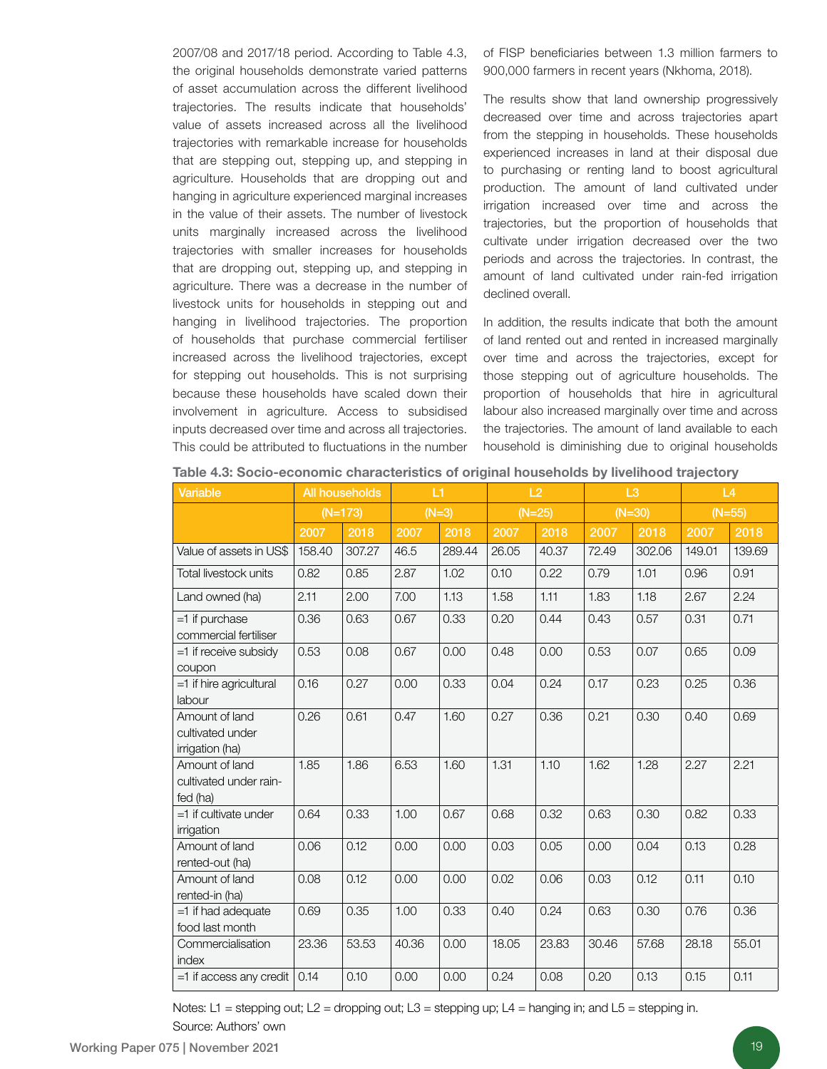2007/08 and 2017/18 period. According to Table 4.3, the original households demonstrate varied patterns of asset accumulation across the different livelihood trajectories. The results indicate that households' value of assets increased across all the livelihood trajectories with remarkable increase for households that are stepping out, stepping up, and stepping in agriculture. Households that are dropping out and hanging in agriculture experienced marginal increases in the value of their assets. The number of livestock units marginally increased across the livelihood trajectories with smaller increases for households that are dropping out, stepping up, and stepping in agriculture. There was a decrease in the number of livestock units for households in stepping out and hanging in livelihood trajectories. The proportion of households that purchase commercial fertiliser increased across the livelihood trajectories, except for stepping out households. This is not surprising because these households have scaled down their involvement in agriculture. Access to subsidised inputs decreased over time and across all trajectories. This could be attributed to fluctuations in the number of FISP beneficiaries between 1.3 million farmers to 900,000 farmers in recent years (Nkhoma, 2018).

The results show that land ownership progressively decreased over time and across trajectories apart from the stepping in households. These households experienced increases in land at their disposal due to purchasing or renting land to boost agricultural production. The amount of land cultivated under irrigation increased over time and across the trajectories, but the proportion of households that cultivate under irrigation decreased over the two periods and across the trajectories. In contrast, the amount of land cultivated under rain-fed irrigation declined overall.

In addition, the results indicate that both the amount of land rented out and rented in increased marginally over time and across the trajectories, except for those stepping out of agriculture households. The proportion of households that hire in agricultural labour also increased marginally over time and across the trajectories. The amount of land available to each household is diminishing due to original households

**Table 4.3: Socio-economic characteristics of original households by livelihood trajectory**

| Variable | All households | | L1 | | L2 | | L3 | | L4 | |
|---|---|---|---|---|---|---|---|---|---|---|
| | (N=173) | | (N=3) | | (N=25) | | (N=30) | | (N=55) | |
| | 2007 | 2018 | 2007 | 2018 | 2007 | 2018 | 2007 | 2018 | 2007 | 2018 |
| Value of assets in US$ | 158.40 | 307.27 | 46.5 | 289.44 | 26.05 | 40.37 | 72.49 | 302.06 | 149.01 | 139.69 |
| Total livestock units | 0.82 | 0.85 | 2.87 | 1.02 | 0.10 | 0.22 | 0.79 | 1.01 | 0.96 | 0.91 |
| Land owned (ha) | 2.11 | 2.00 | 7.00 | 1.13 | 1.58 | 1.11 | 1.83 | 1.18 | 2.67 | 2.24 |
| =1 if purchase commercial fertiliser | 0.36 | 0.63 | 0.67 | 0.33 | 0.20 | 0.44 | 0.43 | 0.57 | 0.31 | 0.71 |
| =1 if receive subsidy coupon | 0.53 | 0.08 | 0.67 | 0.00 | 0.48 | 0.00 | 0.53 | 0.07 | 0.65 | 0.09 |
| =1 if hire agricultural labour | 0.16 | 0.27 | 0.00 | 0.33 | 0.04 | 0.24 | 0.17 | 0.23 | 0.25 | 0.36 |
| Amount of land cultivated under irrigation (ha) | 0.26 | 0.61 | 0.47 | 1.60 | 0.27 | 0.36 | 0.21 | 0.30 | 0.40 | 0.69 |
| Amount of land cultivated under rain-fed (ha) | 1.85 | 1.86 | 6.53 | 1.60 | 1.31 | 1.10 | 1.62 | 1.28 | 2.27 | 2.21 |
| =1 if cultivate under irrigation | 0.64 | 0.33 | 1.00 | 0.67 | 0.68 | 0.32 | 0.63 | 0.30 | 0.82 | 0.33 |
| Amount of land rented-out (ha) | 0.06 | 0.12 | 0.00 | 0.00 | 0.03 | 0.05 | 0.00 | 0.04 | 0.13 | 0.28 |
| Amount of land rented-in (ha) | 0.08 | 0.12 | 0.00 | 0.00 | 0.02 | 0.06 | 0.03 | 0.12 | 0.11 | 0.10 |
| =1 if had adequate food last month | 0.69 | 0.35 | 1.00 | 0.33 | 0.40 | 0.24 | 0.63 | 0.30 | 0.76 | 0.36 |
| Commercialisation index | 23.36 | 53.53 | 40.36 | 0.00 | 18.05 | 23.83 | 30.46 | 57.68 | 28.18 | 55.01 |
| =1 if access any credit | 0.14 | 0.10 | 0.00 | 0.00 | 0.24 | 0.08 | 0.20 | 0.13 | 0.15 | 0.11 |

Notes: L1 = stepping out; L2 = dropping out; L3 = stepping up; L4 = hanging in; and L5 = stepping in.
Source: Authors' own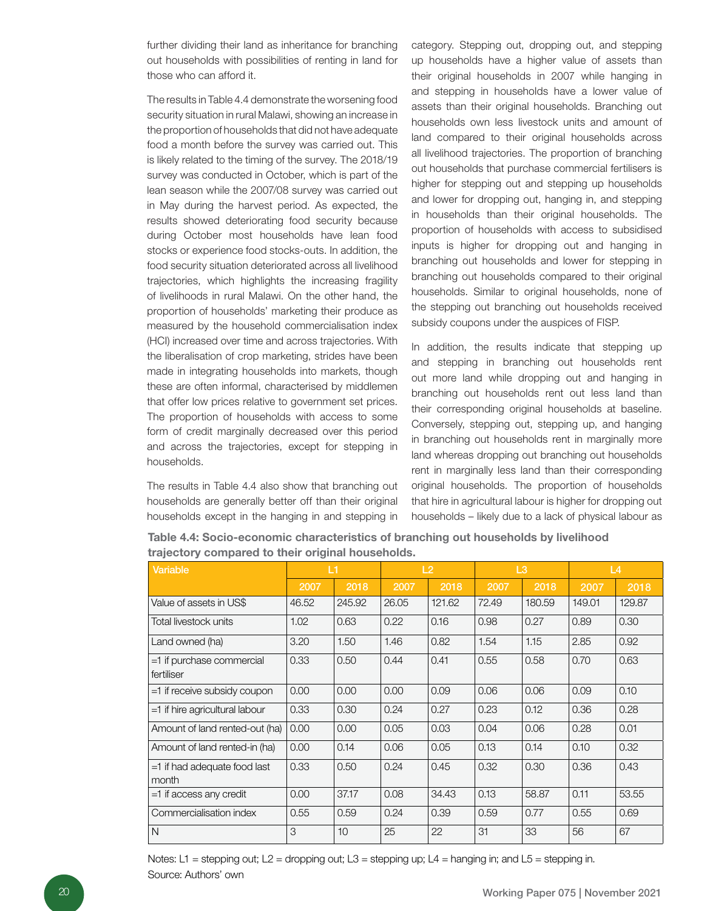further dividing their land as inheritance for branching out households with possibilities of renting in land for those who can afford it.

The results in Table 4.4 demonstrate the worsening food security situation in rural Malawi, showing an increase in the proportion of households that did not have adequate food a month before the survey was carried out. This is likely related to the timing of the survey. The 2018/19 survey was conducted in October, which is part of the lean season while the 2007/08 survey was carried out in May during the harvest period. As expected, the results showed deteriorating food security because during October most households have lean food stocks or experience food stocks-outs. In addition, the food security situation deteriorated across all livelihood trajectories, which highlights the increasing fragility of livelihoods in rural Malawi. On the other hand, the proportion of households' marketing their produce as measured by the household commercialisation index (HCI) increased over time and across trajectories. With the liberalisation of crop marketing, strides have been made in integrating households into markets, though these are often informal, characterised by middlemen that offer low prices relative to government set prices. The proportion of households with access to some form of credit marginally decreased over this period and across the trajectories, except for stepping in households.

The results in Table 4.4 also show that branching out households are generally better off than their original households except in the hanging in and stepping in category. Stepping out, dropping out, and stepping up households have a higher value of assets than their original households in 2007 while hanging in and stepping in households have a lower value of assets than their original households. Branching out households own less livestock units and amount of land compared to their original households across all livelihood trajectories. The proportion of branching out households that purchase commercial fertilisers is higher for stepping out and stepping up households and lower for dropping out, hanging in, and stepping in households than their original households. The proportion of households with access to subsidised inputs is higher for dropping out and hanging in branching out households and lower for stepping in branching out households compared to their original households. Similar to original households, none of the stepping out branching out households received subsidy coupons under the auspices of FISP.

In addition, the results indicate that stepping up and stepping in branching out households rent out more land while dropping out and hanging in branching out households rent out less land than their corresponding original households at baseline. Conversely, stepping out, stepping up, and hanging in branching out households rent in marginally more land whereas dropping out branching out households rent in marginally less land than their corresponding original households. The proportion of households that hire in agricultural labour is higher for dropping out households – likely due to a lack of physical labour as

**Table 4.4: Socio-economic characteristics of branching out households by livelihood trajectory compared to their original households.**

| Variable | L1 | | L2 | | L3 | | L4 | |
|---|---|---|---|---|---|---|---|---|
| | 2007 | 2018 | 2007 | 2018 | 2007 | 2018 | 2007 | 2018 |
| Value of assets in US$ | 46.52 | 245.92 | 26.05 | 121.62 | 72.49 | 180.59 | 149.01 | 129.87 |
| Total livestock units | 1.02 | 0.63 | 0.22 | 0.16 | 0.98 | 0.27 | 0.89 | 0.30 |
| Land owned (ha) | 3.20 | 1.50 | 1.46 | 0.82 | 1.54 | 1.15 | 2.85 | 0.92 |
| =1 if purchase commercial fertiliser | 0.33 | 0.50 | 0.44 | 0.41 | 0.55 | 0.58 | 0.70 | 0.63 |
| =1 if receive subsidy coupon | 0.00 | 0.00 | 0.00 | 0.09 | 0.06 | 0.06 | 0.09 | 0.10 |
| =1 if hire agricultural labour | 0.33 | 0.30 | 0.24 | 0.27 | 0.23 | 0.12 | 0.36 | 0.28 |
| Amount of land rented-out (ha) | 0.00 | 0.00 | 0.05 | 0.03 | 0.04 | 0.06 | 0.28 | 0.01 |
| Amount of land rented-in (ha) | 0.00 | 0.14 | 0.06 | 0.05 | 0.13 | 0.14 | 0.10 | 0.32 |
| =1 if had adequate food last month | 0.33 | 0.50 | 0.24 | 0.45 | 0.32 | 0.30 | 0.36 | 0.43 |
| =1 if access any credit | 0.00 | 37.17 | 0.08 | 34.43 | 0.13 | 58.87 | 0.11 | 53.55 |
| Commercialisation index | 0.55 | 0.59 | 0.24 | 0.39 | 0.59 | 0.77 | 0.55 | 0.69 |
| N | 3 | 10 | 25 | 22 | 31 | 33 | 56 | 67 |

Notes: L1 = stepping out; L2 = dropping out; L3 = stepping up; L4 = hanging in; and L5 = stepping in.
Source: Authors' own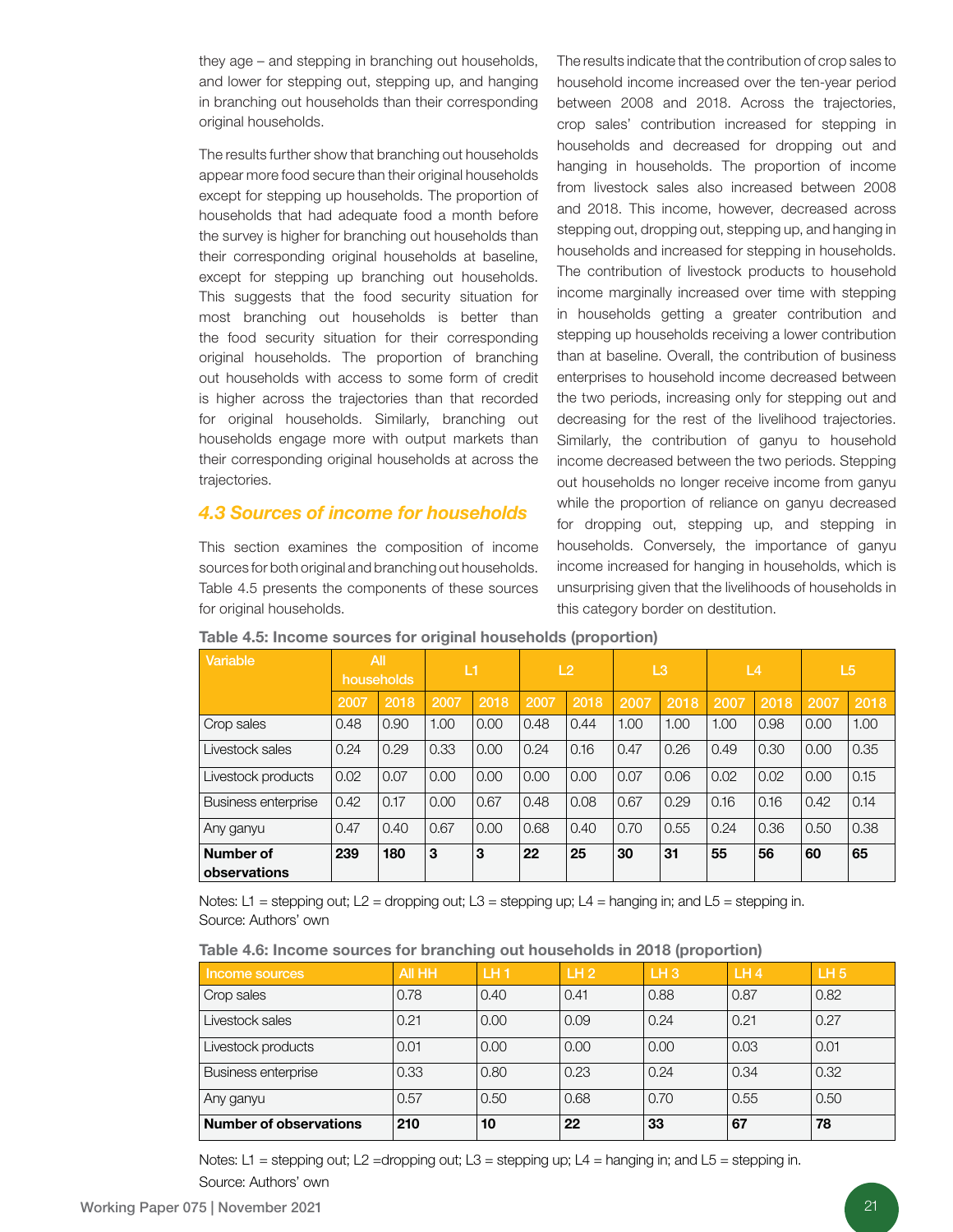they age – and stepping in branching out households, and lower for stepping out, stepping up, and hanging in branching out households than their corresponding original households.

The results further show that branching out households appear more food secure than their original households except for stepping up households. The proportion of households that had adequate food a month before the survey is higher for branching out households than their corresponding original households at baseline, except for stepping up branching out households. This suggests that the food security situation for most branching out households is better than the food security situation for their corresponding original households. The proportion of branching out households with access to some form of credit is higher across the trajectories than that recorded for original households. Similarly, branching out households engage more with output markets than their corresponding original households at across the trajectories.

### *4.3 Sources of income for households*

This section examines the composition of income sources for both original and branching out households. Table 4.5 presents the components of these sources for original households.

The results indicate that the contribution of crop sales to household income increased over the ten-year period between 2008 and 2018. Across the trajectories, crop sales' contribution increased for stepping in households and decreased for dropping out and hanging in households. The proportion of income from livestock sales also increased between 2008 and 2018. This income, however, decreased across stepping out, dropping out, stepping up, and hanging in households and increased for stepping in households. The contribution of livestock products to household income marginally increased over time with stepping in households getting a greater contribution and stepping up households receiving a lower contribution than at baseline. Overall, the contribution of business enterprises to household income decreased between the two periods, increasing only for stepping out and decreasing for the rest of the livelihood trajectories. Similarly, the contribution of ganyu to household income decreased between the two periods. Stepping out households no longer receive income from ganyu while the proportion of reliance on ganyu decreased for dropping out, stepping up, and stepping in households. Conversely, the importance of ganyu income increased for hanging in households, which is unsurprising given that the livelihoods of households in this category border on destitution.

**Table 4.5: Income sources for original households (proportion)**

| Variable | All households | | L1 | | L2 | | L3 | | L4 | | L5 | |
|---|---|---|---|---|---|---|---|---|---|---|---|---|
| | 2007 | 2018 | 2007 | 2018 | 2007 | 2018 | 2007 | 2018 | 2007 | 2018 | 2007 | 2018 |
| Crop sales | 0.48 | 0.90 | 1.00 | 0.00 | 0.48 | 0.44 | 1.00 | 1.00 | 1.00 | 0.98 | 0.00 | 1.00 |
| Livestock sales | 0.24 | 0.29 | 0.33 | 0.00 | 0.24 | 0.16 | 0.47 | 0.26 | 0.49 | 0.30 | 0.00 | 0.35 |
| Livestock products | 0.02 | 0.07 | 0.00 | 0.00 | 0.00 | 0.00 | 0.07 | 0.06 | 0.02 | 0.02 | 0.00 | 0.15 |
| Business enterprise | 0.42 | 0.17 | 0.00 | 0.67 | 0.48 | 0.08 | 0.67 | 0.29 | 0.16 | 0.16 | 0.42 | 0.14 |
| Any ganyu | 0.47 | 0.40 | 0.67 | 0.00 | 0.68 | 0.40 | 0.70 | 0.55 | 0.24 | 0.36 | 0.50 | 0.38 |
| **Number of observations** | **239** | **180** | **3** | **3** | **22** | **25** | **30** | **31** | **55** | **56** | **60** | **65** |

Notes: L1 = stepping out; L2 = dropping out; L3 = stepping up; L4 = hanging in; and L5 = stepping in.
Source: Authors' own

**Table 4.6: Income sources for branching out households in 2018 (proportion)**

| Income sources | All HH | LH 1 | LH 2 | LH 3 | LH 4 | LH 5 |
|---|---|---|---|---|---|---|
| Crop sales | 0.78 | 0.40 | 0.41 | 0.88 | 0.87 | 0.82 |
| Livestock sales | 0.21 | 0.00 | 0.09 | 0.24 | 0.21 | 0.27 |
| Livestock products | 0.01 | 0.00 | 0.00 | 0.00 | 0.03 | 0.01 |
| Business enterprise | 0.33 | 0.80 | 0.23 | 0.24 | 0.34 | 0.32 |
| Any ganyu | 0.57 | 0.50 | 0.68 | 0.70 | 0.55 | 0.50 |
| **Number of observations** | **210** | **10** | **22** | **33** | **67** | **78** |

Notes: L1 = stepping out; L2 =dropping out; L3 = stepping up; L4 = hanging in; and L5 = stepping in.
Source: Authors' own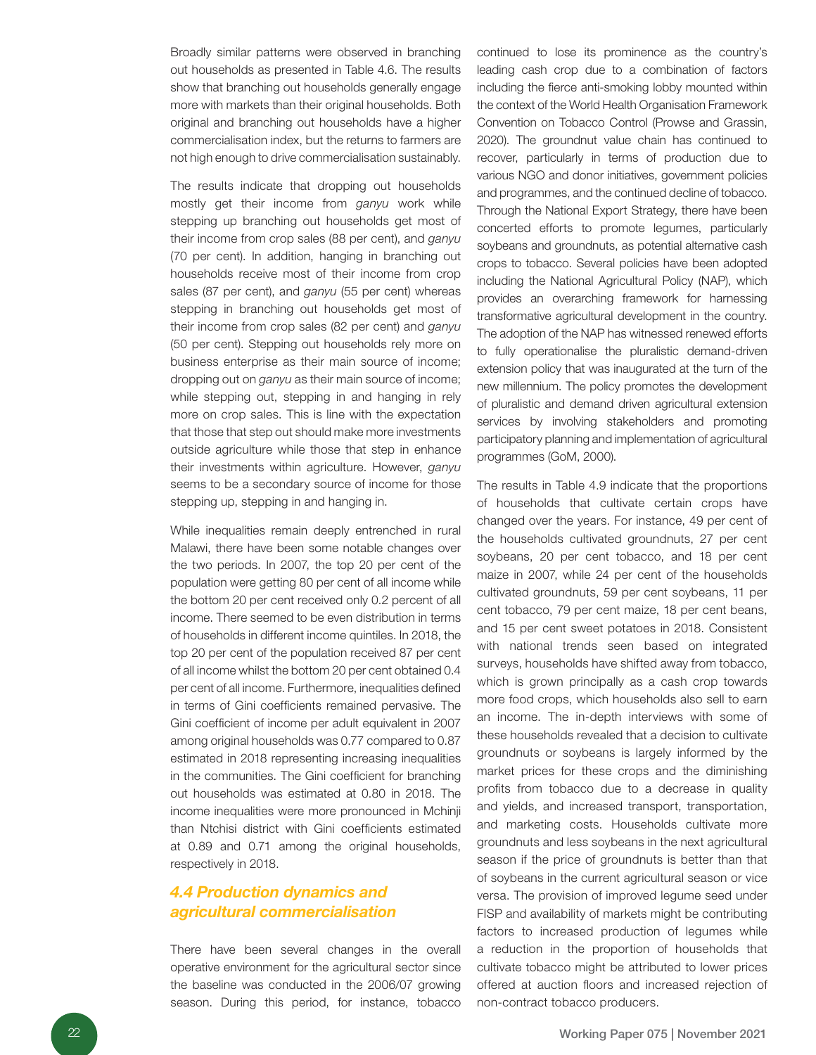Broadly similar patterns were observed in branching out households as presented in Table 4.6. The results show that branching out households generally engage more with markets than their original households. Both original and branching out households have a higher commercialisation index, but the returns to farmers are not high enough to drive commercialisation sustainably.

The results indicate that dropping out households mostly get their income from *ganyu* work while stepping up branching out households get most of their income from crop sales (88 per cent), and *ganyu* (70 per cent). In addition, hanging in branching out households receive most of their income from crop sales (87 per cent), and *ganyu* (55 per cent) whereas stepping in branching out households get most of their income from crop sales (82 per cent) and *ganyu* (50 per cent). Stepping out households rely more on business enterprise as their main source of income; dropping out on *ganyu* as their main source of income; while stepping out, stepping in and hanging in rely more on crop sales. This is line with the expectation that those that step out should make more investments outside agriculture while those that step in enhance their investments within agriculture. However, *ganyu* seems to be a secondary source of income for those stepping up, stepping in and hanging in.

While inequalities remain deeply entrenched in rural Malawi, there have been some notable changes over the two periods. In 2007, the top 20 per cent of the population were getting 80 per cent of all income while the bottom 20 per cent received only 0.2 percent of all income. There seemed to be even distribution in terms of households in different income quintiles. In 2018, the top 20 per cent of the population received 87 per cent of all income whilst the bottom 20 per cent obtained 0.4 per cent of all income. Furthermore, inequalities defined in terms of Gini coefficients remained pervasive. The Gini coefficient of income per adult equivalent in 2007 among original households was 0.77 compared to 0.87 estimated in 2018 representing increasing inequalities in the communities. The Gini coefficient for branching out households was estimated at 0.80 in 2018. The income inequalities were more pronounced in Mchinji than Ntchisi district with Gini coefficients estimated at 0.89 and 0.71 among the original households, respectively in 2018.

## 4.4 Production dynamics and agricultural commercialisation

There have been several changes in the overall operative environment for the agricultural sector since the baseline was conducted in the 2006/07 growing season. During this period, for instance, tobacco continued to lose its prominence as the country's leading cash crop due to a combination of factors including the fierce anti-smoking lobby mounted within the context of the World Health Organisation Framework Convention on Tobacco Control (Prowse and Grassin, 2020). The groundnut value chain has continued to recover, particularly in terms of production due to various NGO and donor initiatives, government policies and programmes, and the continued decline of tobacco. Through the National Export Strategy, there have been concerted efforts to promote legumes, particularly soybeans and groundnuts, as potential alternative cash crops to tobacco. Several policies have been adopted including the National Agricultural Policy (NAP), which provides an overarching framework for harnessing transformative agricultural development in the country. The adoption of the NAP has witnessed renewed efforts to fully operationalise the pluralistic demand-driven extension policy that was inaugurated at the turn of the new millennium. The policy promotes the development of pluralistic and demand driven agricultural extension services by involving stakeholders and promoting participatory planning and implementation of agricultural programmes (GoM, 2000).

The results in Table 4.9 indicate that the proportions of households that cultivate certain crops have changed over the years. For instance, 49 per cent of the households cultivated groundnuts, 27 per cent soybeans, 20 per cent tobacco, and 18 per cent maize in 2007, while 24 per cent of the households cultivated groundnuts, 59 per cent soybeans, 11 per cent tobacco, 79 per cent maize, 18 per cent beans, and 15 per cent sweet potatoes in 2018. Consistent with national trends seen based on integrated surveys, households have shifted away from tobacco, which is grown principally as a cash crop towards more food crops, which households also sell to earn an income. The in-depth interviews with some of these households revealed that a decision to cultivate groundnuts or soybeans is largely informed by the market prices for these crops and the diminishing profits from tobacco due to a decrease in quality and yields, and increased transport, transportation, and marketing costs. Households cultivate more groundnuts and less soybeans in the next agricultural season if the price of groundnuts is better than that of soybeans in the current agricultural season or vice versa. The provision of improved legume seed under FISP and availability of markets might be contributing factors to increased production of legumes while a reduction in the proportion of households that cultivate tobacco might be attributed to lower prices offered at auction floors and increased rejection of non-contract tobacco producers.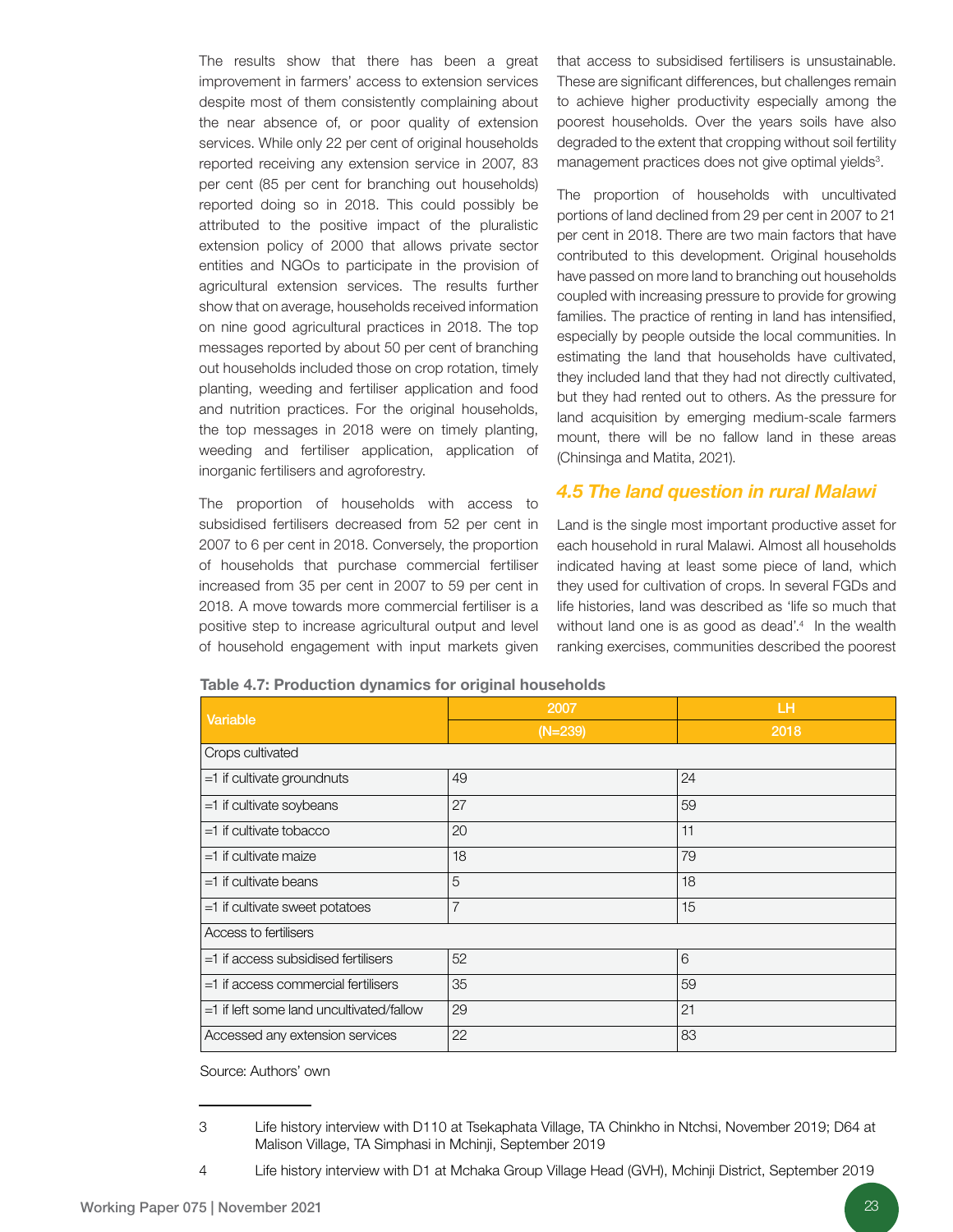The results show that there has been a great improvement in farmers' access to extension services despite most of them consistently complaining about the near absence of, or poor quality of extension services. While only 22 per cent of original households reported receiving any extension service in 2007, 83 per cent (85 per cent for branching out households) reported doing so in 2018. This could possibly be attributed to the positive impact of the pluralistic extension policy of 2000 that allows private sector entities and NGOs to participate in the provision of agricultural extension services. The results further show that on average, households received information on nine good agricultural practices in 2018. The top messages reported by about 50 per cent of branching out households included those on crop rotation, timely planting, weeding and fertiliser application and food and nutrition practices. For the original households, the top messages in 2018 were on timely planting, weeding and fertiliser application, application of inorganic fertilisers and agroforestry.

The proportion of households with access to subsidised fertilisers decreased from 52 per cent in 2007 to 6 per cent in 2018. Conversely, the proportion of households that purchase commercial fertiliser increased from 35 per cent in 2007 to 59 per cent in 2018. A move towards more commercial fertiliser is a positive step to increase agricultural output and level of household engagement with input markets given that access to subsidised fertilisers is unsustainable. These are significant differences, but challenges remain to achieve higher productivity especially among the poorest households. Over the years soils have also degraded to the extent that cropping without soil fertility management practices does not give optimal yields[3].

The proportion of households with uncultivated portions of land declined from 29 per cent in 2007 to 21 per cent in 2018. There are two main factors that have contributed to this development. Original households have passed on more land to branching out households coupled with increasing pressure to provide for growing families. The practice of renting in land has intensified, especially by people outside the local communities. In estimating the land that households have cultivated, they included land that they had not directly cultivated, but they had rented out to others. As the pressure for land acquisition by emerging medium-scale farmers mount, there will be no fallow land in these areas (Chinsinga and Matita, 2021).

## *4.5 The land question in rural Malawi*

Land is the single most important productive asset for each household in rural Malawi. Almost all households indicated having at least some piece of land, which they used for cultivation of crops. In several FGDs and life histories, land was described as 'life so much that without land one is as good as dead'.[4] In the wealth ranking exercises, communities described the poorest

**Table 4.7: Production dynamics for original households**

| Variable | 2007 | LH |
|---|---|---|
| | (N=239) | 2018 |
| Crops cultivated | | |
| =1 if cultivate groundnuts | 49 | 24 |
| =1 if cultivate soybeans | 27 | 59 |
| =1 if cultivate tobacco | 20 | 11 |
| =1 if cultivate maize | 18 | 79 |
| =1 if cultivate beans | 5 | 18 |
| =1 if cultivate sweet potatoes | 7 | 15 |
| Access to fertilisers | | |
| =1 if access subsidised fertilisers | 52 | 6 |
| =1 if access commercial fertilisers | 35 | 59 |
| =1 if left some land uncultivated/fallow | 29 | 21 |
| Accessed any extension services | 22 | 83 |

Source: Authors' own

3 Life history interview with D110 at Tsekaphata Village, TA Chinkho in Ntchsi, November 2019; D64 at Malison Village, TA Simphasi in Mchinji, September 2019

4 Life history interview with D1 at Mchaka Group Village Head (GVH), Mchinji District, September 2019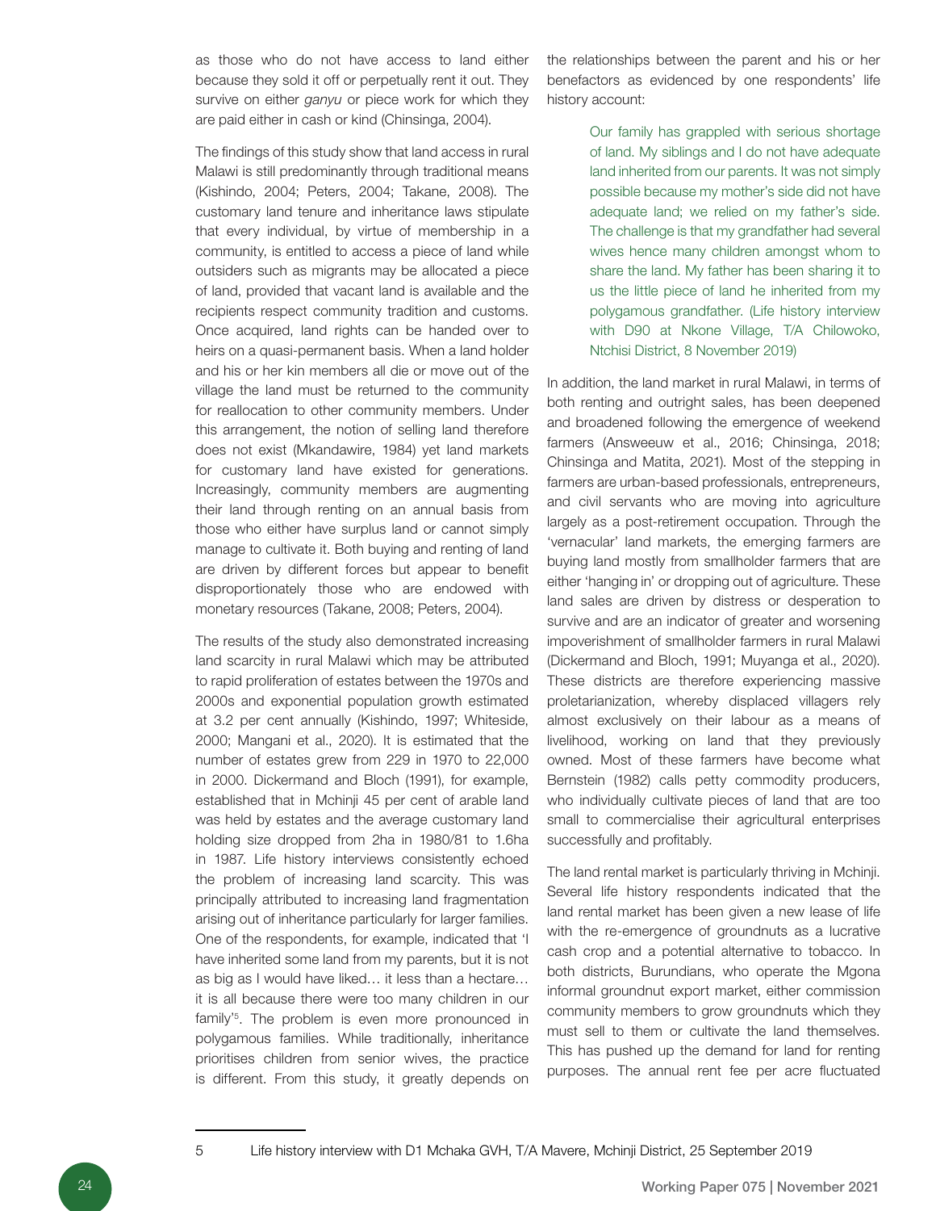as those who do not have access to land either because they sold it off or perpetually rent it out. They survive on either *ganyu* or piece work for which they are paid either in cash or kind (Chinsinga, 2004).

The findings of this study show that land access in rural Malawi is still predominantly through traditional means (Kishindo, 2004; Peters, 2004; Takane, 2008). The customary land tenure and inheritance laws stipulate that every individual, by virtue of membership in a community, is entitled to access a piece of land while outsiders such as migrants may be allocated a piece of land, provided that vacant land is available and the recipients respect community tradition and customs. Once acquired, land rights can be handed over to heirs on a quasi-permanent basis. When a land holder and his or her kin members all die or move out of the village the land must be returned to the community for reallocation to other community members. Under this arrangement, the notion of selling land therefore does not exist (Mkandawire, 1984) yet land markets for customary land have existed for generations. Increasingly, community members are augmenting their land through renting on an annual basis from those who either have surplus land or cannot simply manage to cultivate it. Both buying and renting of land are driven by different forces but appear to benefit disproportionately those who are endowed with monetary resources (Takane, 2008; Peters, 2004).

The results of the study also demonstrated increasing land scarcity in rural Malawi which may be attributed to rapid proliferation of estates between the 1970s and 2000s and exponential population growth estimated at 3.2 per cent annually (Kishindo, 1997; Whiteside, 2000; Mangani et al., 2020). It is estimated that the number of estates grew from 229 in 1970 to 22,000 in 2000. Dickermand and Bloch (1991), for example, established that in Mchinji 45 per cent of arable land was held by estates and the average customary land holding size dropped from 2ha in 1980/81 to 1.6ha in 1987. Life history interviews consistently echoed the problem of increasing land scarcity. This was principally attributed to increasing land fragmentation arising out of inheritance particularly for larger families. One of the respondents, for example, indicated that 'I have inherited some land from my parents, but it is not as big as I would have liked… it less than a hectare… it is all because there were too many children in our family'[5]. The problem is even more pronounced in polygamous families. While traditionally, inheritance prioritises children from senior wives, the practice is different. From this study, it greatly depends on the relationships between the parent and his or her benefactors as evidenced by one respondents' life history account:

> Our family has grappled with serious shortage of land. My siblings and I do not have adequate land inherited from our parents. It was not simply possible because my mother's side did not have adequate land; we relied on my father's side. The challenge is that my grandfather had several wives hence many children amongst whom to share the land. My father has been sharing it to us the little piece of land he inherited from my polygamous grandfather. (Life history interview with D90 at Nkone Village, T/A Chilowoko, Ntchisi District, 8 November 2019)

In addition, the land market in rural Malawi, in terms of both renting and outright sales, has been deepened and broadened following the emergence of weekend farmers (Answeeuw et al., 2016; Chinsinga, 2018; Chinsinga and Matita, 2021). Most of the stepping in farmers are urban-based professionals, entrepreneurs, and civil servants who are moving into agriculture largely as a post-retirement occupation. Through the 'vernacular' land markets, the emerging farmers are buying land mostly from smallholder farmers that are either 'hanging in' or dropping out of agriculture. These land sales are driven by distress or desperation to survive and are an indicator of greater and worsening impoverishment of smallholder farmers in rural Malawi (Dickermand and Bloch, 1991; Muyanga et al., 2020). These districts are therefore experiencing massive proletarianization, whereby displaced villagers rely almost exclusively on their labour as a means of livelihood, working on land that they previously owned. Most of these farmers have become what Bernstein (1982) calls petty commodity producers, who individually cultivate pieces of land that are too small to commercialise their agricultural enterprises successfully and profitably.

The land rental market is particularly thriving in Mchinji. Several life history respondents indicated that the land rental market has been given a new lease of life with the re-emergence of groundnuts as a lucrative cash crop and a potential alternative to tobacco. In both districts, Burundians, who operate the Mgona informal groundnut export market, either commission community members to grow groundnuts which they must sell to them or cultivate the land themselves. This has pushed up the demand for land for renting purposes. The annual rent fee per acre fluctuated

---

5 Life history interview with D1 Mchaka GVH, T/A Mavere, Mchinji District, 25 September 2019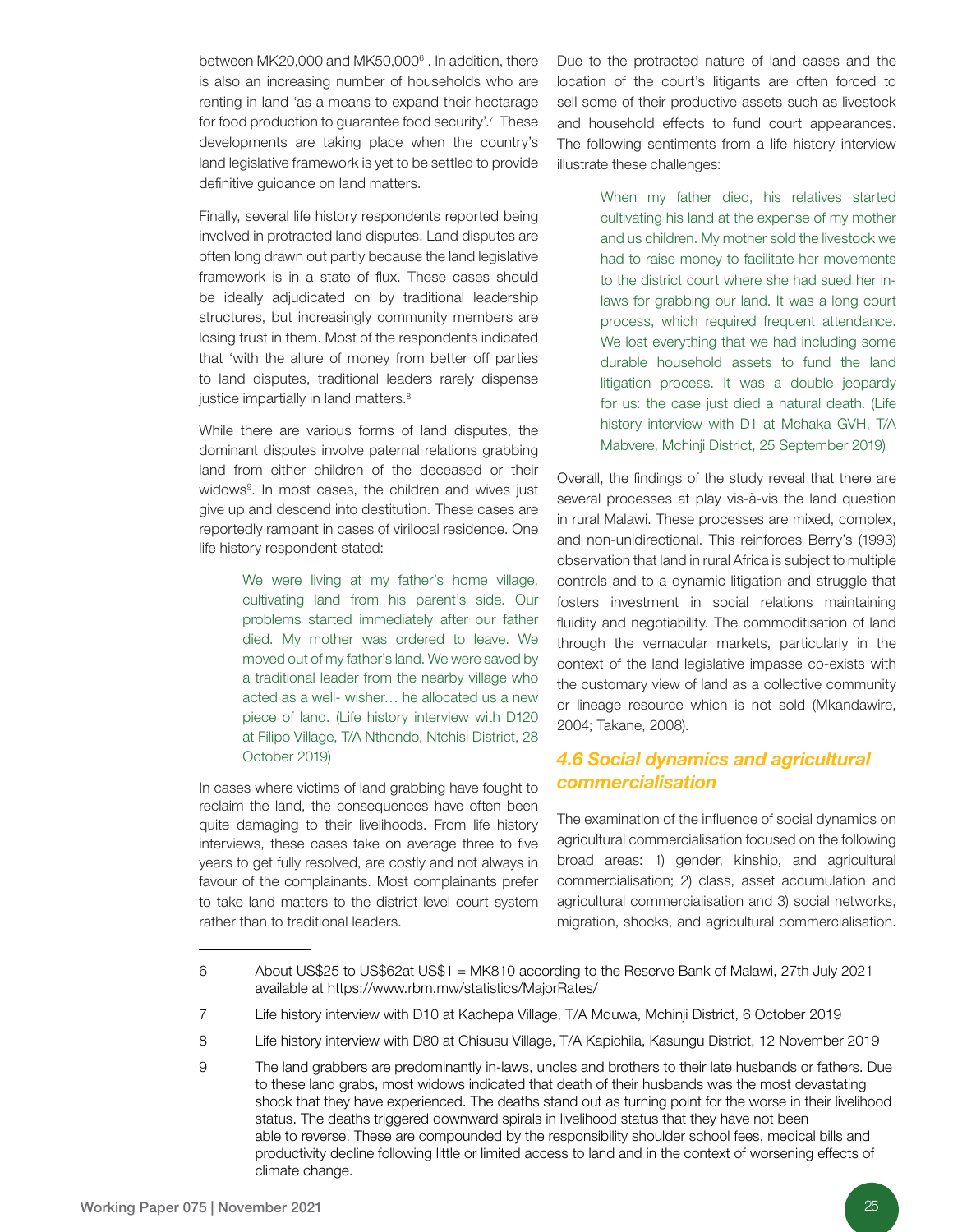between MK20,000 and MK50,000[6] . In addition, there is also an increasing number of households who are renting in land 'as a means to expand their hectarage for food production to guarantee food security'.[7] These developments are taking place when the country's land legislative framework is yet to be settled to provide definitive guidance on land matters.

Finally, several life history respondents reported being involved in protracted land disputes. Land disputes are often long drawn out partly because the land legislative framework is in a state of flux. These cases should be ideally adjudicated on by traditional leadership structures, but increasingly community members are losing trust in them. Most of the respondents indicated that 'with the allure of money from better off parties to land disputes, traditional leaders rarely dispense justice impartially in land matters.[8]

While there are various forms of land disputes, the dominant disputes involve paternal relations grabbing land from either children of the deceased or their widows[9]. In most cases, the children and wives just give up and descend into destitution. These cases are reportedly rampant in cases of virilocal residence. One life history respondent stated:

> We were living at my father's home village, cultivating land from his parent's side. Our problems started immediately after our father died. My mother was ordered to leave. We moved out of my father's land. We were saved by a traditional leader from the nearby village who acted as a well- wisher… he allocated us a new piece of land. (Life history interview with D120 at Filipo Village, T/A Nthondo, Ntchisi District, 28 October 2019)

In cases where victims of land grabbing have fought to reclaim the land, the consequences have often been quite damaging to their livelihoods. From life history interviews, these cases take on average three to five years to get fully resolved, are costly and not always in favour of the complainants. Most complainants prefer to take land matters to the district level court system rather than to traditional leaders.

Due to the protracted nature of land cases and the location of the court's litigants are often forced to sell some of their productive assets such as livestock and household effects to fund court appearances. The following sentiments from a life history interview illustrate these challenges:

> When my father died, his relatives started cultivating his land at the expense of my mother and us children. My mother sold the livestock we had to raise money to facilitate her movements to the district court where she had sued her in-laws for grabbing our land. It was a long court process, which required frequent attendance. We lost everything that we had including some durable household assets to fund the land litigation process. It was a double jeopardy for us: the case just died a natural death. (Life history interview with D1 at Mchaka GVH, T/A Mabvere, Mchinji District, 25 September 2019)

Overall, the findings of the study reveal that there are several processes at play vis-à-vis the land question in rural Malawi. These processes are mixed, complex, and non-unidirectional. This reinforces Berry's (1993) observation that land in rural Africa is subject to multiple controls and to a dynamic litigation and struggle that fosters investment in social relations maintaining fluidity and negotiability. The commoditisation of land through the vernacular markets, particularly in the context of the land legislative impasse co-exists with the customary view of land as a collective community or lineage resource which is not sold (Mkandawire, 2004; Takane, 2008).

### *4.6 Social dynamics and agricultural commercialisation*

The examination of the influence of social dynamics on agricultural commercialisation focused on the following broad areas: 1) gender, kinship, and agricultural commercialisation; 2) class, asset accumulation and agricultural commercialisation and 3) social networks, migration, shocks, and agricultural commercialisation.

---

6 About US$25 to US$62at US$1 = MK810 according to the Reserve Bank of Malawi, 27th July 2021 available at https://www.rbm.mw/statistics/MajorRates/

7 Life history interview with D10 at Kachepa Village, T/A Mduwa, Mchinji District, 6 October 2019

8 Life history interview with D80 at Chisusu Village, T/A Kapichila, Kasungu District, 12 November 2019

9 The land grabbers are predominantly in-laws, uncles and brothers to their late husbands or fathers. Due to these land grabs, most widows indicated that death of their husbands was the most devastating shock that they have experienced. The deaths stand out as turning point for the worse in their livelihood status. The deaths triggered downward spirals in livelihood status that they have not been able to reverse. These are compounded by the responsibility shoulder school fees, medical bills and productivity decline following little or limited access to land and in the context of worsening effects of climate change.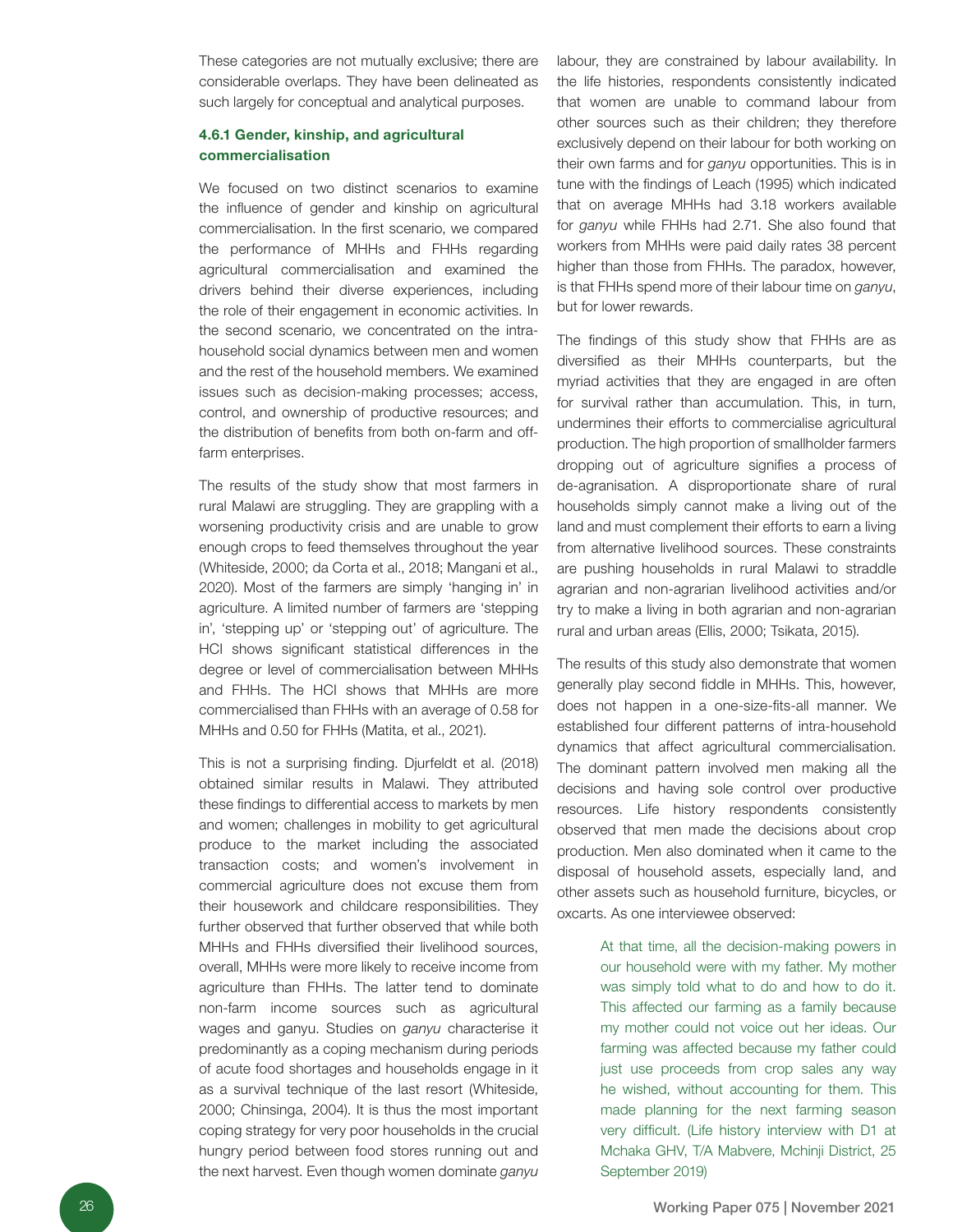These categories are not mutually exclusive; there are considerable overlaps. They have been delineated as such largely for conceptual and analytical purposes.

### 4.6.1 Gender, kinship, and agricultural commercialisation

We focused on two distinct scenarios to examine the influence of gender and kinship on agricultural commercialisation. In the first scenario, we compared the performance of MHHs and FHHs regarding agricultural commercialisation and examined the drivers behind their diverse experiences, including the role of their engagement in economic activities. In the second scenario, we concentrated on the intra-household social dynamics between men and women and the rest of the household members. We examined issues such as decision-making processes; access, control, and ownership of productive resources; and the distribution of benefits from both on-farm and off-farm enterprises.

The results of the study show that most farmers in rural Malawi are struggling. They are grappling with a worsening productivity crisis and are unable to grow enough crops to feed themselves throughout the year (Whiteside, 2000; da Corta et al., 2018; Mangani et al., 2020). Most of the farmers are simply 'hanging in' in agriculture. A limited number of farmers are 'stepping in', 'stepping up' or 'stepping out' of agriculture. The HCI shows significant statistical differences in the degree or level of commercialisation between MHHs and FHHs. The HCI shows that MHHs are more commercialised than FHHs with an average of 0.58 for MHHs and 0.50 for FHHs (Matita, et al., 2021).

This is not a surprising finding. Djurfeldt et al. (2018) obtained similar results in Malawi. They attributed these findings to differential access to markets by men and women; challenges in mobility to get agricultural produce to the market including the associated transaction costs; and women's involvement in commercial agriculture does not excuse them from their housework and childcare responsibilities. They further observed that further observed that while both MHHs and FHHs diversified their livelihood sources, overall, MHHs were more likely to receive income from agriculture than FHHs. The latter tend to dominate non-farm income sources such as agricultural wages and ganyu. Studies on *ganyu* characterise it predominantly as a coping mechanism during periods of acute food shortages and households engage in it as a survival technique of the last resort (Whiteside, 2000; Chinsinga, 2004). It is thus the most important coping strategy for very poor households in the crucial hungry period between food stores running out and the next harvest. Even though women dominate *ganyu* labour, they are constrained by labour availability. In the life histories, respondents consistently indicated that women are unable to command labour from other sources such as their children; they therefore exclusively depend on their labour for both working on their own farms and for *ganyu* opportunities. This is in tune with the findings of Leach (1995) which indicated that on average MHHs had 3.18 workers available for *ganyu* while FHHs had 2.71. She also found that workers from MHHs were paid daily rates 38 percent higher than those from FHHs. The paradox, however, is that FHHs spend more of their labour time on *ganyu*, but for lower rewards.

The findings of this study show that FHHs are as diversified as their MHHs counterparts, but the myriad activities that they are engaged in are often for survival rather than accumulation. This, in turn, undermines their efforts to commercialise agricultural production. The high proportion of smallholder farmers dropping out of agriculture signifies a process of de-agranisation. A disproportionate share of rural households simply cannot make a living out of the land and must complement their efforts to earn a living from alternative livelihood sources. These constraints are pushing households in rural Malawi to straddle agrarian and non-agrarian livelihood activities and/or try to make a living in both agrarian and non-agrarian rural and urban areas (Ellis, 2000; Tsikata, 2015).

The results of this study also demonstrate that women generally play second fiddle in MHHs. This, however, does not happen in a one-size-fits-all manner. We established four different patterns of intra-household dynamics that affect agricultural commercialisation. The dominant pattern involved men making all the decisions and having sole control over productive resources. Life history respondents consistently observed that men made the decisions about crop production. Men also dominated when it came to the disposal of household assets, especially land, and other assets such as household furniture, bicycles, or oxcarts. As one interviewee observed:

> At that time, all the decision-making powers in our household were with my father. My mother was simply told what to do and how to do it. This affected our farming as a family because my mother could not voice out her ideas. Our farming was affected because my father could just use proceeds from crop sales any way he wished, without accounting for them. This made planning for the next farming season very difficult. (Life history interview with D1 at Mchaka GHV, T/A Mabvere, Mchinji District, 25 September 2019)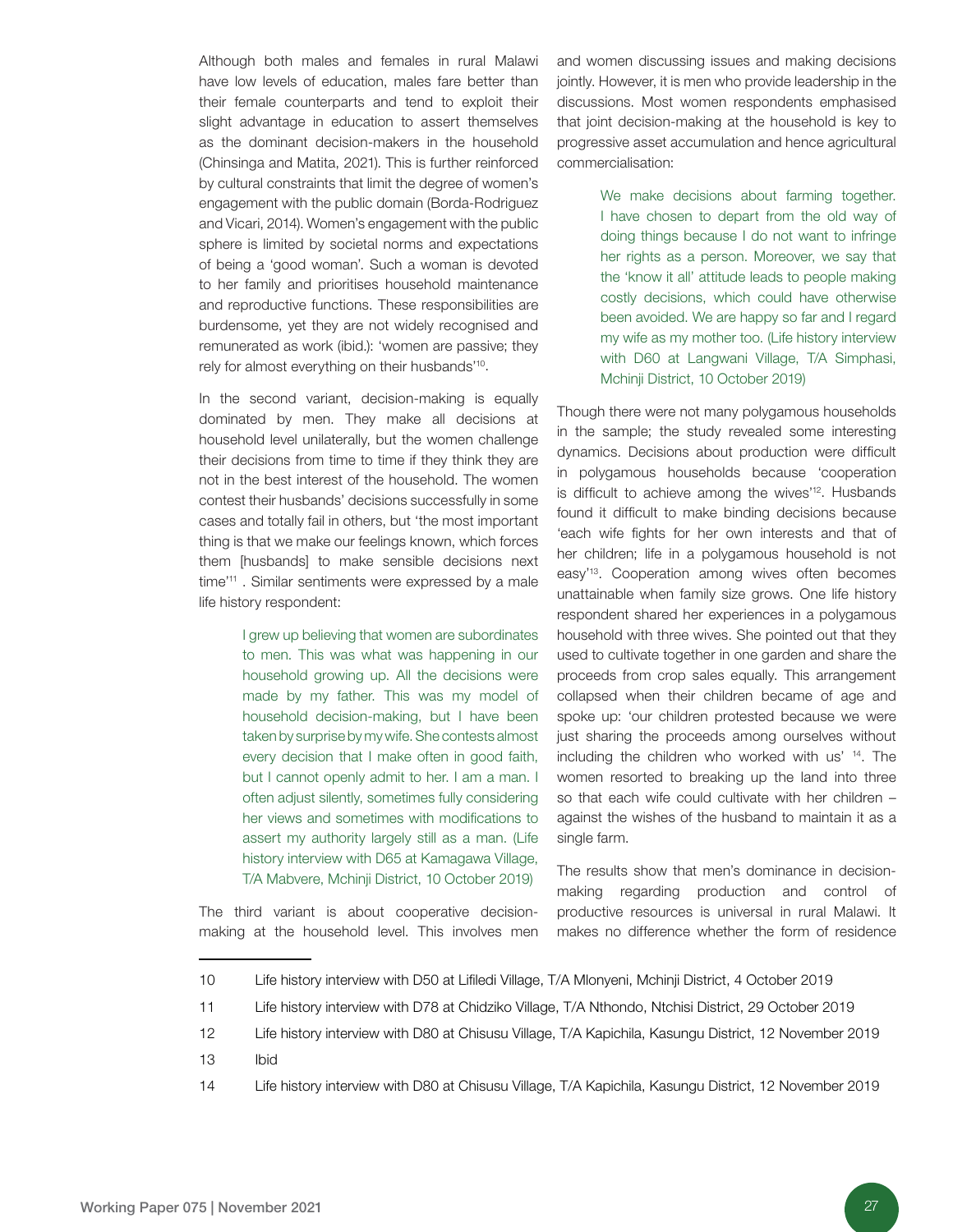Although both males and females in rural Malawi have low levels of education, males fare better than their female counterparts and tend to exploit their slight advantage in education to assert themselves as the dominant decision-makers in the household (Chinsinga and Matita, 2021). This is further reinforced by cultural constraints that limit the degree of women's engagement with the public domain (Borda-Rodriguez and Vicari, 2014). Women's engagement with the public sphere is limited by societal norms and expectations of being a 'good woman'. Such a woman is devoted to her family and prioritises household maintenance and reproductive functions. These responsibilities are burdensome, yet they are not widely recognised and remunerated as work (ibid.): 'women are passive; they rely for almost everything on their husbands'[10].

In the second variant, decision-making is equally dominated by men. They make all decisions at household level unilaterally, but the women challenge their decisions from time to time if they think they are not in the best interest of the household. The women contest their husbands' decisions successfully in some cases and totally fail in others, but 'the most important thing is that we make our feelings known, which forces them [husbands] to make sensible decisions next time'[11] . Similar sentiments were expressed by a male life history respondent:

> I grew up believing that women are subordinates to men. This was what was happening in our household growing up. All the decisions were made by my father. This was my model of household decision-making, but I have been taken by surprise by my wife. She contests almost every decision that I make often in good faith, but I cannot openly admit to her. I am a man. I often adjust silently, sometimes fully considering her views and sometimes with modifications to assert my authority largely still as a man. (Life history interview with D65 at Kamagawa Village, T/A Mabvere, Mchinji District, 10 October 2019)

The third variant is about cooperative decision-making at the household level. This involves men and women discussing issues and making decisions jointly. However, it is men who provide leadership in the discussions. Most women respondents emphasised that joint decision-making at the household is key to progressive asset accumulation and hence agricultural commercialisation:

> We make decisions about farming together. I have chosen to depart from the old way of doing things because I do not want to infringe her rights as a person. Moreover, we say that the 'know it all' attitude leads to people making costly decisions, which could have otherwise been avoided. We are happy so far and I regard my wife as my mother too. (Life history interview with D60 at Langwani Village, T/A Simphasi, Mchinji District, 10 October 2019)

Though there were not many polygamous households in the sample; the study revealed some interesting dynamics. Decisions about production were difficult in polygamous households because 'cooperation is difficult to achieve among the wives'[12]. Husbands found it difficult to make binding decisions because 'each wife fights for her own interests and that of her children; life in a polygamous household is not easy'[13]. Cooperation among wives often becomes unattainable when family size grows. One life history respondent shared her experiences in a polygamous household with three wives. She pointed out that they used to cultivate together in one garden and share the proceeds from crop sales equally. This arrangement collapsed when their children became of age and spoke up: 'our children protested because we were just sharing the proceeds among ourselves without including the children who worked with us' [14]. The women resorted to breaking up the land into three so that each wife could cultivate with her children – against the wishes of the husband to maintain it as a single farm.

The results show that men's dominance in decision-making regarding production and control of productive resources is universal in rural Malawi. It makes no difference whether the form of residence

---

10 Life history interview with D50 at Lifiledi Village, T/A Mlonyeni, Mchinji District, 4 October 2019

11 Life history interview with D78 at Chidziko Village, T/A Nthondo, Ntchisi District, 29 October 2019

12 Life history interview with D80 at Chisusu Village, T/A Kapichila, Kasungu District, 12 November 2019

13 Ibid

14 Life history interview with D80 at Chisusu Village, T/A Kapichila, Kasungu District, 12 November 2019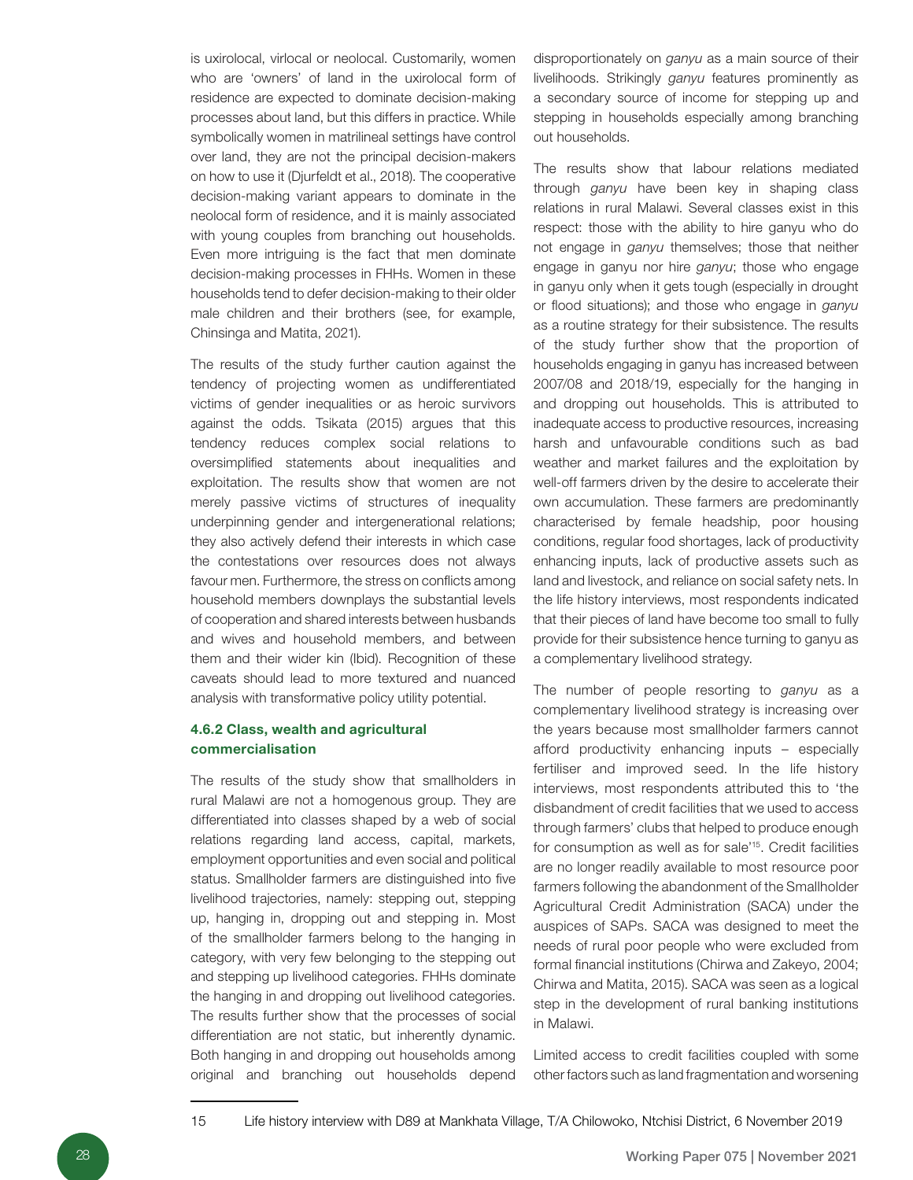is uxirolocal, virlocal or neolocal. Customarily, women who are 'owners' of land in the uxirolocal form of residence are expected to dominate decision-making processes about land, but this differs in practice. While symbolically women in matrilineal settings have control over land, they are not the principal decision-makers on how to use it (Djurfeldt et al., 2018). The cooperative decision-making variant appears to dominate in the neolocal form of residence, and it is mainly associated with young couples from branching out households. Even more intriguing is the fact that men dominate decision-making processes in FHHs. Women in these households tend to defer decision-making to their older male children and their brothers (see, for example, Chinsinga and Matita, 2021).

The results of the study further caution against the tendency of projecting women as undifferentiated victims of gender inequalities or as heroic survivors against the odds. Tsikata (2015) argues that this tendency reduces complex social relations to oversimplified statements about inequalities and exploitation. The results show that women are not merely passive victims of structures of inequality underpinning gender and intergenerational relations; they also actively defend their interests in which case the contestations over resources does not always favour men. Furthermore, the stress on conflicts among household members downplays the substantial levels of cooperation and shared interests between husbands and wives and household members, and between them and their wider kin (Ibid). Recognition of these caveats should lead to more textured and nuanced analysis with transformative policy utility potential.

### 4.6.2 Class, wealth and agricultural commercialisation

The results of the study show that smallholders in rural Malawi are not a homogenous group. They are differentiated into classes shaped by a web of social relations regarding land access, capital, markets, employment opportunities and even social and political status. Smallholder farmers are distinguished into five livelihood trajectories, namely: stepping out, stepping up, hanging in, dropping out and stepping in. Most of the smallholder farmers belong to the hanging in category, with very few belonging to the stepping out and stepping up livelihood categories. FHHs dominate the hanging in and dropping out livelihood categories. The results further show that the processes of social differentiation are not static, but inherently dynamic. Both hanging in and dropping out households among original and branching out households depend disproportionately on *ganyu* as a main source of their livelihoods. Strikingly *ganyu* features prominently as a secondary source of income for stepping up and stepping in households especially among branching out households.

The results show that labour relations mediated through *ganyu* have been key in shaping class relations in rural Malawi. Several classes exist in this respect: those with the ability to hire ganyu who do not engage in *ganyu* themselves; those that neither engage in ganyu nor hire *ganyu*; those who engage in ganyu only when it gets tough (especially in drought or flood situations); and those who engage in *ganyu* as a routine strategy for their subsistence. The results of the study further show that the proportion of households engaging in ganyu has increased between 2007/08 and 2018/19, especially for the hanging in and dropping out households. This is attributed to inadequate access to productive resources, increasing harsh and unfavourable conditions such as bad weather and market failures and the exploitation by well-off farmers driven by the desire to accelerate their own accumulation. These farmers are predominantly characterised by female headship, poor housing conditions, regular food shortages, lack of productivity enhancing inputs, lack of productive assets such as land and livestock, and reliance on social safety nets. In the life history interviews, most respondents indicated that their pieces of land have become too small to fully provide for their subsistence hence turning to ganyu as a complementary livelihood strategy.

The number of people resorting to *ganyu* as a complementary livelihood strategy is increasing over the years because most smallholder farmers cannot afford productivity enhancing inputs – especially fertiliser and improved seed. In the life history interviews, most respondents attributed this to 'the disbandment of credit facilities that we used to access through farmers' clubs that helped to produce enough for consumption as well as for sale'[15]. Credit facilities are no longer readily available to most resource poor farmers following the abandonment of the Smallholder Agricultural Credit Administration (SACA) under the auspices of SAPs. SACA was designed to meet the needs of rural poor people who were excluded from formal financial institutions (Chirwa and Zakeyo, 2004; Chirwa and Matita, 2015). SACA was seen as a logical step in the development of rural banking institutions in Malawi.

Limited access to credit facilities coupled with some other factors such as land fragmentation and worsening

15 Life history interview with D89 at Mankhata Village, T/A Chilowoko, Ntchisi District, 6 November 2019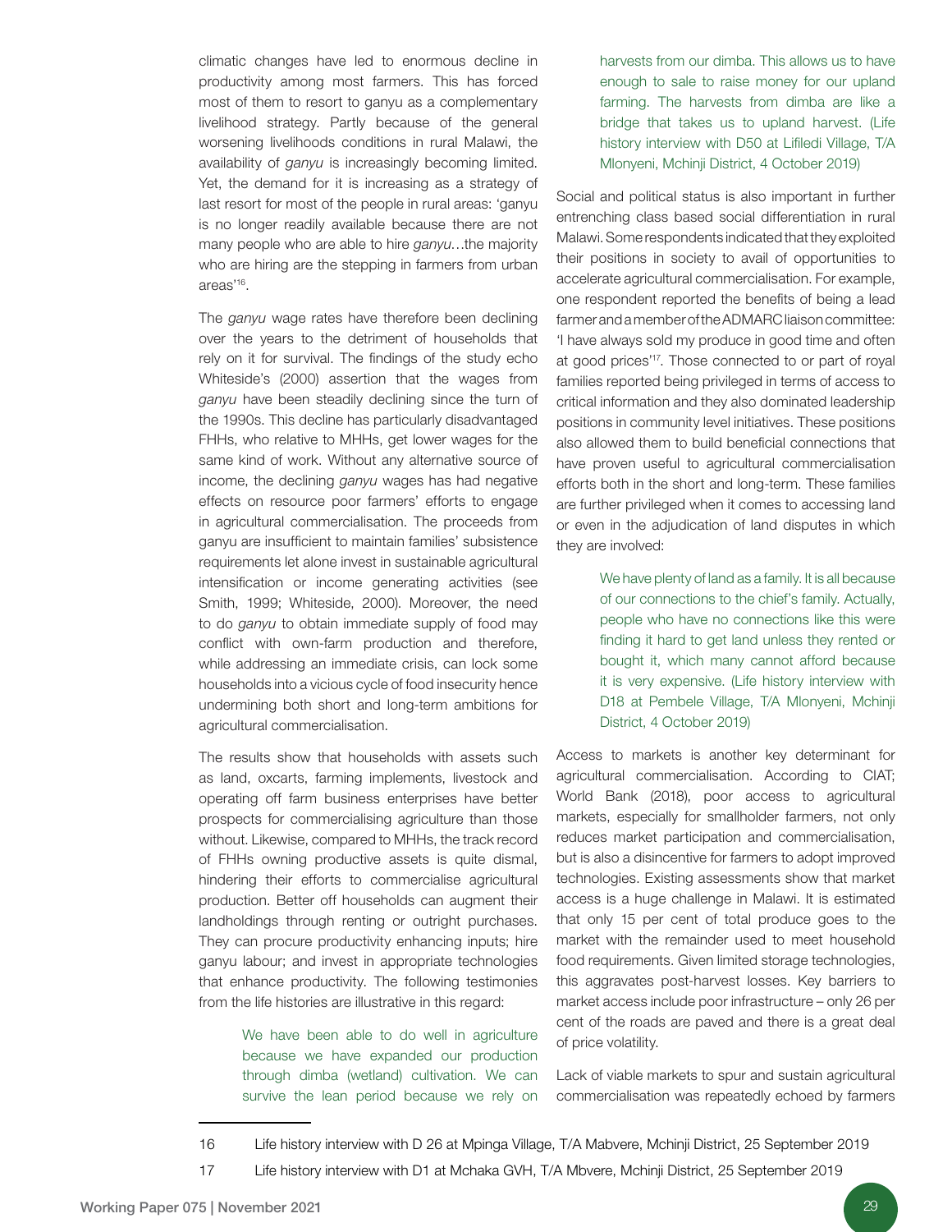climatic changes have led to enormous decline in productivity among most farmers. This has forced most of them to resort to ganyu as a complementary livelihood strategy. Partly because of the general worsening livelihoods conditions in rural Malawi, the availability of *ganyu* is increasingly becoming limited. Yet, the demand for it is increasing as a strategy of last resort for most of the people in rural areas: 'ganyu is no longer readily available because there are not many people who are able to hire *ganyu*…the majority who are hiring are the stepping in farmers from urban areas'[16].

The *ganyu* wage rates have therefore been declining over the years to the detriment of households that rely on it for survival. The findings of the study echo Whiteside's (2000) assertion that the wages from *ganyu* have been steadily declining since the turn of the 1990s. This decline has particularly disadvantaged FHHs, who relative to MHHs, get lower wages for the same kind of work. Without any alternative source of income, the declining *ganyu* wages has had negative effects on resource poor farmers' efforts to engage in agricultural commercialisation. The proceeds from ganyu are insufficient to maintain families' subsistence requirements let alone invest in sustainable agricultural intensification or income generating activities (see Smith, 1999; Whiteside, 2000). Moreover, the need to do *ganyu* to obtain immediate supply of food may conflict with own-farm production and therefore, while addressing an immediate crisis, can lock some households into a vicious cycle of food insecurity hence undermining both short and long-term ambitions for agricultural commercialisation.

The results show that households with assets such as land, oxcarts, farming implements, livestock and operating off farm business enterprises have better prospects for commercialising agriculture than those without. Likewise, compared to MHHs, the track record of FHHs owning productive assets is quite dismal, hindering their efforts to commercialise agricultural production. Better off households can augment their landholdings through renting or outright purchases. They can procure productivity enhancing inputs; hire ganyu labour; and invest in appropriate technologies that enhance productivity. The following testimonies from the life histories are illustrative in this regard:

> We have been able to do well in agriculture because we have expanded our production through dimba (wetland) cultivation. We can survive the lean period because we rely on harvests from our dimba. This allows us to have enough to sale to raise money for our upland farming. The harvests from dimba are like a bridge that takes us to upland harvest. (Life history interview with D50 at Lifiledi Village, T/A Mlonyeni, Mchinji District, 4 October 2019)

Social and political status is also important in further entrenching class based social differentiation in rural Malawi. Some respondents indicated that they exploited their positions in society to avail of opportunities to accelerate agricultural commercialisation. For example, one respondent reported the benefits of being a lead farmer and a member of the ADMARC liaison committee: 'I have always sold my produce in good time and often at good prices'[17]. Those connected to or part of royal families reported being privileged in terms of access to critical information and they also dominated leadership positions in community level initiatives. These positions also allowed them to build beneficial connections that have proven useful to agricultural commercialisation efforts both in the short and long-term. These families are further privileged when it comes to accessing land or even in the adjudication of land disputes in which they are involved:

> We have plenty of land as a family. It is all because of our connections to the chief's family. Actually, people who have no connections like this were finding it hard to get land unless they rented or bought it, which many cannot afford because it is very expensive. (Life history interview with D18 at Pembele Village, T/A Mlonyeni, Mchinji District, 4 October 2019)

Access to markets is another key determinant for agricultural commercialisation. According to CIAT; World Bank (2018), poor access to agricultural markets, especially for smallholder farmers, not only reduces market participation and commercialisation, but is also a disincentive for farmers to adopt improved technologies. Existing assessments show that market access is a huge challenge in Malawi. It is estimated that only 15 per cent of total produce goes to the market with the remainder used to meet household food requirements. Given limited storage technologies, this aggravates post-harvest losses. Key barriers to market access include poor infrastructure – only 26 per cent of the roads are paved and there is a great deal of price volatility.

Lack of viable markets to spur and sustain agricultural commercialisation was repeatedly echoed by farmers

---

16 Life history interview with D 26 at Mpinga Village, T/A Mabvere, Mchinji District, 25 September 2019

17 Life history interview with D1 at Mchaka GVH, T/A Mbvere, Mchinji District, 25 September 2019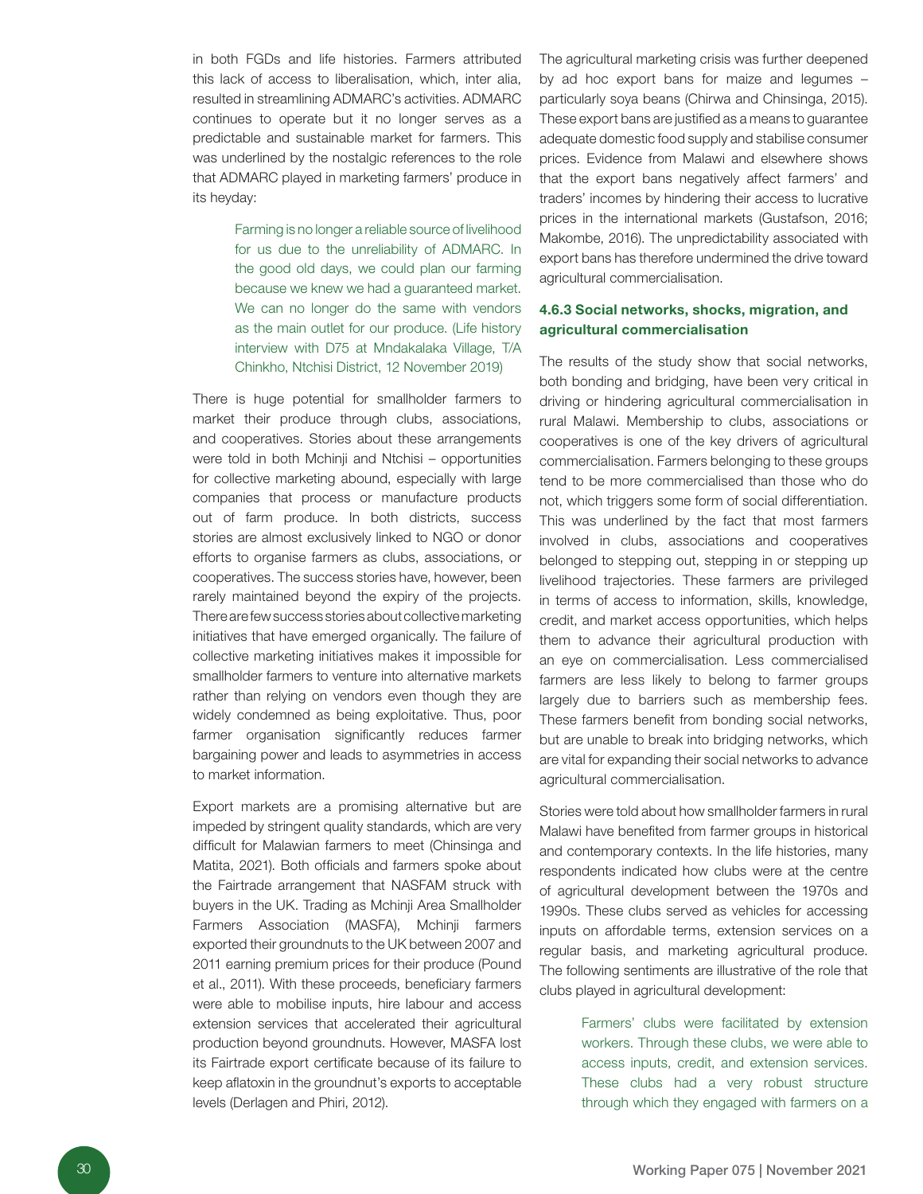in both FGDs and life histories. Farmers attributed this lack of access to liberalisation, which, inter alia, resulted in streamlining ADMARC's activities. ADMARC continues to operate but it no longer serves as a predictable and sustainable market for farmers. This was underlined by the nostalgic references to the role that ADMARC played in marketing farmers' produce in its heyday:

> Farming is no longer a reliable source of livelihood for us due to the unreliability of ADMARC. In the good old days, we could plan our farming because we knew we had a guaranteed market. We can no longer do the same with vendors as the main outlet for our produce. (Life history interview with D75 at Mndakalaka Village, T/A Chinkho, Ntchisi District, 12 November 2019)

There is huge potential for smallholder farmers to market their produce through clubs, associations, and cooperatives. Stories about these arrangements were told in both Mchinji and Ntchisi – opportunities for collective marketing abound, especially with large companies that process or manufacture products out of farm produce. In both districts, success stories are almost exclusively linked to NGO or donor efforts to organise farmers as clubs, associations, or cooperatives. The success stories have, however, been rarely maintained beyond the expiry of the projects. There are few success stories about collective marketing initiatives that have emerged organically. The failure of collective marketing initiatives makes it impossible for smallholder farmers to venture into alternative markets rather than relying on vendors even though they are widely condemned as being exploitative. Thus, poor farmer organisation significantly reduces farmer bargaining power and leads to asymmetries in access to market information.

Export markets are a promising alternative but are impeded by stringent quality standards, which are very difficult for Malawian farmers to meet (Chinsinga and Matita, 2021). Both officials and farmers spoke about the Fairtrade arrangement that NASFAM struck with buyers in the UK. Trading as Mchinji Area Smallholder Farmers Association (MASFA), Mchinji farmers exported their groundnuts to the UK between 2007 and 2011 earning premium prices for their produce (Pound et al., 2011). With these proceeds, beneficiary farmers were able to mobilise inputs, hire labour and access extension services that accelerated their agricultural production beyond groundnuts. However, MASFA lost its Fairtrade export certificate because of its failure to keep aflatoxin in the groundnut's exports to acceptable levels (Derlagen and Phiri, 2012).

The agricultural marketing crisis was further deepened by ad hoc export bans for maize and legumes – particularly soya beans (Chirwa and Chinsinga, 2015). These export bans are justified as a means to guarantee adequate domestic food supply and stabilise consumer prices. Evidence from Malawi and elsewhere shows that the export bans negatively affect farmers' and traders' incomes by hindering their access to lucrative prices in the international markets (Gustafson, 2016; Makombe, 2016). The unpredictability associated with export bans has therefore undermined the drive toward agricultural commercialisation.

#### 4.6.3 Social networks, shocks, migration, and agricultural commercialisation

The results of the study show that social networks, both bonding and bridging, have been very critical in driving or hindering agricultural commercialisation in rural Malawi. Membership to clubs, associations or cooperatives is one of the key drivers of agricultural commercialisation. Farmers belonging to these groups tend to be more commercialised than those who do not, which triggers some form of social differentiation. This was underlined by the fact that most farmers involved in clubs, associations and cooperatives belonged to stepping out, stepping in or stepping up livelihood trajectories. These farmers are privileged in terms of access to information, skills, knowledge, credit, and market access opportunities, which helps them to advance their agricultural production with an eye on commercialisation. Less commercialised farmers are less likely to belong to farmer groups largely due to barriers such as membership fees. These farmers benefit from bonding social networks, but are unable to break into bridging networks, which are vital for expanding their social networks to advance agricultural commercialisation.

Stories were told about how smallholder farmers in rural Malawi have benefited from farmer groups in historical and contemporary contexts. In the life histories, many respondents indicated how clubs were at the centre of agricultural development between the 1970s and 1990s. These clubs served as vehicles for accessing inputs on affordable terms, extension services on a regular basis, and marketing agricultural produce. The following sentiments are illustrative of the role that clubs played in agricultural development:

> Farmers' clubs were facilitated by extension workers. Through these clubs, we were able to access inputs, credit, and extension services. These clubs had a very robust structure through which they engaged with farmers on a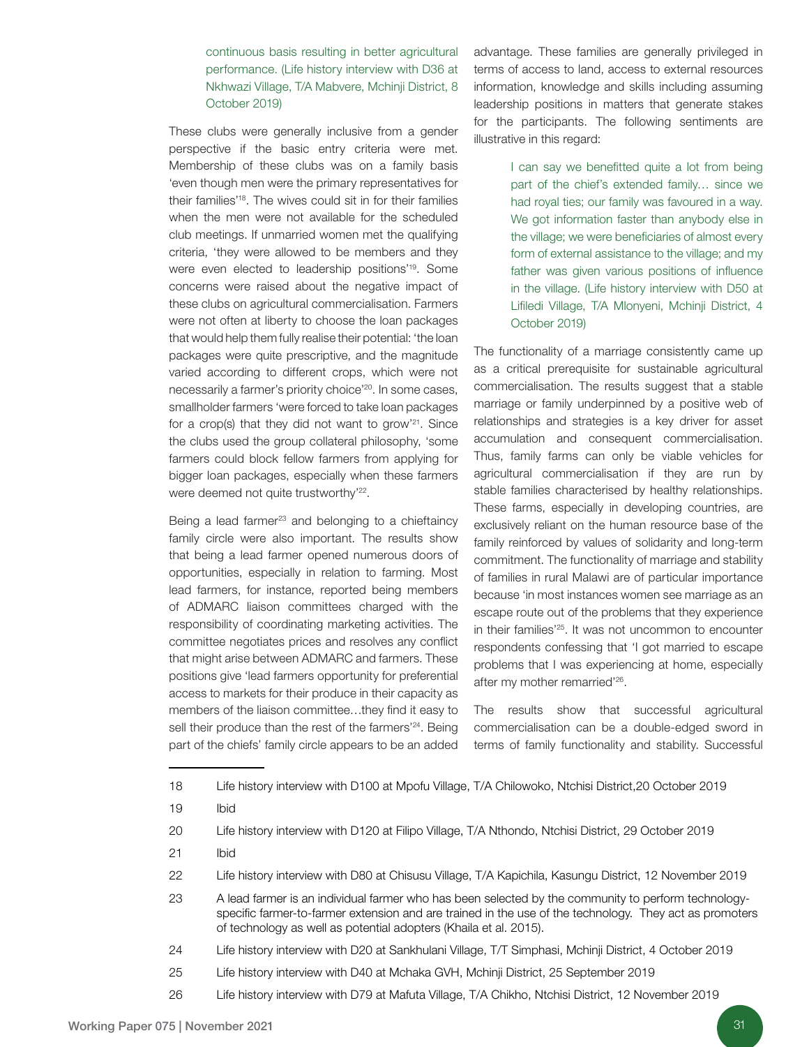continuous basis resulting in better agricultural performance. (Life history interview with D36 at Nkhwazi Village, T/A Mabvere, Mchinji District, 8 October 2019)

These clubs were generally inclusive from a gender perspective if the basic entry criteria were met. Membership of these clubs was on a family basis 'even though men were the primary representatives for their families'[18]. The wives could sit in for their families when the men were not available for the scheduled club meetings. If unmarried women met the qualifying criteria, 'they were allowed to be members and they were even elected to leadership positions'[19]. Some concerns were raised about the negative impact of these clubs on agricultural commercialisation. Farmers were not often at liberty to choose the loan packages that would help them fully realise their potential: 'the loan packages were quite prescriptive, and the magnitude varied according to different crops, which were not necessarily a farmer's priority choice'[20]. In some cases, smallholder farmers 'were forced to take loan packages for a crop(s) that they did not want to grow'[21]. Since the clubs used the group collateral philosophy, 'some farmers could block fellow farmers from applying for bigger loan packages, especially when these farmers were deemed not quite trustworthy'[22].

Being a lead farmer[23] and belonging to a chieftaincy family circle were also important. The results show that being a lead farmer opened numerous doors of opportunities, especially in relation to farming. Most lead farmers, for instance, reported being members of ADMARC liaison committees charged with the responsibility of coordinating marketing activities. The committee negotiates prices and resolves any conflict that might arise between ADMARC and farmers. These positions give 'lead farmers opportunity for preferential access to markets for their produce in their capacity as members of the liaison committee…they find it easy to sell their produce than the rest of the farmers'[24]. Being part of the chiefs' family circle appears to be an added advantage. These families are generally privileged in terms of access to land, access to external resources information, knowledge and skills including assuming leadership positions in matters that generate stakes for the participants. The following sentiments are illustrative in this regard:

> I can say we benefitted quite a lot from being part of the chief's extended family… since we had royal ties; our family was favoured in a way. We got information faster than anybody else in the village; we were beneficiaries of almost every form of external assistance to the village; and my father was given various positions of influence in the village. (Life history interview with D50 at Lifiledi Village, T/A Mlonyeni, Mchinji District, 4 October 2019)

The functionality of a marriage consistently came up as a critical prerequisite for sustainable agricultural commercialisation. The results suggest that a stable marriage or family underpinned by a positive web of relationships and strategies is a key driver for asset accumulation and consequent commercialisation. Thus, family farms can only be viable vehicles for agricultural commercialisation if they are run by stable families characterised by healthy relationships. These farms, especially in developing countries, are exclusively reliant on the human resource base of the family reinforced by values of solidarity and long-term commitment. The functionality of marriage and stability of families in rural Malawi are of particular importance because 'in most instances women see marriage as an escape route out of the problems that they experience in their families'[25]. It was not uncommon to encounter respondents confessing that 'I got married to escape problems that I was experiencing at home, especially after my mother remarried'[26].

The results show that successful agricultural commercialisation can be a double-edged sword in terms of family functionality and stability. Successful

---

18 Life history interview with D100 at Mpofu Village, T/A Chilowoko, Ntchisi District,20 October 2019

19 Ibid

20 Life history interview with D120 at Filipo Village, T/A Nthondo, Ntchisi District, 29 October 2019

21 Ibid

22 Life history interview with D80 at Chisusu Village, T/A Kapichila, Kasungu District, 12 November 2019

23 A lead farmer is an individual farmer who has been selected by the community to perform technology-specific farmer-to-farmer extension and are trained in the use of the technology. They act as promoters of technology as well as potential adopters (Khaila et al. 2015).

24 Life history interview with D20 at Sankhulani Village, T/T Simphasi, Mchinji District, 4 October 2019

25 Life history interview with D40 at Mchaka GVH, Mchinji District, 25 September 2019

26 Life history interview with D79 at Mafuta Village, T/A Chikho, Ntchisi District, 12 November 2019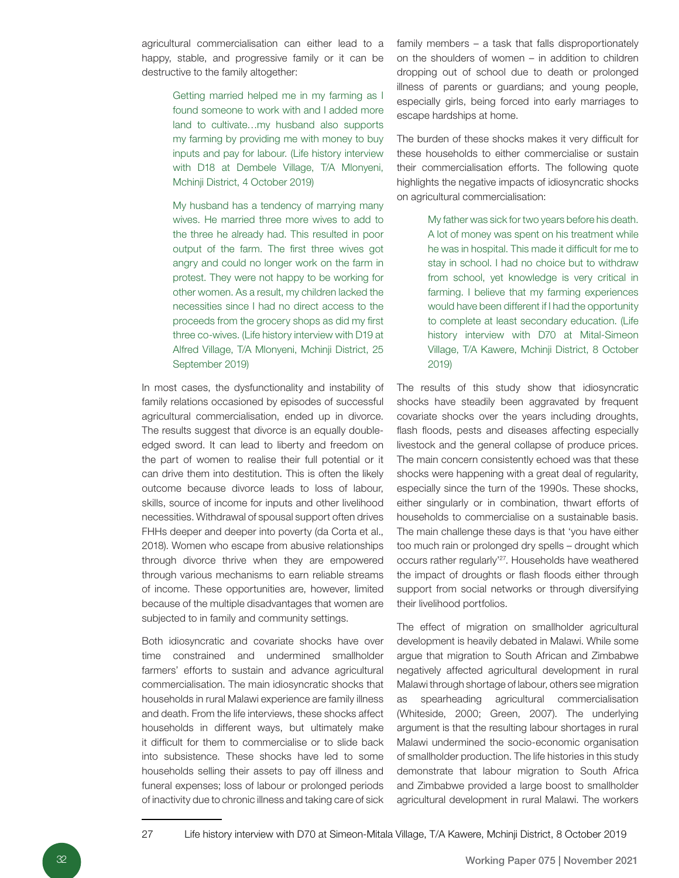agricultural commercialisation can either lead to a happy, stable, and progressive family or it can be destructive to the family altogether:

> Getting married helped me in my farming as I found someone to work with and I added more land to cultivate…my husband also supports my farming by providing me with money to buy inputs and pay for labour. (Life history interview with D18 at Dembele Village, T/A Mlonyeni, Mchinji District, 4 October 2019)

> My husband has a tendency of marrying many wives. He married three more wives to add to the three he already had. This resulted in poor output of the farm. The first three wives got angry and could no longer work on the farm in protest. They were not happy to be working for other women. As a result, my children lacked the necessities since I had no direct access to the proceeds from the grocery shops as did my first three co-wives. (Life history interview with D19 at Alfred Village, T/A Mlonyeni, Mchinji District, 25 September 2019)

In most cases, the dysfunctionality and instability of family relations occasioned by episodes of successful agricultural commercialisation, ended up in divorce. The results suggest that divorce is an equally double-edged sword. It can lead to liberty and freedom on the part of women to realise their full potential or it can drive them into destitution. This is often the likely outcome because divorce leads to loss of labour, skills, source of income for inputs and other livelihood necessities. Withdrawal of spousal support often drives FHHs deeper and deeper into poverty (da Corta et al., 2018). Women who escape from abusive relationships through divorce thrive when they are empowered through various mechanisms to earn reliable streams of income. These opportunities are, however, limited because of the multiple disadvantages that women are subjected to in family and community settings.

Both idiosyncratic and covariate shocks have over time constrained and undermined smallholder farmers' efforts to sustain and advance agricultural commercialisation. The main idiosyncratic shocks that households in rural Malawi experience are family illness and death. From the life interviews, these shocks affect households in different ways, but ultimately make it difficult for them to commercialise or to slide back into subsistence. These shocks have led to some households selling their assets to pay off illness and funeral expenses; loss of labour or prolonged periods of inactivity due to chronic illness and taking care of sick family members – a task that falls disproportionately on the shoulders of women – in addition to children dropping out of school due to death or prolonged illness of parents or guardians; and young people, especially girls, being forced into early marriages to escape hardships at home.

The burden of these shocks makes it very difficult for these households to either commercialise or sustain their commercialisation efforts. The following quote highlights the negative impacts of idiosyncratic shocks on agricultural commercialisation:

> My father was sick for two years before his death. A lot of money was spent on his treatment while he was in hospital. This made it difficult for me to stay in school. I had no choice but to withdraw from school, yet knowledge is very critical in farming. I believe that my farming experiences would have been different if I had the opportunity to complete at least secondary education. (Life history interview with D70 at Mital-Simeon Village, T/A Kawere, Mchinji District, 8 October 2019)

The results of this study show that idiosyncratic shocks have steadily been aggravated by frequent covariate shocks over the years including droughts, flash floods, pests and diseases affecting especially livestock and the general collapse of produce prices. The main concern consistently echoed was that these shocks were happening with a great deal of regularity, especially since the turn of the 1990s. These shocks, either singularly or in combination, thwart efforts of households to commercialise on a sustainable basis. The main challenge these days is that 'you have either too much rain or prolonged dry spells – drought which occurs rather regularly'[27]. Households have weathered the impact of droughts or flash floods either through support from social networks or through diversifying their livelihood portfolios.

The effect of migration on smallholder agricultural development is heavily debated in Malawi. While some argue that migration to South African and Zimbabwe negatively affected agricultural development in rural Malawi through shortage of labour, others see migration as spearheading agricultural commercialisation (Whiteside, 2000; Green, 2007). The underlying argument is that the resulting labour shortages in rural Malawi undermined the socio-economic organisation of smallholder production. The life histories in this study demonstrate that labour migration to South Africa and Zimbabwe provided a large boost to smallholder agricultural development in rural Malawi. The workers

27 Life history interview with D70 at Simeon-Mitala Village, T/A Kawere, Mchinji District, 8 October 2019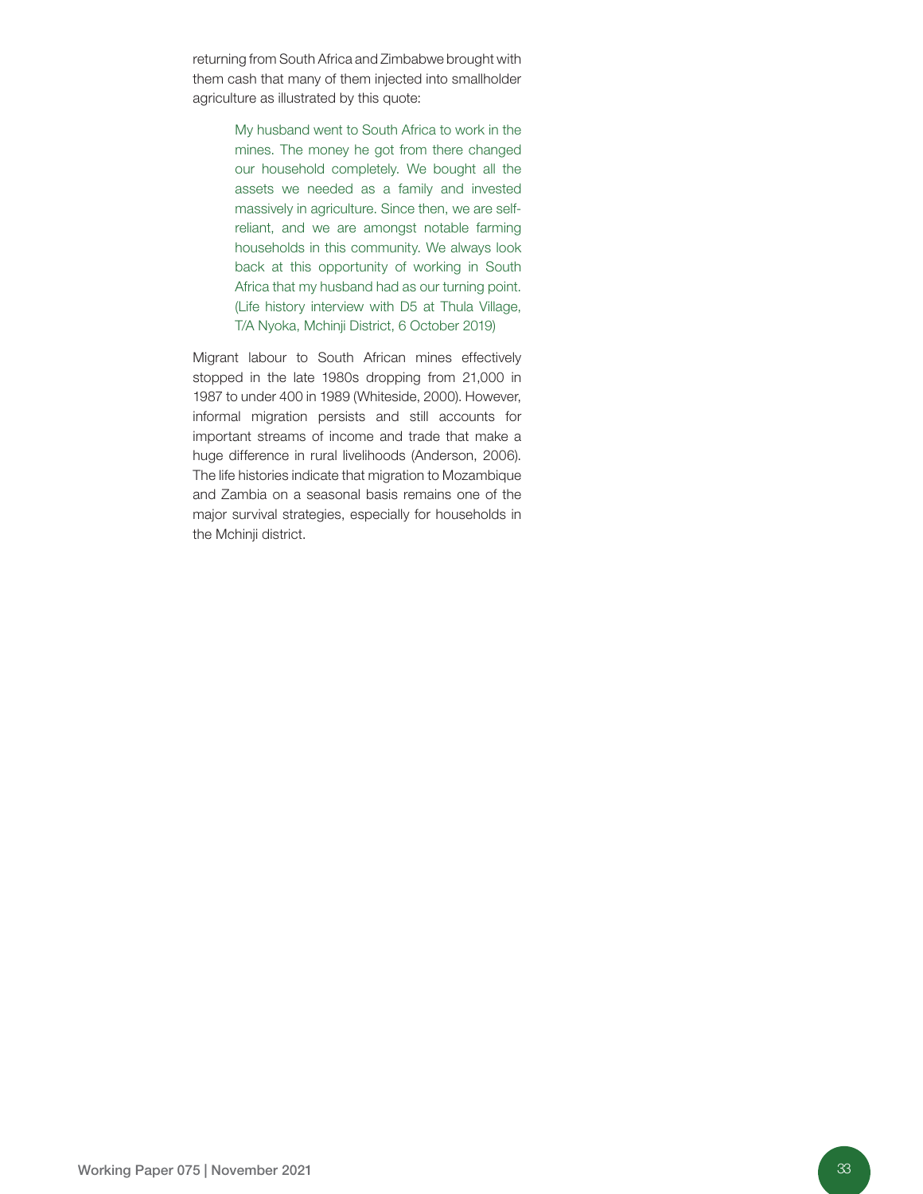returning from South Africa and Zimbabwe brought with them cash that many of them injected into smallholder agriculture as illustrated by this quote:

> My husband went to South Africa to work in the mines. The money he got from there changed our household completely. We bought all the assets we needed as a family and invested massively in agriculture. Since then, we are self-reliant, and we are amongst notable farming households in this community. We always look back at this opportunity of working in South Africa that my husband had as our turning point. (Life history interview with D5 at Thula Village, T/A Nyoka, Mchinji District, 6 October 2019)

Migrant labour to South African mines effectively stopped in the late 1980s dropping from 21,000 in 1987 to under 400 in 1989 (Whiteside, 2000). However, informal migration persists and still accounts for important streams of income and trade that make a huge difference in rural livelihoods (Anderson, 2006). The life histories indicate that migration to Mozambique and Zambia on a seasonal basis remains one of the major survival strategies, especially for households in the Mchinji district.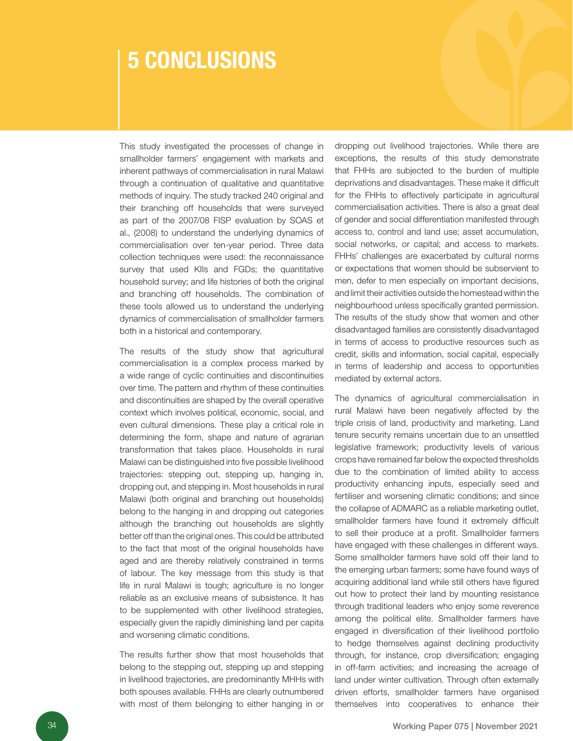# 5 CONCLUSIONS

This study investigated the processes of change in smallholder farmers' engagement with markets and inherent pathways of commercialisation in rural Malawi through a continuation of qualitative and quantitative methods of inquiry. The study tracked 240 original and their branching off households that were surveyed as part of the 2007/08 FISP evaluation by SOAS et al., (2008) to understand the underlying dynamics of commercialisation over ten-year period. Three data collection techniques were used: the reconnaissance survey that used KIIs and FGDs; the quantitative household survey; and life histories of both the original and branching off households. The combination of these tools allowed us to understand the underlying dynamics of commercialisation of smallholder farmers both in a historical and contemporary.

The results of the study show that agricultural commercialisation is a complex process marked by a wide range of cyclic continuities and discontinuities over time. The pattern and rhythm of these continuities and discontinuities are shaped by the overall operative context which involves political, economic, social, and even cultural dimensions. These play a critical role in determining the form, shape and nature of agrarian transformation that takes place. Households in rural Malawi can be distinguished into five possible livelihood trajectories: stepping out, stepping up, hanging in, dropping out, and stepping in. Most households in rural Malawi (both original and branching out households) belong to the hanging in and dropping out categories although the branching out households are slightly better off than the original ones. This could be attributed to the fact that most of the original households have aged and are thereby relatively constrained in terms of labour. The key message from this study is that life in rural Malawi is tough; agriculture is no longer reliable as an exclusive means of subsistence. It has to be supplemented with other livelihood strategies, especially given the rapidly diminishing land per capita and worsening climatic conditions.

The results further show that most households that belong to the stepping out, stepping up and stepping in livelihood trajectories, are predominantly MHHs with both spouses available. FHHs are clearly outnumbered with most of them belonging to either hanging in or dropping out livelihood trajectories. While there are exceptions, the results of this study demonstrate that FHHs are subjected to the burden of multiple deprivations and disadvantages. These make it difficult for the FHHs to effectively participate in agricultural commercialisation activities. There is also a great deal of gender and social differentiation manifested through access to, control and land use; asset accumulation, social networks, or capital; and access to markets. FHHs' challenges are exacerbated by cultural norms or expectations that women should be subservient to men, defer to men especially on important decisions, and limit their activities outside the homestead within the neighbourhood unless specifically granted permission. The results of the study show that women and other disadvantaged families are consistently disadvantaged in terms of access to productive resources such as credit, skills and information, social capital, especially in terms of leadership and access to opportunities mediated by external actors.

The dynamics of agricultural commercialisation in rural Malawi have been negatively affected by the triple crisis of land, productivity and marketing. Land tenure security remains uncertain due to an unsettled legislative framework; productivity levels of various crops have remained far below the expected thresholds due to the combination of limited ability to access productivity enhancing inputs, especially seed and fertiliser and worsening climatic conditions; and since the collapse of ADMARC as a reliable marketing outlet, smallholder farmers have found it extremely difficult to sell their produce at a profit. Smallholder farmers have engaged with these challenges in different ways. Some smallholder farmers have sold off their land to the emerging urban farmers; some have found ways of acquiring additional land while still others have figured out how to protect their land by mounting resistance through traditional leaders who enjoy some reverence among the political elite. Smallholder farmers have engaged in diversification of their livelihood portfolio to hedge themselves against declining productivity through, for instance, crop diversification; engaging in off-farm activities; and increasing the acreage of land under winter cultivation. Through often externally driven efforts, smallholder farmers have organised themselves into cooperatives to enhance their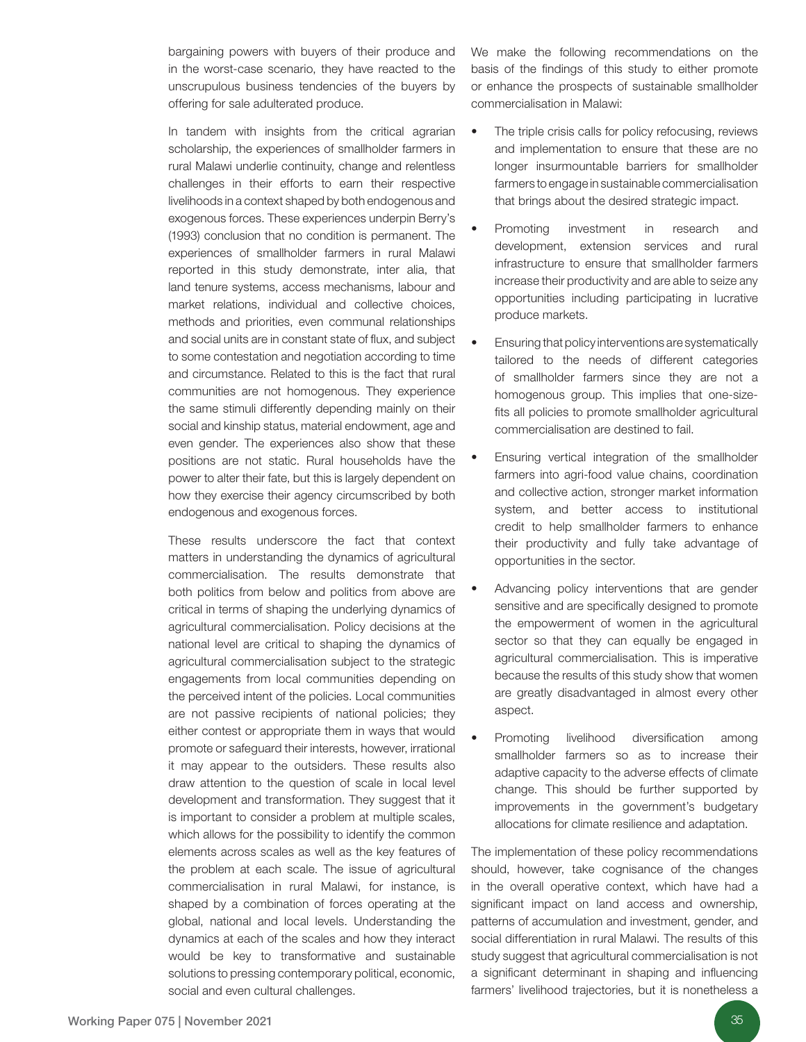bargaining powers with buyers of their produce and in the worst-case scenario, they have reacted to the unscrupulous business tendencies of the buyers by offering for sale adulterated produce.

In tandem with insights from the critical agrarian scholarship, the experiences of smallholder farmers in rural Malawi underlie continuity, change and relentless challenges in their efforts to earn their respective livelihoods in a context shaped by both endogenous and exogenous forces. These experiences underpin Berry's (1993) conclusion that no condition is permanent. The experiences of smallholder farmers in rural Malawi reported in this study demonstrate, inter alia, that land tenure systems, access mechanisms, labour and market relations, individual and collective choices, methods and priorities, even communal relationships and social units are in constant state of flux, and subject to some contestation and negotiation according to time and circumstance. Related to this is the fact that rural communities are not homogenous. They experience the same stimuli differently depending mainly on their social and kinship status, material endowment, age and even gender. The experiences also show that these positions are not static. Rural households have the power to alter their fate, but this is largely dependent on how they exercise their agency circumscribed by both endogenous and exogenous forces.

These results underscore the fact that context matters in understanding the dynamics of agricultural commercialisation. The results demonstrate that both politics from below and politics from above are critical in terms of shaping the underlying dynamics of agricultural commercialisation. Policy decisions at the national level are critical to shaping the dynamics of agricultural commercialisation subject to the strategic engagements from local communities depending on the perceived intent of the policies. Local communities are not passive recipients of national policies; they either contest or appropriate them in ways that would promote or safeguard their interests, however, irrational it may appear to the outsiders. These results also draw attention to the question of scale in local level development and transformation. They suggest that it is important to consider a problem at multiple scales, which allows for the possibility to identify the common elements across scales as well as the key features of the problem at each scale. The issue of agricultural commercialisation in rural Malawi, for instance, is shaped by a combination of forces operating at the global, national and local levels. Understanding the dynamics at each of the scales and how they interact would be key to transformative and sustainable solutions to pressing contemporary political, economic, social and even cultural challenges.

We make the following recommendations on the basis of the findings of this study to either promote or enhance the prospects of sustainable smallholder commercialisation in Malawi:

- The triple crisis calls for policy refocusing, reviews and implementation to ensure that these are no longer insurmountable barriers for smallholder farmers to engage in sustainable commercialisation that brings about the desired strategic impact.
- Promoting investment in research and development, extension services and rural infrastructure to ensure that smallholder farmers increase their productivity and are able to seize any opportunities including participating in lucrative produce markets.
- Ensuring that policy interventions are systematically tailored to the needs of different categories of smallholder farmers since they are not a homogenous group. This implies that one-size-fits all policies to promote smallholder agricultural commercialisation are destined to fail.
- Ensuring vertical integration of the smallholder farmers into agri-food value chains, coordination and collective action, stronger market information system, and better access to institutional credit to help smallholder farmers to enhance their productivity and fully take advantage of opportunities in the sector.
- Advancing policy interventions that are gender sensitive and are specifically designed to promote the empowerment of women in the agricultural sector so that they can equally be engaged in agricultural commercialisation. This is imperative because the results of this study show that women are greatly disadvantaged in almost every other aspect.
- Promoting livelihood diversification among smallholder farmers so as to increase their adaptive capacity to the adverse effects of climate change. This should be further supported by improvements in the government's budgetary allocations for climate resilience and adaptation.

The implementation of these policy recommendations should, however, take cognisance of the changes in the overall operative context, which have had a significant impact on land access and ownership, patterns of accumulation and investment, gender, and social differentiation in rural Malawi. The results of this study suggest that agricultural commercialisation is not a significant determinant in shaping and influencing farmers' livelihood trajectories, but it is nonetheless a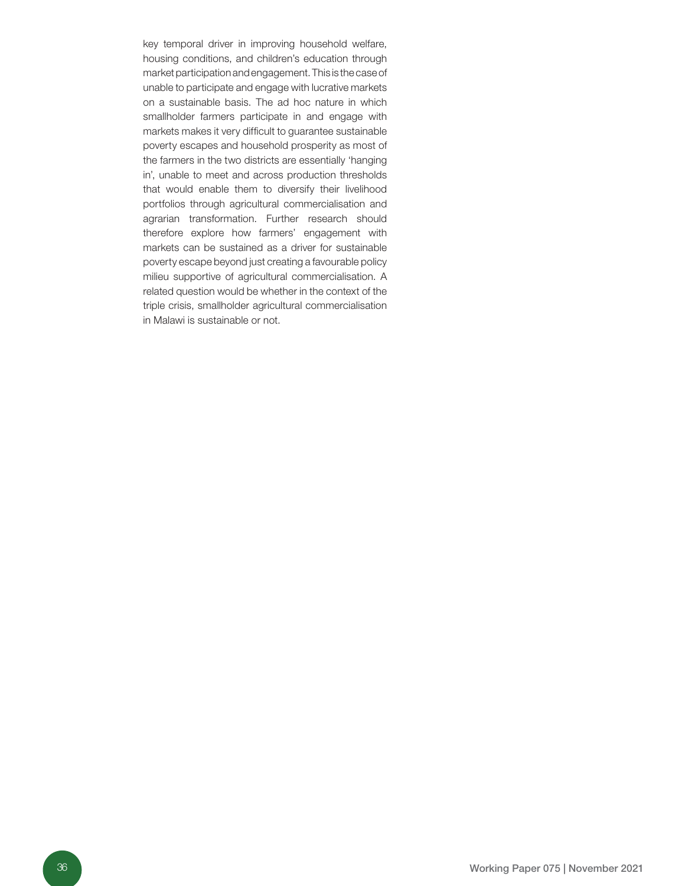key temporal driver in improving household welfare, housing conditions, and children's education through market participation and engagement. This is the case of unable to participate and engage with lucrative markets on a sustainable basis. The ad hoc nature in which smallholder farmers participate in and engage with markets makes it very difficult to guarantee sustainable poverty escapes and household prosperity as most of the farmers in the two districts are essentially 'hanging in', unable to meet and across production thresholds that would enable them to diversify their livelihood portfolios through agricultural commercialisation and agrarian transformation. Further research should therefore explore how farmers' engagement with markets can be sustained as a driver for sustainable poverty escape beyond just creating a favourable policy milieu supportive of agricultural commercialisation. A related question would be whether in the context of the triple crisis, smallholder agricultural commercialisation in Malawi is sustainable or not.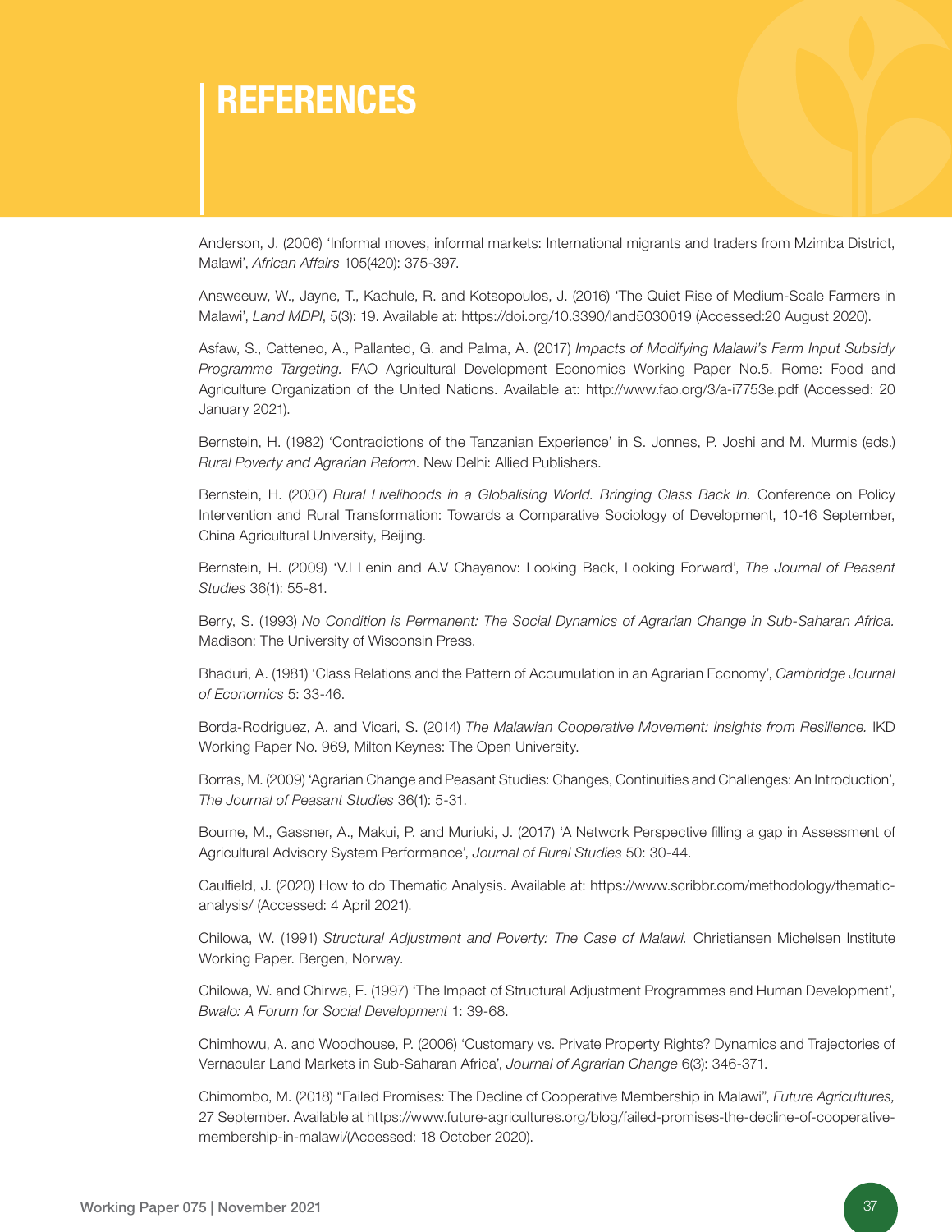# REFERENCES

Anderson, J. (2006) 'Informal moves, informal markets: International migrants and traders from Mzimba District, Malawi', *African Affairs* 105(420): 375-397.

Answeeuw, W., Jayne, T., Kachule, R. and Kotsopoulos, J. (2016) 'The Quiet Rise of Medium-Scale Farmers in Malawi', *Land MDPI*, 5(3): 19. Available at: https://doi.org/10.3390/land5030019 (Accessed:20 August 2020).

Asfaw, S., Catteneo, A., Pallanted, G. and Palma, A. (2017) *Impacts of Modifying Malawi's Farm Input Subsidy Programme Targeting.* FAO Agricultural Development Economics Working Paper No.5. Rome: Food and Agriculture Organization of the United Nations. Available at: http://www.fao.org/3/a-i7753e.pdf (Accessed: 20 January 2021).

Bernstein, H. (1982) 'Contradictions of the Tanzanian Experience' in S. Jonnes, P. Joshi and M. Murmis (eds.) *Rural Poverty and Agrarian Reform*. New Delhi: Allied Publishers.

Bernstein, H. (2007) *Rural Livelihoods in a Globalising World. Bringing Class Back In.* Conference on Policy Intervention and Rural Transformation: Towards a Comparative Sociology of Development, 10-16 September, China Agricultural University, Beijing.

Bernstein, H. (2009) 'V.I Lenin and A.V Chayanov: Looking Back, Looking Forward', *The Journal of Peasant Studies* 36(1): 55-81.

Berry, S. (1993) *No Condition is Permanent: The Social Dynamics of Agrarian Change in Sub-Saharan Africa.* Madison: The University of Wisconsin Press.

Bhaduri, A. (1981) 'Class Relations and the Pattern of Accumulation in an Agrarian Economy', *Cambridge Journal of Economics* 5: 33-46.

Borda-Rodriguez, A. and Vicari, S. (2014) *The Malawian Cooperative Movement: Insights from Resilience.* IKD Working Paper No. 969, Milton Keynes: The Open University.

Borras, M. (2009) 'Agrarian Change and Peasant Studies: Changes, Continuities and Challenges: An Introduction', *The Journal of Peasant Studies* 36(1): 5-31.

Bourne, M., Gassner, A., Makui, P. and Muriuki, J. (2017) 'A Network Perspective filling a gap in Assessment of Agricultural Advisory System Performance', *Journal of Rural Studies* 50: 30-44.

Caulfield, J. (2020) How to do Thematic Analysis. Available at: https://www.scribbr.com/methodology/thematic-analysis/ (Accessed: 4 April 2021).

Chilowa, W. (1991) *Structural Adjustment and Poverty: The Case of Malawi.* Christiansen Michelsen Institute Working Paper. Bergen, Norway.

Chilowa, W. and Chirwa, E. (1997) 'The Impact of Structural Adjustment Programmes and Human Development', *Bwalo: A Forum for Social Development* 1: 39-68.

Chimhowu, A. and Woodhouse, P. (2006) 'Customary vs. Private Property Rights? Dynamics and Trajectories of Vernacular Land Markets in Sub-Saharan Africa', *Journal of Agrarian Change* 6(3): 346-371.

Chimombo, M. (2018) "Failed Promises: The Decline of Cooperative Membership in Malawi", *Future Agricultures,* 27 September. Available at https://www.future-agricultures.org/blog/failed-promises-the-decline-of-cooperative-membership-in-malawi/(Accessed: 18 October 2020).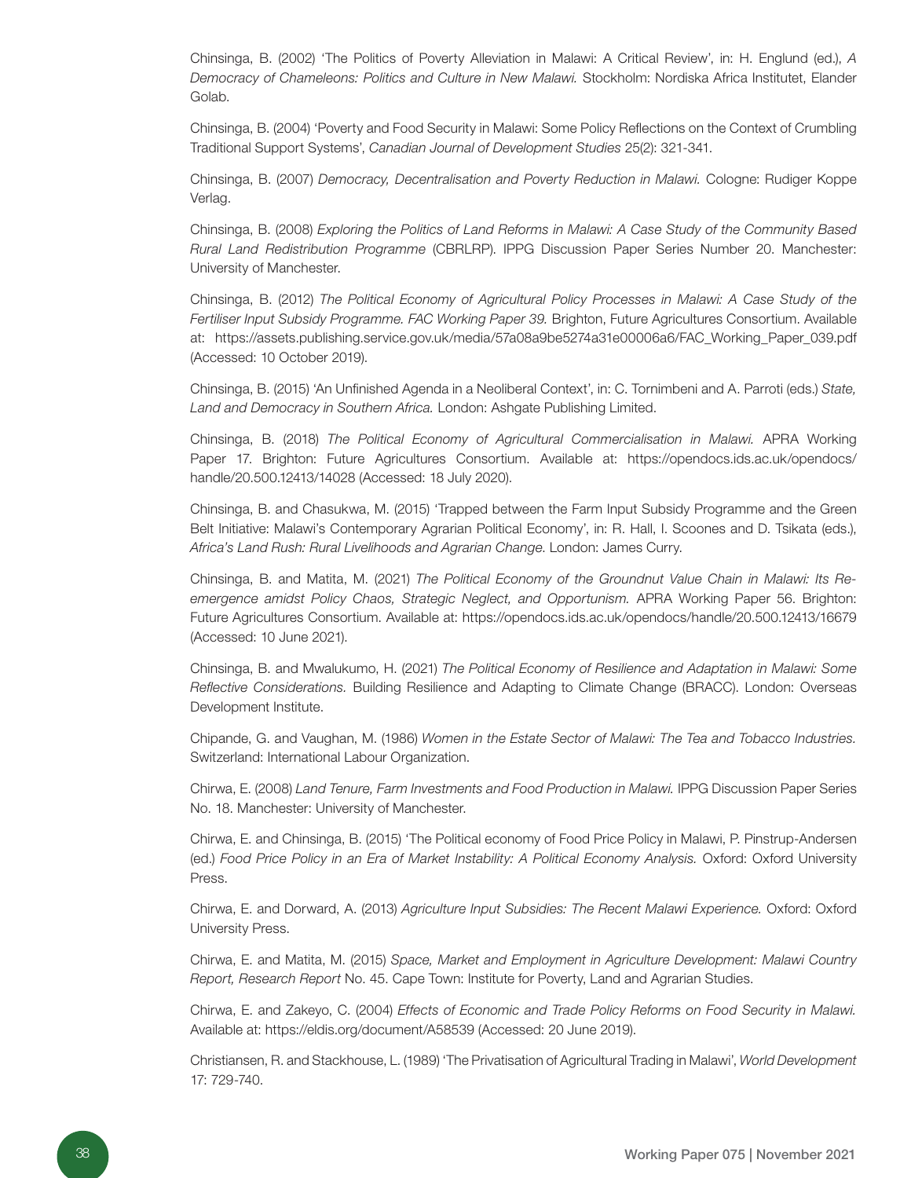Chinsinga, B. (2002) 'The Politics of Poverty Alleviation in Malawi: A Critical Review', in: H. Englund (ed.), *A Democracy of Chameleons: Politics and Culture in New Malawi.* Stockholm: Nordiska Africa Institutet, Elander Golab.

Chinsinga, B. (2004) 'Poverty and Food Security in Malawi: Some Policy Reflections on the Context of Crumbling Traditional Support Systems', *Canadian Journal of Development Studies* 25(2): 321-341.

Chinsinga, B. (2007) *Democracy, Decentralisation and Poverty Reduction in Malawi.* Cologne: Rudiger Koppe Verlag.

Chinsinga, B. (2008) *Exploring the Politics of Land Reforms in Malawi: A Case Study of the Community Based Rural Land Redistribution Programme* (CBRLRP). IPPG Discussion Paper Series Number 20. Manchester: University of Manchester.

Chinsinga, B. (2012) *The Political Economy of Agricultural Policy Processes in Malawi: A Case Study of the Fertiliser Input Subsidy Programme. FAC Working Paper 39.* Brighton, Future Agricultures Consortium. Available at: https://assets.publishing.service.gov.uk/media/57a08a9be5274a31e00006a6/FAC_Working_Paper_039.pdf (Accessed: 10 October 2019).

Chinsinga, B. (2015) 'An Unfinished Agenda in a Neoliberal Context', in: C. Tornimbeni and A. Parroti (eds.) *State, Land and Democracy in Southern Africa.* London: Ashgate Publishing Limited.

Chinsinga, B. (2018) *The Political Economy of Agricultural Commercialisation in Malawi.* APRA Working Paper 17. Brighton: Future Agricultures Consortium. Available at: https://opendocs.ids.ac.uk/opendocs/handle/20.500.12413/14028 (Accessed: 18 July 2020).

Chinsinga, B. and Chasukwa, M. (2015) 'Trapped between the Farm Input Subsidy Programme and the Green Belt Initiative: Malawi's Contemporary Agrarian Political Economy', in: R. Hall, I. Scoones and D. Tsikata (eds.), *Africa's Land Rush: Rural Livelihoods and Agrarian Change.* London: James Curry.

Chinsinga, B. and Matita, M. (2021) *The Political Economy of the Groundnut Value Chain in Malawi: Its Re-emergence amidst Policy Chaos, Strategic Neglect, and Opportunism.* APRA Working Paper 56. Brighton: Future Agricultures Consortium. Available at: https://opendocs.ids.ac.uk/opendocs/handle/20.500.12413/16679 (Accessed: 10 June 2021).

Chinsinga, B. and Mwalukumo, H. (2021) *The Political Economy of Resilience and Adaptation in Malawi: Some Reflective Considerations.* Building Resilience and Adapting to Climate Change (BRACC). London: Overseas Development Institute.

Chipande, G. and Vaughan, M. (1986) *Women in the Estate Sector of Malawi: The Tea and Tobacco Industries.* Switzerland: International Labour Organization.

Chirwa, E. (2008) *Land Tenure, Farm Investments and Food Production in Malawi.* IPPG Discussion Paper Series No. 18. Manchester: University of Manchester.

Chirwa, E. and Chinsinga, B. (2015) 'The Political economy of Food Price Policy in Malawi, P. Pinstrup-Andersen (ed.) *Food Price Policy in an Era of Market Instability: A Political Economy Analysis.* Oxford: Oxford University Press.

Chirwa, E. and Dorward, A. (2013) *Agriculture Input Subsidies: The Recent Malawi Experience.* Oxford: Oxford University Press.

Chirwa, E. and Matita, M. (2015) *Space, Market and Employment in Agriculture Development: Malawi Country Report, Research Report* No. 45. Cape Town: Institute for Poverty, Land and Agrarian Studies.

Chirwa, E. and Zakeyo, C. (2004) *Effects of Economic and Trade Policy Reforms on Food Security in Malawi.* Available at: https://eldis.org/document/A58539 (Accessed: 20 June 2019).

Christiansen, R. and Stackhouse, L. (1989) 'The Privatisation of Agricultural Trading in Malawi', *World Development* 17: 729-740.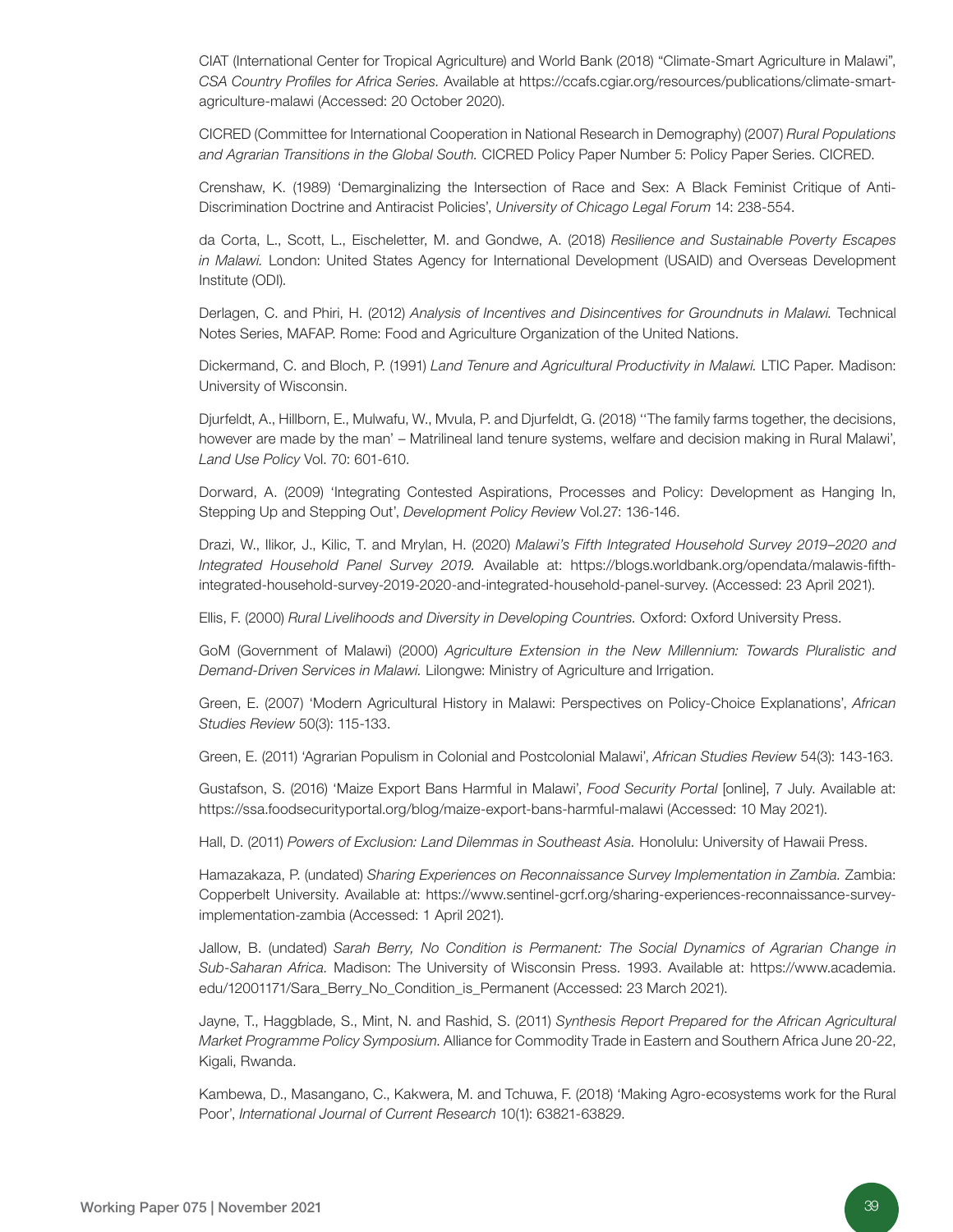CIAT (International Center for Tropical Agriculture) and World Bank (2018) "Climate-Smart Agriculture in Malawi", *CSA Country Profiles for Africa Series.* Available at https://ccafs.cgiar.org/resources/publications/climate-smart-agriculture-malawi (Accessed: 20 October 2020).

CICRED (Committee for International Cooperation in National Research in Demography) (2007) *Rural Populations and Agrarian Transitions in the Global South.* CICRED Policy Paper Number 5: Policy Paper Series. CICRED.

Crenshaw, K. (1989) 'Demarginalizing the Intersection of Race and Sex: A Black Feminist Critique of Anti-Discrimination Doctrine and Antiracist Policies', *University of Chicago Legal Forum* 14: 238-554.

da Corta, L., Scott, L., Eischeletter, M. and Gondwe, A. (2018) *Resilience and Sustainable Poverty Escapes in Malawi.* London: United States Agency for International Development (USAID) and Overseas Development Institute (ODI).

Derlagen, C. and Phiri, H. (2012) *Analysis of Incentives and Disincentives for Groundnuts in Malawi.* Technical Notes Series, MAFAP. Rome: Food and Agriculture Organization of the United Nations.

Dickermand, C. and Bloch, P. (1991) *Land Tenure and Agricultural Productivity in Malawi.* LTIC Paper. Madison: University of Wisconsin.

Djurfeldt, A., Hillborn, E., Mulwafu, W., Mvula, P. and Djurfeldt, G. (2018) ''The family farms together, the decisions, however are made by the man' – Matrilineal land tenure systems, welfare and decision making in Rural Malawi', *Land Use Policy* Vol. 70: 601-610.

Dorward, A. (2009) 'Integrating Contested Aspirations, Processes and Policy: Development as Hanging In, Stepping Up and Stepping Out', *Development Policy Review* Vol.27: 136-146.

Drazi, W., Ilikor, J., Kilic, T. and Mrylan, H. (2020) *Malawi's Fifth Integrated Household Survey 2019–2020 and Integrated Household Panel Survey 2019.* Available at: https://blogs.worldbank.org/opendata/malawis-fifth-integrated-household-survey-2019-2020-and-integrated-household-panel-survey. (Accessed: 23 April 2021).

Ellis, F. (2000) *Rural Livelihoods and Diversity in Developing Countries.* Oxford: Oxford University Press.

GoM (Government of Malawi) (2000) *Agriculture Extension in the New Millennium: Towards Pluralistic and Demand-Driven Services in Malawi.* Lilongwe: Ministry of Agriculture and Irrigation.

Green, E. (2007) 'Modern Agricultural History in Malawi: Perspectives on Policy-Choice Explanations', *African Studies Review* 50(3): 115-133.

Green, E. (2011) 'Agrarian Populism in Colonial and Postcolonial Malawi', *African Studies Review* 54(3): 143-163.

Gustafson, S. (2016) 'Maize Export Bans Harmful in Malawi', *Food Security Portal* [online], 7 July. Available at: https://ssa.foodsecurityportal.org/blog/maize-export-bans-harmful-malawi (Accessed: 10 May 2021).

Hall, D. (2011) *Powers of Exclusion: Land Dilemmas in Southeast Asia.* Honolulu: University of Hawaii Press.

Hamazakaza, P. (undated) *Sharing Experiences on Reconnaissance Survey Implementation in Zambia.* Zambia: Copperbelt University. Available at: https://www.sentinel-gcrf.org/sharing-experiences-reconnaissance-survey-implementation-zambia (Accessed: 1 April 2021).

Jallow, B. (undated) *Sarah Berry, No Condition is Permanent: The Social Dynamics of Agrarian Change in Sub-Saharan Africa.* Madison: The University of Wisconsin Press. 1993. Available at: https://www.academia.edu/12001171/Sara_Berry_No_Condition_is_Permanent (Accessed: 23 March 2021).

Jayne, T., Haggblade, S., Mint, N. and Rashid, S. (2011) *Synthesis Report Prepared for the African Agricultural Market Programme Policy Symposium.* Alliance for Commodity Trade in Eastern and Southern Africa June 20-22, Kigali, Rwanda.

Kambewa, D., Masangano, C., Kakwera, M. and Tchuwa, F. (2018) 'Making Agro-ecosystems work for the Rural Poor', *International Journal of Current Research* 10(1): 63821-63829.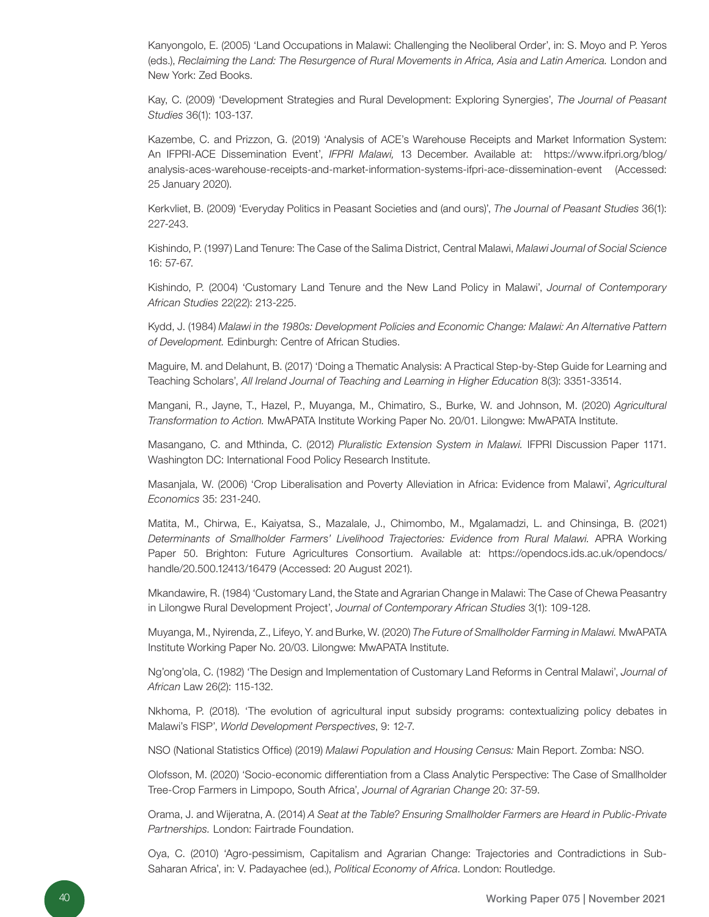Kanyongolo, E. (2005) 'Land Occupations in Malawi: Challenging the Neoliberal Order', in: S. Moyo and P. Yeros (eds.), *Reclaiming the Land: The Resurgence of Rural Movements in Africa, Asia and Latin America.* London and New York: Zed Books.

Kay, C. (2009) 'Development Strategies and Rural Development: Exploring Synergies', *The Journal of Peasant Studies* 36(1): 103-137.

Kazembe, C. and Prizzon, G. (2019) 'Analysis of ACE's Warehouse Receipts and Market Information System: An IFPRI-ACE Dissemination Event', *IFPRI Malawi,* 13 December. Available at: https://www.ifpri.org/blog/analysis-aces-warehouse-receipts-and-market-information-systems-ifpri-ace-dissemination-event (Accessed: 25 January 2020).

Kerkvliet, B. (2009) 'Everyday Politics in Peasant Societies and (and ours)', *The Journal of Peasant Studies* 36(1): 227-243.

Kishindo, P. (1997) Land Tenure: The Case of the Salima District, Central Malawi, *Malawi Journal of Social Science* 16: 57-67.

Kishindo, P. (2004) 'Customary Land Tenure and the New Land Policy in Malawi', *Journal of Contemporary African Studies* 22(22): 213-225.

Kydd, J. (1984) *Malawi in the 1980s: Development Policies and Economic Change: Malawi: An Alternative Pattern of Development.* Edinburgh: Centre of African Studies.

Maguire, M. and Delahunt, B. (2017) 'Doing a Thematic Analysis: A Practical Step-by-Step Guide for Learning and Teaching Scholars', *All Ireland Journal of Teaching and Learning in Higher Education* 8(3): 3351-33514.

Mangani, R., Jayne, T., Hazel, P., Muyanga, M., Chimatiro, S., Burke, W. and Johnson, M. (2020) *Agricultural Transformation to Action.* MwAPATA Institute Working Paper No. 20/01. Lilongwe: MwAPATA Institute.

Masangano, C. and Mthinda, C. (2012) *Pluralistic Extension System in Malawi.* IFPRI Discussion Paper 1171. Washington DC: International Food Policy Research Institute.

Masanjala, W. (2006) 'Crop Liberalisation and Poverty Alleviation in Africa: Evidence from Malawi', *Agricultural Economics* 35: 231-240.

Matita, M., Chirwa, E., Kaiyatsa, S., Mazalale, J., Chimombo, M., Mgalamadzi, L. and Chinsinga, B. (2021) *Determinants of Smallholder Farmers' Livelihood Trajectories: Evidence from Rural Malawi.* APRA Working Paper 50. Brighton: Future Agricultures Consortium. Available at: https://opendocs.ids.ac.uk/opendocs/handle/20.500.12413/16479 (Accessed: 20 August 2021).

Mkandawire, R. (1984) 'Customary Land, the State and Agrarian Change in Malawi: The Case of Chewa Peasantry in Lilongwe Rural Development Project', *Journal of Contemporary African Studies* 3(1): 109-128.

Muyanga, M., Nyirenda, Z., Lifeyo, Y. and Burke, W. (2020) *The Future of Smallholder Farming in Malawi.* MwAPATA Institute Working Paper No. 20/03. Lilongwe: MwAPATA Institute.

Ng'ong'ola, C. (1982) 'The Design and Implementation of Customary Land Reforms in Central Malawi', *Journal of African* Law 26(2): 115-132.

Nkhoma, P. (2018). 'The evolution of agricultural input subsidy programs: contextualizing policy debates in Malawi's FISP', *World Development Perspectives*, 9: 12-7.

NSO (National Statistics Office) (2019) *Malawi Population and Housing Census:* Main Report. Zomba: NSO.

Olofsson, M. (2020) 'Socio-economic differentiation from a Class Analytic Perspective: The Case of Smallholder Tree-Crop Farmers in Limpopo, South Africa', *Journal of Agrarian Change* 20: 37-59.

Orama, J. and Wijeratna, A. (2014) *A Seat at the Table? Ensuring Smallholder Farmers are Heard in Public-Private Partnerships.* London: Fairtrade Foundation.

Oya, C. (2010) 'Agro-pessimism, Capitalism and Agrarian Change: Trajectories and Contradictions in Sub-Saharan Africa', in: V. Padayachee (ed.), *Political Economy of Africa*. London: Routledge.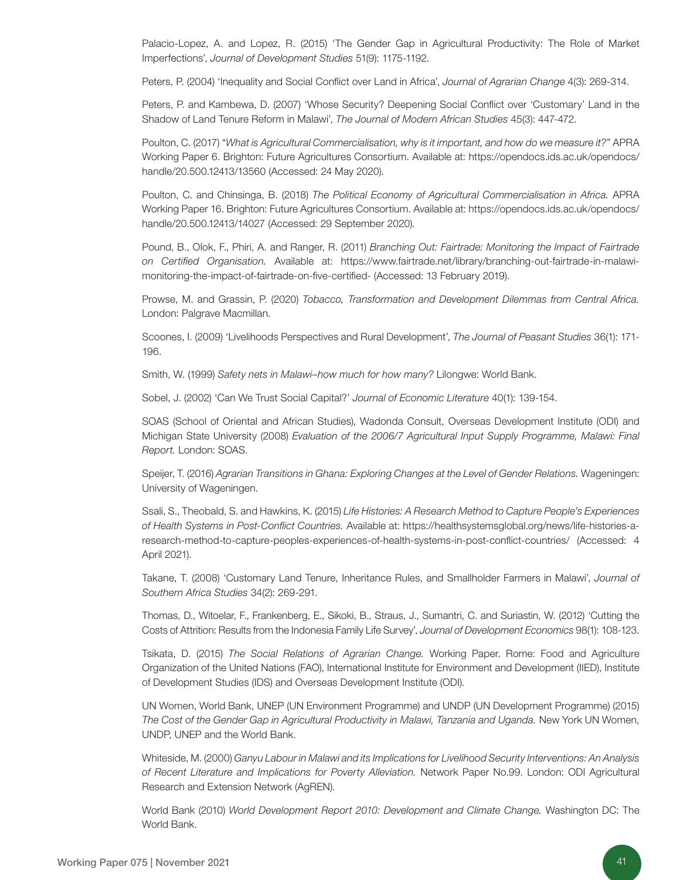Palacio-Lopez, A. and Lopez, R. (2015) 'The Gender Gap in Agricultural Productivity: The Role of Market Imperfections', *Journal of Development Studies* 51(9): 1175-1192.

Peters, P. (2004) 'Inequality and Social Conflict over Land in Africa', *Journal of Agrarian Change* 4(3): 269-314.

Peters, P. and Kambewa, D. (2007) 'Whose Security? Deepening Social Conflict over 'Customary' Land in the Shadow of Land Tenure Reform in Malawi', *The Journal of Modern African Studies* 45(3): 447-472.

Poulton, C. (2017) "*What is Agricultural Commercialisation, why is it important, and how do we measure it?*" APRA Working Paper 6. Brighton: Future Agricultures Consortium. Available at: https://opendocs.ids.ac.uk/opendocs/handle/20.500.12413/13560 (Accessed: 24 May 2020).

Poulton, C. and Chinsinga, B. (2018) *The Political Economy of Agricultural Commercialisation in Africa.* APRA Working Paper 16. Brighton: Future Agricultures Consortium. Available at: https://opendocs.ids.ac.uk/opendocs/handle/20.500.12413/14027 (Accessed: 29 September 2020).

Pound, B., Olok, F., Phiri, A. and Ranger, R. (2011) *Branching Out: Fairtrade: Monitoring the Impact of Fairtrade on Certified Organisation.* Available at: https://www.fairtrade.net/library/branching-out-fairtrade-in-malawi-monitoring-the-impact-of-fairtrade-on-five-certified- (Accessed: 13 February 2019).

Prowse, M. and Grassin, P. (2020) *Tobacco, Transformation and Development Dilemmas from Central Africa.* London: Palgrave Macmillan.

Scoones, I. (2009) 'Livelihoods Perspectives and Rural Development', *The Journal of Peasant Studies* 36(1): 171-196.

Smith, W. (1999) *Safety nets in Malawi–how much for how many?* Lilongwe: World Bank.

Sobel, J. (2002) 'Can We Trust Social Capital?' *Journal of Economic Literature* 40(1): 139-154.

SOAS (School of Oriental and African Studies), Wadonda Consult, Overseas Development Institute (ODI) and Michigan State University (2008) *Evaluation of the 2006/7 Agricultural Input Supply Programme, Malawi: Final Report.* London: SOAS.

Speijer, T. (2016) *Agrarian Transitions in Ghana: Exploring Changes at the Level of Gender Relations.* Wageningen: University of Wageningen.

Ssali, S., Theobald, S. and Hawkins, K. (2015) *Life Histories: A Research Method to Capture People's Experiences of Health Systems in Post-Conflict Countries.* Available at: https://healthsystemsglobal.org/news/life-histories-a-research-method-to-capture-peoples-experiences-of-health-systems-in-post-conflict-countries/ (Accessed: 4 April 2021).

Takane, T. (2008) 'Customary Land Tenure, Inheritance Rules, and Smallholder Farmers in Malawi', *Journal of Southern Africa Studies* 34(2): 269-291.

Thomas, D., Witoelar, F., Frankenberg, E., Sikoki, B., Straus, J., Sumantri, C. and Suriastin, W. (2012) 'Cutting the Costs of Attrition: Results from the Indonesia Family Life Survey', *Journal of Development Economics* 98(1): 108-123.

Tsikata, D. (2015) *The Social Relations of Agrarian Change.* Working Paper. Rome: Food and Agriculture Organization of the United Nations (FAO), International Institute for Environment and Development (IIED), Institute of Development Studies (IDS) and Overseas Development Institute (ODI).

UN Women, World Bank, UNEP (UN Environment Programme) and UNDP (UN Development Programme) (2015) *The Cost of the Gender Gap in Agricultural Productivity in Malawi, Tanzania and Uganda.* New York UN Women, UNDP, UNEP and the World Bank.

Whiteside, M. (2000) *Ganyu Labour in Malawi and its Implications for Livelihood Security Interventions: An Analysis of Recent Literature and Implications for Poverty Alleviation.* Network Paper No.99. London: ODI Agricultural Research and Extension Network (AgREN).

World Bank (2010) *World Development Report 2010: Development and Climate Change.* Washington DC: The World Bank.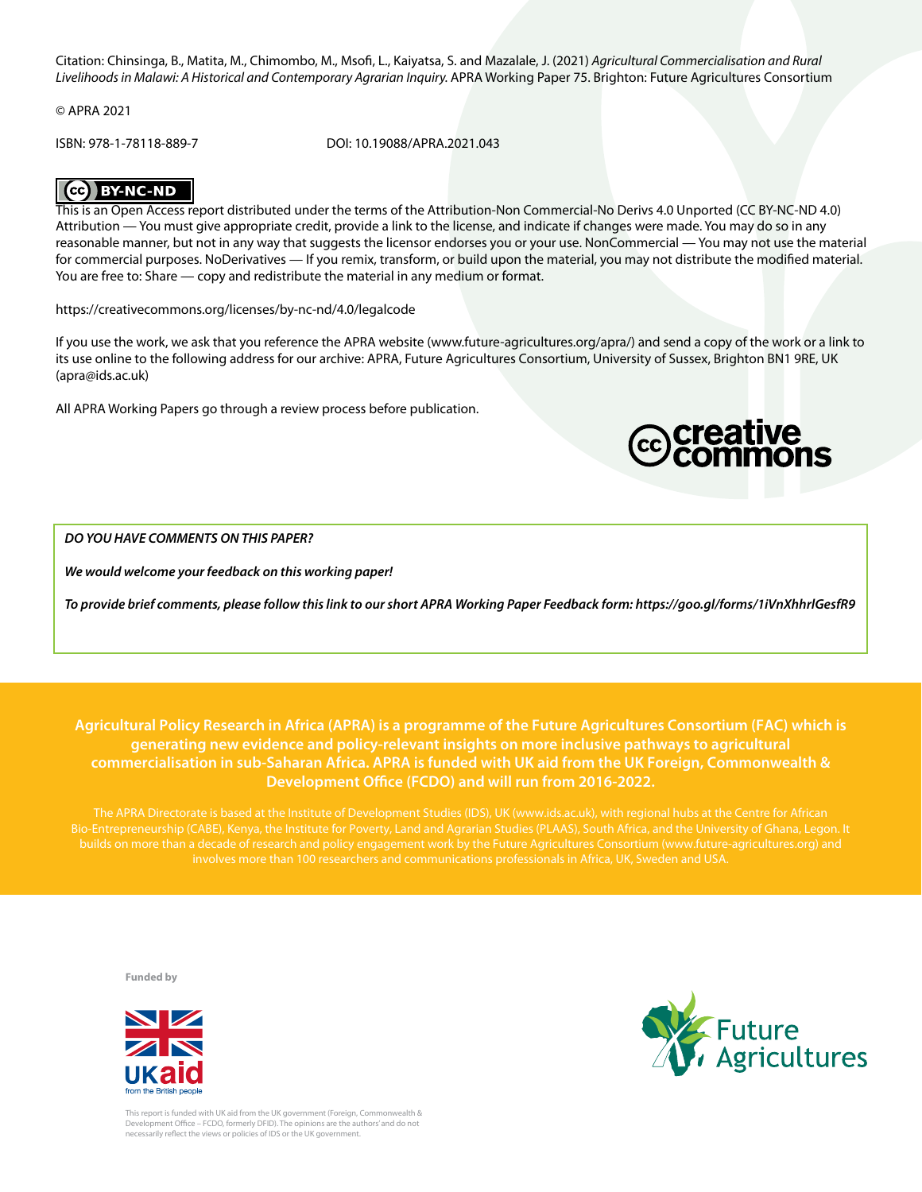Citation: Chinsinga, B., Matita, M., Chimombo, M., Msofi, L., Kaiyatsa, S. and Mazalale, J. (2021) *Agricultural Commercialisation and Rural Livelihoods in Malawi: A Historical and Contemporary Agrarian Inquiry.* APRA Working Paper 75. Brighton: Future Agricultures Consortium

© APRA 2021

ISBN: 978-1-78118-889-7 DOI: 10.19088/APRA.2021.043

BY-NC-ND

This is an Open Access report distributed under the terms of the Attribution-Non Commercial-No Derivs 4.0 Unported (CC BY-NC-ND 4.0) Attribution — You must give appropriate credit, provide a link to the license, and indicate if changes were made. You may do so in any reasonable manner, but not in any way that suggests the licensor endorses you or your use. NonCommercial — You may not use the material for commercial purposes. NoDerivatives — If you remix, transform, or build upon the material, you may not distribute the modified material. You are free to: Share — copy and redistribute the material in any medium or format.

https://creativecommons.org/licenses/by-nc-nd/4.0/legalcode

If you use the work, we ask that you reference the APRA website (www.future-agricultures.org/apra/) and send a copy of the work or a link to its use online to the following address for our archive: APRA, Future Agricultures Consortium, University of Sussex, Brighton BN1 9RE, UK (apra@ids.ac.uk)

All APRA Working Papers go through a review process before publication.

***DO YOU HAVE COMMENTS ON THIS PAPER?***

***We would welcome your feedback on this working paper!***

***To provide brief comments, please follow this link to our short APRA Working Paper Feedback form: https://goo.gl/forms/1iVnXhhrlGesfR9***

**Agricultural Policy Research in Africa (APRA) is a programme of the Future Agricultures Consortium (FAC) which is generating new evidence and policy-relevant insights on more inclusive pathways to agricultural commercialisation in sub-Saharan Africa. APRA is funded with UK aid from the UK Foreign, Commonwealth & Development Office (FCDO) and will run from 2016-2022.**

The APRA Directorate is based at the Institute of Development Studies (IDS), UK (www.ids.ac.uk), with regional hubs at the Centre for African Bio-Entrepreneurship (CABE), Kenya, the Institute for Poverty, Land and Agrarian Studies (PLAAS), South Africa, and the University of Ghana, Legon. It builds on more than a decade of research and policy engagement work by the Future Agricultures Consortium (www.future-agricultures.org) and involves more than 100 researchers and communications professionals in Africa, UK, Sweden and USA.

**Funded by**

This report is funded with UK aid from the UK government (Foreign, Commonwealth & Development Office – FCDO, formerly DFID). The opinions are the authors' and do not necessarily reflect the views or policies of IDS or the UK government.